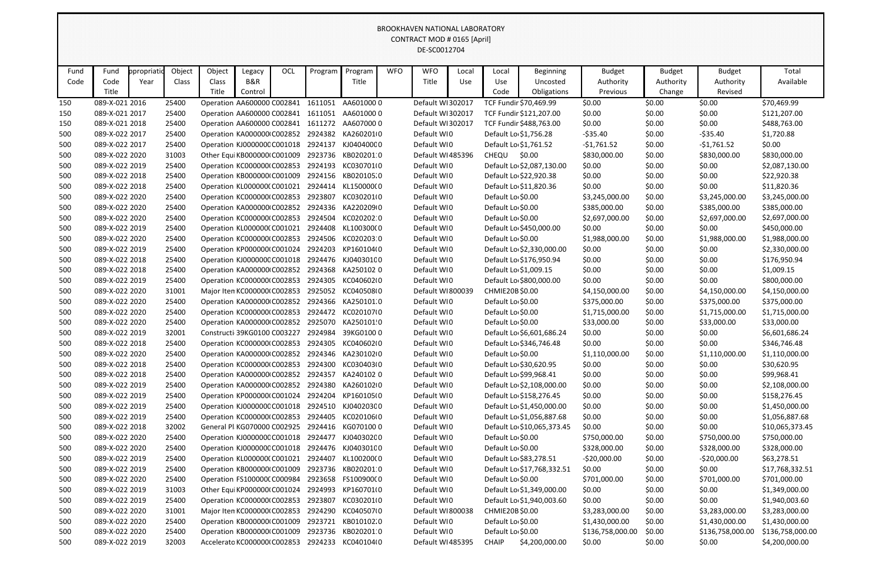BROOKHAVEN NATIONAL LABORATORY
CONTRACT MOD # 0165 [April]
DE-SC0012704

| Fund Code | Fund Code Title | ppropriatio Year | Object Class | Object Class Title | Legacy B&R Control | OCL | Program | Program Title | WFO | WFO Title | Local Use | Local Use Code | Beginning Uncosted Obligations | Budget Authority Previous | Budget Authority Change | Budget Authority Revised | Total Available |
|---|---|---|---|---|---|---|---|---|---|---|---|---|---|---|---|---|---|
| 150 | 089-X-021 | 2016 | 25400 | Operation | AA600000 | C002841 | 1611051 | AA601000 0 | | Default WI | 302017 | TCF Fundir | $70,469.99 | $0.00 | $0.00 | $0.00 | $70,469.99 |
| 150 | 089-X-021 | 2017 | 25400 | Operation | AA600000 | C002841 | 1611051 | AA601000 0 | | Default WI | 302017 | TCF Fundir | $121,207.00 | $0.00 | $0.00 | $0.00 | $121,207.00 |
| 150 | 089-X-021 | 2018 | 25400 | Operation | AA600000 | C002841 | 1611272 | AA607000 0 | | Default WI | 302017 | TCF Fundir | $488,763.00 | $0.00 | $0.00 | $0.00 | $488,763.00 |
| 500 | 089-X-022 | 2017 | 25400 | Operation | KA000000 | C002852 | 2924382 | KA260201(0 | | Default WI | 0 | Default Lo | $1,756.28 | -$35.40 | $0.00 | -$35.40 | $1,720.88 |
| 500 | 089-X-022 | 2017 | 25400 | Operation | KJ000000 | C001018 | 2924137 | KJ040400(0 | | Default WI | 0 | Default Lo | $1,761.52 | -$1,761.52 | $0.00 | -$1,761.52 | $0.00 |
| 500 | 089-X-022 | 2020 | 31003 | Other Equi | KB000000 | C001009 | 2923736 | KB020201:0 | | Default WI | 485396 | CHEQU | $0.00 | $830,000.00 | $0.00 | $830,000.00 | $830,000.00 |
| 500 | 089-X-022 | 2019 | 25400 | Operation | KC000000 | C002853 | 2924193 | KC030701(0 | | Default WI | 0 | Default Lo | $2,087,130.00 | $0.00 | $0.00 | $0.00 | $2,087,130.00 |
| 500 | 089-X-022 | 2018 | 25400 | Operation | KB000000 | C001009 | 2924156 | KB020105:0 | | Default WI | 0 | Default Lo | $22,920.38 | $0.00 | $0.00 | $0.00 | $22,920.38 |
| 500 | 089-X-022 | 2018 | 25400 | Operation | KL000000 | C001021 | 2924414 | KL150000(0 | | Default WI | 0 | Default Lo | $11,820.36 | $0.00 | $0.00 | $0.00 | $11,820.36 |
| 500 | 089-X-022 | 2020 | 25400 | Operation | KC000000 | C002853 | 2923807 | KC030201(0 | | Default WI | 0 | Default Lo | $0.00 | $3,245,000.00 | $0.00 | $3,245,000.00 | $3,245,000.00 |
| 500 | 089-X-022 | 2020 | 25400 | Operation | KA000000 | C002852 | 2924336 | KA220209(0 | | Default WI | 0 | Default Lo | $0.00 | $385,000.00 | $0.00 | $385,000.00 | $385,000.00 |
| 500 | 089-X-022 | 2020 | 25400 | Operation | KC000000 | C002853 | 2924504 | KC020202:0 | | Default WI | 0 | Default Lo | $0.00 | $2,697,000.00 | $0.00 | $2,697,000.00 | $2,697,000.00 |
| 500 | 089-X-022 | 2019 | 25400 | Operation | KL000000 | C001021 | 2924408 | KL100300(0 | | Default WI | 0 | Default Lo | $450,000.00 | $0.00 | $0.00 | $0.00 | $450,000.00 |
| 500 | 089-X-022 | 2020 | 25400 | Operation | KC000000 | C002853 | 2924506 | KC020203:0 | | Default WI | 0 | Default Lo | $0.00 | $1,988,000.00 | $0.00 | $1,988,000.00 | $1,988,000.00 |
| 500 | 089-X-022 | 2019 | 25400 | Operation | KP000000 | C001024 | 2924203 | KP160104(0 | | Default WI | 0 | Default Lo | $2,330,000.00 | $0.00 | $0.00 | $0.00 | $2,330,000.00 |
| 500 | 089-X-022 | 2018 | 25400 | Operation | KJ000000 | C001018 | 2924476 | KJ040301(0 | | Default WI | 0 | Default Lo | $176,950.94 | $0.00 | $0.00 | $0.00 | $176,950.94 |
| 500 | 089-X-022 | 2018 | 25400 | Operation | KA000000 | C002852 | 2924368 | KA250102 0 | | Default WI | 0 | Default Lo | $1,009.15 | $0.00 | $0.00 | $0.00 | $1,009.15 |
| 500 | 089-X-022 | 2019 | 25400 | Operation | KC000000 | C002853 | 2924305 | KC040602(0 | | Default WI | 0 | Default Lo | $800,000.00 | $0.00 | $0.00 | $0.00 | $800,000.00 |
| 500 | 089-X-022 | 2020 | 31001 | Major Iten | KC000000 | C002853 | 2925052 | KC040508(0 | | Default WI | 800039 | CHMIE20B | $0.00 | $4,150,000.00 | $0.00 | $4,150,000.00 | $4,150,000.00 |
| 500 | 089-X-022 | 2020 | 25400 | Operation | KA000000 | C002852 | 2924366 | KA250101:0 | | Default WI | 0 | Default Lo | $0.00 | $375,000.00 | $0.00 | $375,000.00 | $375,000.00 |
| 500 | 089-X-022 | 2020 | 25400 | Operation | KC000000 | C002853 | 2924472 | KC020107(0 | | Default WI | 0 | Default Lo | $0.00 | $1,715,000.00 | $0.00 | $1,715,000.00 | $1,715,000.00 |
| 500 | 089-X-022 | 2020 | 25400 | Operation | KA000000 | C002852 | 2925070 | KA250101!0 | | Default WI | 0 | Default Lo | $0.00 | $33,000.00 | $0.00 | $33,000.00 | $33,000.00 |
| 500 | 089-X-022 | 2019 | 32001 | Constructi | 39KG0100 | C003227 | 2924984 | 39KG0100 0 | | Default WI | 0 | Default Lo | $6,601,686.24 | $0.00 | $0.00 | $0.00 | $6,601,686.24 |
| 500 | 089-X-022 | 2018 | 25400 | Operation | KC000000 | C002853 | 2924305 | KC040602(0 | | Default WI | 0 | Default Lo | $346,746.48 | $0.00 | $0.00 | $0.00 | $346,746.48 |
| 500 | 089-X-022 | 2020 | 25400 | Operation | KA000000 | C002852 | 2924346 | KA230102(0 | | Default WI | 0 | Default Lo | $0.00 | $1,110,000.00 | $0.00 | $1,110,000.00 | $1,110,000.00 |
| 500 | 089-X-022 | 2018 | 25400 | Operation | KC000000 | C002853 | 2924300 | KC030403(0 | | Default WI | 0 | Default Lo | $30,620.95 | $0.00 | $0.00 | $0.00 | $30,620.95 |
| 500 | 089-X-022 | 2018 | 25400 | Operation | KA000000 | C002852 | 2924357 | KA240102 0 | | Default WI | 0 | Default Lo | $99,968.41 | $0.00 | $0.00 | $0.00 | $99,968.41 |
| 500 | 089-X-022 | 2019 | 25400 | Operation | KA000000 | C002852 | 2924380 | KA260102(0 | | Default WI | 0 | Default Lo | $2,108,000.00 | $0.00 | $0.00 | $0.00 | $2,108,000.00 |
| 500 | 089-X-022 | 2019 | 25400 | Operation | KP000000 | C001024 | 2924204 | KP160105(0 | | Default WI | 0 | Default Lo | $158,276.45 | $0.00 | $0.00 | $0.00 | $158,276.45 |
| 500 | 089-X-022 | 2019 | 25400 | Operation | KJ000000 | C001018 | 2924510 | KJ040203(0 | | Default WI | 0 | Default Lo | $1,450,000.00 | $0.00 | $0.00 | $0.00 | $1,450,000.00 |
| 500 | 089-X-022 | 2019 | 25400 | Operation | KC000000 | C002853 | 2924405 | KC020106(0 | | Default WI | 0 | Default Lo | $1,056,887.68 | $0.00 | $0.00 | $0.00 | $1,056,887.68 |
| 500 | 089-X-022 | 2018 | 32002 | General Pl | KG070000 | C002925 | 2924416 | KG070100 0 | | Default WI | 0 | Default Lo | $10,065,373.45 | $0.00 | $0.00 | $0.00 | $10,065,373.45 |
| 500 | 089-X-022 | 2020 | 25400 | Operation | KJ000000 | C001018 | 2924477 | KJ040302(0 | | Default WI | 0 | Default Lo | $0.00 | $750,000.00 | $0.00 | $750,000.00 | $750,000.00 |
| 500 | 089-X-022 | 2020 | 25400 | Operation | KJ000000 | C001018 | 2924476 | KJ040301(0 | | Default WI | 0 | Default Lo | $0.00 | $328,000.00 | $0.00 | $328,000.00 | $328,000.00 |
| 500 | 089-X-022 | 2019 | 25400 | Operation | KL000000 | C001021 | 2924407 | KL100200(0 | | Default WI | 0 | Default Lo | $83,278.51 | -$20,000.00 | $0.00 | -$20,000.00 | $63,278.51 |
| 500 | 089-X-022 | 2019 | 25400 | Operation | KB000000 | C001009 | 2923736 | KB020201:0 | | Default WI | 0 | Default Lo | $17,768,332.51 | $0.00 | $0.00 | $0.00 | $17,768,332.51 |
| 500 | 089-X-022 | 2020 | 25400 | Operation | FS100000 | C000984 | 2923658 | FS100900(0 | | Default WI | 0 | Default Lo | $0.00 | $701,000.00 | $0.00 | $701,000.00 | $701,000.00 |
| 500 | 089-X-022 | 2019 | 31003 | Other Equi | KP000000 | C001024 | 2924993 | KP160701(0 | | Default WI | 0 | Default Lo | $1,349,000.00 | $0.00 | $0.00 | $0.00 | $1,349,000.00 |
| 500 | 089-X-022 | 2019 | 25400 | Operation | KC000000 | C002853 | 2923807 | KC030201(0 | | Default WI | 0 | Default Lo | $1,940,003.60 | $0.00 | $0.00 | $0.00 | $1,940,003.60 |
| 500 | 089-X-022 | 2020 | 31001 | Major Iten | KC000000 | C002853 | 2924290 | KC040507(0 | | Default WI | 800038 | CHMIE20B | $0.00 | $3,283,000.00 | $0.00 | $3,283,000.00 | $3,283,000.00 |
| 500 | 089-X-022 | 2020 | 25400 | Operation | KB000000 | C001009 | 2923721 | KB010102:0 | | Default WI | 0 | Default Lo | $0.00 | $1,430,000.00 | $0.00 | $1,430,000.00 | $1,430,000.00 |
| 500 | 089-X-022 | 2020 | 25400 | Operation | KB000000 | C001009 | 2923736 | KB020201:0 | | Default WI | 0 | Default Lo | $0.00 | $136,758,000.00 | $0.00 | $136,758,000.00 | $136,758,000.00 |
| 500 | 089-X-022 | 2019 | 32003 | Accelerato | KC000000 | C002853 | 2924233 | KC040104(0 | | Default WI | 485395 | CHAIP | $4,200,000.00 | $0.00 | $0.00 | $0.00 | $4,200,000.00 |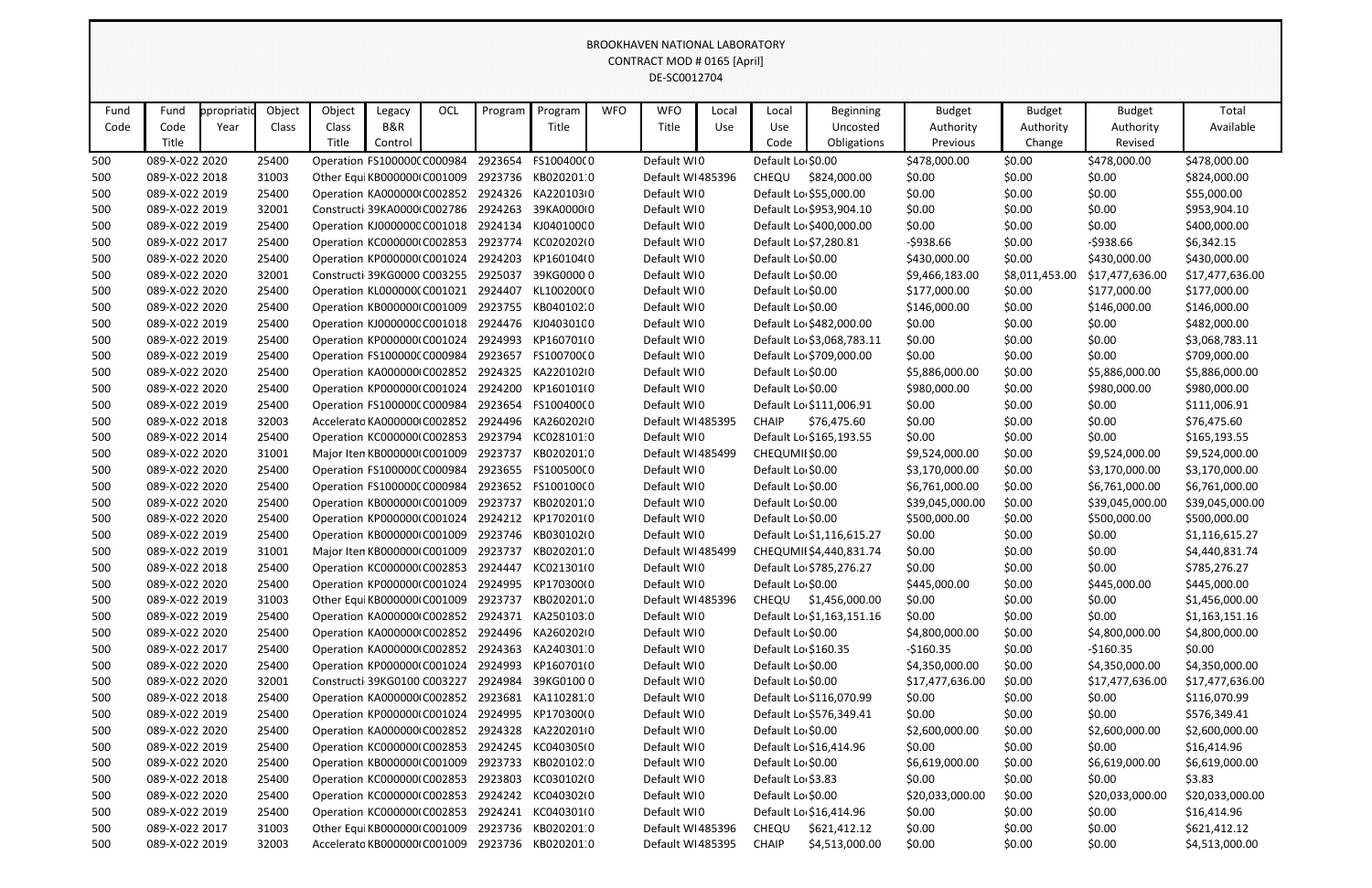BROOKHAVEN NATIONAL LABORATORY
CONTRACT MOD # 0165 [April]
DE-SC0012704

| Fund Code | Fund Code Title | ppropriatio Year | Object Class | Object Class Title | Legacy B&R Control | OCL | Program | Program Title | WFO | WFO Title | Local Use | Local Use Code | Beginning Uncosted Obligations | Budget Authority Previous | Budget Authority Change | Budget Authority Revised | Total Available |
|---|---|---|---|---|---|---|---|---|---|---|---|---|---|---|---|---|---|
| 500 | 089-X-022 2020 | | 25400 | Operation | FS1000000 | C000984 | 2923654 | FS100400C0 | | Default WI 0 | | Default Lo | $0.00 | $478,000.00 | $0.00 | $478,000.00 | $478,000.00 |
| 500 | 089-X-022 2018 | | 31003 | Other Equi | KB000000 | C001009 | 2923736 | KB020201 0 | | Default WI | 485396 | CHEQU | $824,000.00 | $0.00 | $0.00 | $0.00 | $824,000.00 |
| 500 | 089-X-022 2019 | | 25400 | Operation | KA000000 | C002852 | 2924326 | KA220103 0 | | Default WI 0 | | Default Lo | $55,000.00 | $0.00 | $0.00 | $0.00 | $55,000.00 |
| 500 | 089-X-022 2019 | | 32001 | Constructi | 39KA0000 | C002786 | 2924263 | 39KA0000 0 | | Default WI 0 | | Default Lo | $953,904.10 | $0.00 | $0.00 | $0.00 | $953,904.10 |
| 500 | 089-X-022 2019 | | 25400 | Operation | KJ000000 | C001018 | 2924134 | KJ040100 0 | | Default WI 0 | | Default Lo | $400,000.00 | $0.00 | $0.00 | $0.00 | $400,000.00 |
| 500 | 089-X-022 2017 | | 25400 | Operation | KC000000 | C002853 | 2923774 | KC020202 0 | | Default WI 0 | | Default Lo | $7,280.81 | -$938.66 | $0.00 | -$938.66 | $6,342.15 |
| 500 | 089-X-022 2020 | | 25400 | Operation | KP000000 | C001024 | 2924203 | KP160104 0 | | Default WI 0 | | Default Lo | $0.00 | $430,000.00 | $0.00 | $430,000.00 | $430,000.00 |
| 500 | 089-X-022 2020 | | 32001 | Constructi | 39KG0000 | C003255 | 2925037 | 39KG0000 0 | | Default WI 0 | | Default Lo | $0.00 | $9,466,183.00 | $8,011,453.00 | $17,477,636.00 | $17,477,636.00 |
| 500 | 089-X-022 2020 | | 25400 | Operation | KL000000 | C001021 | 2924407 | KL100200 0 | | Default WI 0 | | Default Lo | $0.00 | $177,000.00 | $0.00 | $177,000.00 | $177,000.00 |
| 500 | 089-X-022 2020 | | 25400 | Operation | KB000000 | C001009 | 2923755 | KB040102 0 | | Default WI 0 | | Default Lo | $0.00 | $146,000.00 | $0.00 | $146,000.00 | $146,000.00 |
| 500 | 089-X-022 2019 | | 25400 | Operation | KJ000000 | C001018 | 2924476 | KJ040301 0 | | Default WI 0 | | Default Lo | $482,000.00 | $0.00 | $0.00 | $0.00 | $482,000.00 |
| 500 | 089-X-022 2019 | | 25400 | Operation | KP000000 | C001024 | 2924993 | KP160701 0 | | Default WI 0 | | Default Lo | $3,068,783.11 | $0.00 | $0.00 | $0.00 | $3,068,783.11 |
| 500 | 089-X-022 2019 | | 25400 | Operation | FS1000000 | C000984 | 2923657 | FS100700C0 | | Default WI 0 | | Default Lo | $709,000.00 | $0.00 | $0.00 | $0.00 | $709,000.00 |
| 500 | 089-X-022 2020 | | 25400 | Operation | KA000000 | C002852 | 2924325 | KA220102 0 | | Default WI 0 | | Default Lo | $0.00 | $5,886,000.00 | $0.00 | $5,886,000.00 | $5,886,000.00 |
| 500 | 089-X-022 2020 | | 25400 | Operation | KP000000 | C001024 | 2924200 | KP160101 0 | | Default WI 0 | | Default Lo | $0.00 | $980,000.00 | $0.00 | $980,000.00 | $980,000.00 |
| 500 | 089-X-022 2019 | | 25400 | Operation | FS1000000 | C000984 | 2923654 | FS100400C0 | | Default WI 0 | | Default Lo | $111,006.91 | $0.00 | $0.00 | $0.00 | $111,006.91 |
| 500 | 089-X-022 2018 | | 32003 | Accelerato | KA000000 | C002852 | 2924496 | KA260202 0 | | Default WI | 485395 | CHAIP | $76,475.60 | $0.00 | $0.00 | $0.00 | $76,475.60 |
| 500 | 089-X-022 2014 | | 25400 | Operation | KC000000 | C002853 | 2923794 | KC028101 0 | | Default WI 0 | | Default Lo | $165,193.55 | $0.00 | $0.00 | $0.00 | $165,193.55 |
| 500 | 089-X-022 2020 | | 31001 | Major Iten | KB000000 | C001009 | 2923737 | KB020201 0 | | Default WI | 485499 | CHEQUMI | $0.00 | $9,524,000.00 | $0.00 | $9,524,000.00 | $9,524,000.00 |
| 500 | 089-X-022 2020 | | 25400 | Operation | FS1000000 | C000984 | 2923655 | FS100500C0 | | Default WI 0 | | Default Lo | $0.00 | $3,170,000.00 | $0.00 | $3,170,000.00 | $3,170,000.00 |
| 500 | 089-X-022 2020 | | 25400 | Operation | FS1000000 | C000984 | 2923652 | FS100100C0 | | Default WI 0 | | Default Lo | $0.00 | $6,761,000.00 | $0.00 | $6,761,000.00 | $6,761,000.00 |
| 500 | 089-X-022 2020 | | 25400 | Operation | KB000000 | C001009 | 2923737 | KB020201 0 | | Default WI 0 | | Default Lo | $0.00 | $39,045,000.00 | $0.00 | $39,045,000.00 | $39,045,000.00 |
| 500 | 089-X-022 2020 | | 25400 | Operation | KP000000 | C001024 | 2924212 | KP170201 0 | | Default WI 0 | | Default Lo | $0.00 | $500,000.00 | $0.00 | $500,000.00 | $500,000.00 |
| 500 | 089-X-022 2019 | | 25400 | Operation | KB000000 | C001009 | 2923746 | KB030102 0 | | Default WI 0 | | Default Lo | $1,116,615.27 | $0.00 | $0.00 | $0.00 | $1,116,615.27 |
| 500 | 089-X-022 2019 | | 31001 | Major Iten | KB000000 | C001009 | 2923737 | KB020201 0 | | Default WI | 485499 | CHEQUMI | $4,440,831.74 | $0.00 | $0.00 | $0.00 | $4,440,831.74 |
| 500 | 089-X-022 2018 | | 25400 | Operation | KC000000 | C002853 | 2924447 | KC021301 0 | | Default WI 0 | | Default Lo | $785,276.27 | $0.00 | $0.00 | $0.00 | $785,276.27 |
| 500 | 089-X-022 2020 | | 25400 | Operation | KP000000 | C001024 | 2924995 | KP170300 0 | | Default WI 0 | | Default Lo | $0.00 | $445,000.00 | $0.00 | $445,000.00 | $445,000.00 |
| 500 | 089-X-022 2019 | | 31003 | Other Equi | KB000000 | C001009 | 2923737 | KB020201 0 | | Default WI | 485396 | CHEQU | $1,456,000.00 | $0.00 | $0.00 | $0.00 | $1,456,000.00 |
| 500 | 089-X-022 2019 | | 25400 | Operation | KA000000 | C002852 | 2924371 | KA250103 0 | | Default WI 0 | | Default Lo | $1,163,151.16 | $0.00 | $0.00 | $0.00 | $1,163,151.16 |
| 500 | 089-X-022 2020 | | 25400 | Operation | KA000000 | C002852 | 2924496 | KA260202 0 | | Default WI 0 | | Default Lo | $0.00 | $4,800,000.00 | $0.00 | $4,800,000.00 | $4,800,000.00 |
| 500 | 089-X-022 2017 | | 25400 | Operation | KA000000 | C002852 | 2924363 | KA240301 0 | | Default WI 0 | | Default Lo | $160.35 | -$160.35 | $0.00 | -$160.35 | $0.00 |
| 500 | 089-X-022 2020 | | 25400 | Operation | KP000000 | C001024 | 2924993 | KP160701 0 | | Default WI 0 | | Default Lo | $0.00 | $4,350,000.00 | $0.00 | $4,350,000.00 | $4,350,000.00 |
| 500 | 089-X-022 2020 | | 32001 | Constructi | 39KG0100 | C003227 | 2924984 | 39KG0100 0 | | Default WI 0 | | Default Lo | $0.00 | $17,477,636.00 | $0.00 | $17,477,636.00 | $17,477,636.00 |
| 500 | 089-X-022 2018 | | 25400 | Operation | KA000000 | C002852 | 2923681 | KA110281 0 | | Default WI 0 | | Default Lo | $116,070.99 | $0.00 | $0.00 | $0.00 | $116,070.99 |
| 500 | 089-X-022 2019 | | 25400 | Operation | KP000000 | C001024 | 2924995 | KP170300 0 | | Default WI 0 | | Default Lo | $576,349.41 | $0.00 | $0.00 | $0.00 | $576,349.41 |
| 500 | 089-X-022 2020 | | 25400 | Operation | KA000000 | C002852 | 2924328 | KA220201 0 | | Default WI 0 | | Default Lo | $0.00 | $2,600,000.00 | $0.00 | $2,600,000.00 | $2,600,000.00 |
| 500 | 089-X-022 2019 | | 25400 | Operation | KC000000 | C002853 | 2924245 | KC040305 0 | | Default WI 0 | | Default Lo | $16,414.96 | $0.00 | $0.00 | $0.00 | $16,414.96 |
| 500 | 089-X-022 2020 | | 25400 | Operation | KB000000 | C001009 | 2923733 | KB020102 0 | | Default WI 0 | | Default Lo | $0.00 | $6,619,000.00 | $0.00 | $6,619,000.00 | $6,619,000.00 |
| 500 | 089-X-022 2018 | | 25400 | Operation | KC000000 | C002853 | 2923803 | KC030102 0 | | Default WI 0 | | Default Lo | $3.83 | $0.00 | $0.00 | $0.00 | $3.83 |
| 500 | 089-X-022 2020 | | 25400 | Operation | KC000000 | C002853 | 2924242 | KC040302 0 | | Default WI 0 | | Default Lo | $0.00 | $20,033,000.00 | $0.00 | $20,033,000.00 | $20,033,000.00 |
| 500 | 089-X-022 2019 | | 25400 | Operation | KC000000 | C002853 | 2924241 | KC040301 0 | | Default WI 0 | | Default Lo | $16,414.96 | $0.00 | $0.00 | $0.00 | $16,414.96 |
| 500 | 089-X-022 2017 | | 31003 | Other Equi | KB000000 | C001009 | 2923736 | KB020201 0 | | Default WI | 485396 | CHEQU | $621,412.12 | $0.00 | $0.00 | $0.00 | $621,412.12 |
| 500 | 089-X-022 2019 | | 32003 | Accelerato | KB000000 | C001009 | 2923736 | KB020201 0 | | Default WI | 485395 | CHAIP | $4,513,000.00 | $0.00 | $0.00 | $0.00 | $4,513,000.00 |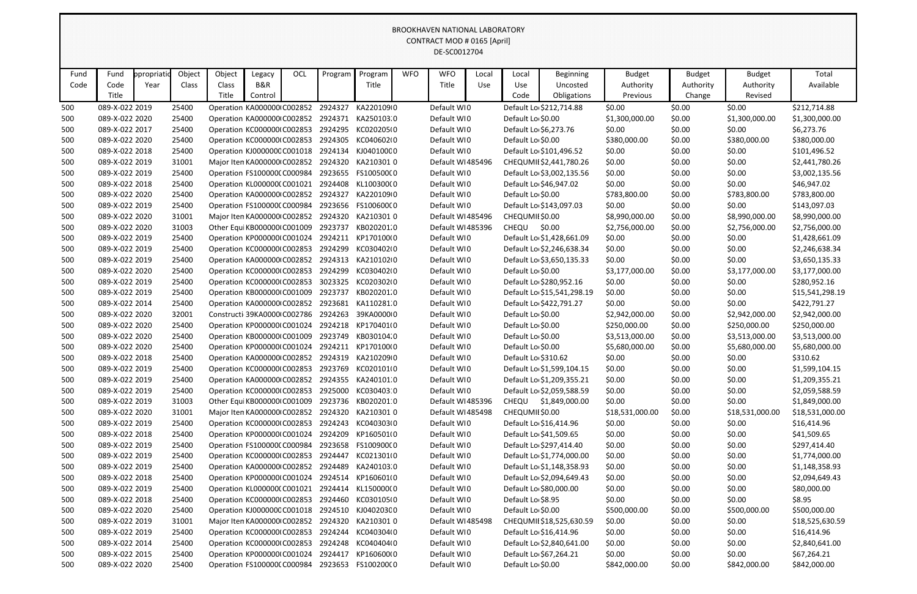BROOKHAVEN NATIONAL LABORATORY
CONTRACT MOD # 0165 [April]
DE-SC0012704

| Fund Code | Fund Code Title | Appropriation Year | Object Class | Object Class Title | Legacy B&R Control | OCL | Program | Program Title | WFO | WFO Title | Local Use | Local Use Code | Beginning Uncosted Obligations | Budget Authority Previous | Budget Authority Change | Budget Authority Revised | Total Available |
|---|---|---|---|---|---|---|---|---|---|---|---|---|---|---|---|---|---|
| 500 | 089-X-022 | 2019 | 25400 | Operation | KA000000 | C002852 | 2924327 | KA220109 | 0 | Default WI | 0 | Default Lo | $212,714.88 | $0.00 | $0.00 | $0.00 | $212,714.88 |
| 500 | 089-X-022 | 2020 | 25400 | Operation | KA000000 | C002852 | 2924371 | KA250103 | 0 | Default WI | 0 | Default Lo | $0.00 | $1,300,000.00 | $0.00 | $1,300,000.00 | $1,300,000.00 |
| 500 | 089-X-022 | 2017 | 25400 | Operation | KC000000 | C002853 | 2924295 | KC020205 | 0 | Default WI | 0 | Default Lo | $6,273.76 | $0.00 | $0.00 | $0.00 | $6,273.76 |
| 500 | 089-X-022 | 2020 | 25400 | Operation | KC000000 | C002853 | 2924305 | KC040602 | 0 | Default WI | 0 | Default Lo | $0.00 | $380,000.00 | $0.00 | $380,000.00 | $380,000.00 |
| 500 | 089-X-022 | 2018 | 25400 | Operation | KJ000000 | C001018 | 2924134 | KJ040100 | 0 | Default WI | 0 | Default Lo | $101,496.52 | $0.00 | $0.00 | $0.00 | $101,496.52 |
| 500 | 089-X-022 | 2019 | 31001 | Major Item | KA000000 | C002852 | 2924320 | KA210301 | 0 | Default WI | 485496 | CHEQUMIE | $2,441,780.26 | $0.00 | $0.00 | $0.00 | $2,441,780.26 |
| 500 | 089-X-022 | 2019 | 25400 | Operation | FS100000 | C000984 | 2923655 | FS100500 | 0 | Default WI | 0 | Default Lo | $3,002,135.56 | $0.00 | $0.00 | $0.00 | $3,002,135.56 |
| 500 | 089-X-022 | 2018 | 25400 | Operation | KL000000 | C001021 | 2924408 | KL100300 | 0 | Default WI | 0 | Default Lo | $46,947.02 | $0.00 | $0.00 | $0.00 | $46,947.02 |
| 500 | 089-X-022 | 2020 | 25400 | Operation | KA000000 | C002852 | 2924327 | KA220109 | 0 | Default WI | 0 | Default Lo | $0.00 | $783,800.00 | $0.00 | $783,800.00 | $783,800.00 |
| 500 | 089-X-022 | 2019 | 25400 | Operation | FS100000 | C000984 | 2923656 | FS100600 | 0 | Default WI | 0 | Default Lo | $143,097.03 | $0.00 | $0.00 | $0.00 | $143,097.03 |
| 500 | 089-X-022 | 2020 | 31001 | Major Item | KA000000 | C002852 | 2924320 | KA210301 | 0 | Default WI | 485496 | CHEQUMIE | $0.00 | $8,990,000.00 | $0.00 | $8,990,000.00 | $8,990,000.00 |
| 500 | 089-X-022 | 2020 | 31003 | Other Equi | KB000000 | C001009 | 2923737 | KB020201 | 0 | Default WI | 485396 | CHEQU | $0.00 | $2,756,000.00 | $0.00 | $2,756,000.00 | $2,756,000.00 |
| 500 | 089-X-022 | 2019 | 25400 | Operation | KP000000 | C001024 | 2924211 | KP170100 | 0 | Default WI | 0 | Default Lo | $1,428,661.09 | $0.00 | $0.00 | $0.00 | $1,428,661.09 |
| 500 | 089-X-022 | 2019 | 25400 | Operation | KC000000 | C002853 | 2924299 | KC030402 | 0 | Default WI | 0 | Default Lo | $2,246,638.34 | $0.00 | $0.00 | $0.00 | $2,246,638.34 |
| 500 | 089-X-022 | 2019 | 25400 | Operation | KA000000 | C002852 | 2924313 | KA210102 | 0 | Default WI | 0 | Default Lo | $3,650,135.33 | $0.00 | $0.00 | $0.00 | $3,650,135.33 |
| 500 | 089-X-022 | 2020 | 25400 | Operation | KC000000 | C002853 | 2924299 | KC030402 | 0 | Default WI | 0 | Default Lo | $0.00 | $3,177,000.00 | $0.00 | $3,177,000.00 | $3,177,000.00 |
| 500 | 089-X-022 | 2019 | 25400 | Operation | KC000000 | C002853 | 3023325 | KC020302 | 0 | Default WI | 0 | Default Lo | $280,952.16 | $0.00 | $0.00 | $0.00 | $280,952.16 |
| 500 | 089-X-022 | 2019 | 25400 | Operation | KB000000 | C001009 | 2923737 | KB020201 | 0 | Default WI | 0 | Default Lo | $15,541,298.19 | $0.00 | $0.00 | $0.00 | $15,541,298.19 |
| 500 | 089-X-022 | 2014 | 25400 | Operation | KA000000 | C002852 | 2923681 | KA110281 | 0 | Default WI | 0 | Default Lo | $422,791.27 | $0.00 | $0.00 | $0.00 | $422,791.27 |
| 500 | 089-X-022 | 2020 | 32001 | Constructi | 39KA0000 | C002786 | 2924263 | 39KA0000 | 0 | Default WI | 0 | Default Lo | $0.00 | $2,942,000.00 | $0.00 | $2,942,000.00 | $2,942,000.00 |
| 500 | 089-X-022 | 2020 | 25400 | Operation | KP000000 | C001024 | 2924218 | KP170401 | 0 | Default WI | 0 | Default Lo | $0.00 | $250,000.00 | $0.00 | $250,000.00 | $250,000.00 |
| 500 | 089-X-022 | 2020 | 25400 | Operation | KB000000 | C001009 | 2923749 | KB030104 | 0 | Default WI | 0 | Default Lo | $0.00 | $3,513,000.00 | $0.00 | $3,513,000.00 | $3,513,000.00 |
| 500 | 089-X-022 | 2020 | 25400 | Operation | KP000000 | C001024 | 2924211 | KP170100 | 0 | Default WI | 0 | Default Lo | $0.00 | $5,680,000.00 | $0.00 | $5,680,000.00 | $5,680,000.00 |
| 500 | 089-X-022 | 2018 | 25400 | Operation | KA000000 | C002852 | 2924319 | KA210209 | 0 | Default WI | 0 | Default Lo | $310.62 | $0.00 | $0.00 | $0.00 | $310.62 |
| 500 | 089-X-022 | 2019 | 25400 | Operation | KC000000 | C002853 | 2923769 | KC020101 | 0 | Default WI | 0 | Default Lo | $1,599,104.15 | $0.00 | $0.00 | $0.00 | $1,599,104.15 |
| 500 | 089-X-022 | 2019 | 25400 | Operation | KA000000 | C002852 | 2924355 | KA240101 | 0 | Default WI | 0 | Default Lo | $1,209,355.21 | $0.00 | $0.00 | $0.00 | $1,209,355.21 |
| 500 | 089-X-022 | 2019 | 25400 | Operation | KC000000 | C002853 | 2925000 | KC030403 | 0 | Default WI | 0 | Default Lo | $2,059,588.59 | $0.00 | $0.00 | $0.00 | $2,059,588.59 |
| 500 | 089-X-022 | 2019 | 31003 | Other Equi | KB000000 | C001009 | 2923736 | KB020201 | 0 | Default WI | 485396 | CHEQU | $1,849,000.00 | $0.00 | $0.00 | $0.00 | $1,849,000.00 |
| 500 | 089-X-022 | 2020 | 31001 | Major Item | KA000000 | C002852 | 2924320 | KA210301 | 0 | Default WI | 485498 | CHEQUMIE | $0.00 | $18,531,000.00 | $0.00 | $18,531,000.00 | $18,531,000.00 |
| 500 | 089-X-022 | 2019 | 25400 | Operation | KC000000 | C002853 | 2924243 | KC040303 | 0 | Default WI | 0 | Default Lo | $16,414.96 | $0.00 | $0.00 | $0.00 | $16,414.96 |
| 500 | 089-X-022 | 2018 | 25400 | Operation | KP000000 | C001024 | 2924209 | KP160501 | 0 | Default WI | 0 | Default Lo | $41,509.65 | $0.00 | $0.00 | $0.00 | $41,509.65 |
| 500 | 089-X-022 | 2019 | 25400 | Operation | FS100000 | C000984 | 2923658 | FS100900 | 0 | Default WI | 0 | Default Lo | $297,414.40 | $0.00 | $0.00 | $0.00 | $297,414.40 |
| 500 | 089-X-022 | 2019 | 25400 | Operation | KC000000 | C002853 | 2924447 | KC021301 | 0 | Default WI | 0 | Default Lo | $1,774,000.00 | $0.00 | $0.00 | $0.00 | $1,774,000.00 |
| 500 | 089-X-022 | 2019 | 25400 | Operation | KA000000 | C002852 | 2924489 | KA240103 | 0 | Default WI | 0 | Default Lo | $1,148,358.93 | $0.00 | $0.00 | $0.00 | $1,148,358.93 |
| 500 | 089-X-022 | 2018 | 25400 | Operation | KP000000 | C001024 | 2924514 | KP160601 | 0 | Default WI | 0 | Default Lo | $2,094,649.43 | $0.00 | $0.00 | $0.00 | $2,094,649.43 |
| 500 | 089-X-022 | 2019 | 25400 | Operation | KL000000 | C001021 | 2924414 | KL150000 | 0 | Default WI | 0 | Default Lo | $80,000.00 | $0.00 | $0.00 | $0.00 | $80,000.00 |
| 500 | 089-X-022 | 2018 | 25400 | Operation | KC000000 | C002853 | 2924460 | KC030105 | 0 | Default WI | 0 | Default Lo | $8.95 | $0.00 | $0.00 | $0.00 | $8.95 |
| 500 | 089-X-022 | 2020 | 25400 | Operation | KJ000000 | C001018 | 2924510 | KJ040203 | 0 | Default WI | 0 | Default Lo | $0.00 | $500,000.00 | $0.00 | $500,000.00 | $500,000.00 |
| 500 | 089-X-022 | 2019 | 31001 | Major Item | KA000000 | C002852 | 2924320 | KA210301 | 0 | Default WI | 485498 | CHEQUMIE | $18,525,630.59 | $0.00 | $0.00 | $0.00 | $18,525,630.59 |
| 500 | 089-X-022 | 2019 | 25400 | Operation | KC000000 | C002853 | 2924244 | KC040304 | 0 | Default WI | 0 | Default Lo | $16,414.96 | $0.00 | $0.00 | $0.00 | $16,414.96 |
| 500 | 089-X-022 | 2014 | 25400 | Operation | KC000000 | C002853 | 2924248 | KC040404 | 0 | Default WI | 0 | Default Lo | $2,840,641.00 | $0.00 | $0.00 | $0.00 | $2,840,641.00 |
| 500 | 089-X-022 | 2015 | 25400 | Operation | KP000000 | C001024 | 2924417 | KP160600 | 0 | Default WI | 0 | Default Lo | $67,264.21 | $0.00 | $0.00 | $0.00 | $67,264.21 |
| 500 | 089-X-022 | 2020 | 25400 | Operation | FS100000 | C000984 | 2923653 | FS100200 | 0 | Default WI | 0 | Default Lo | $0.00 | $842,000.00 | $0.00 | $842,000.00 | $842,000.00 |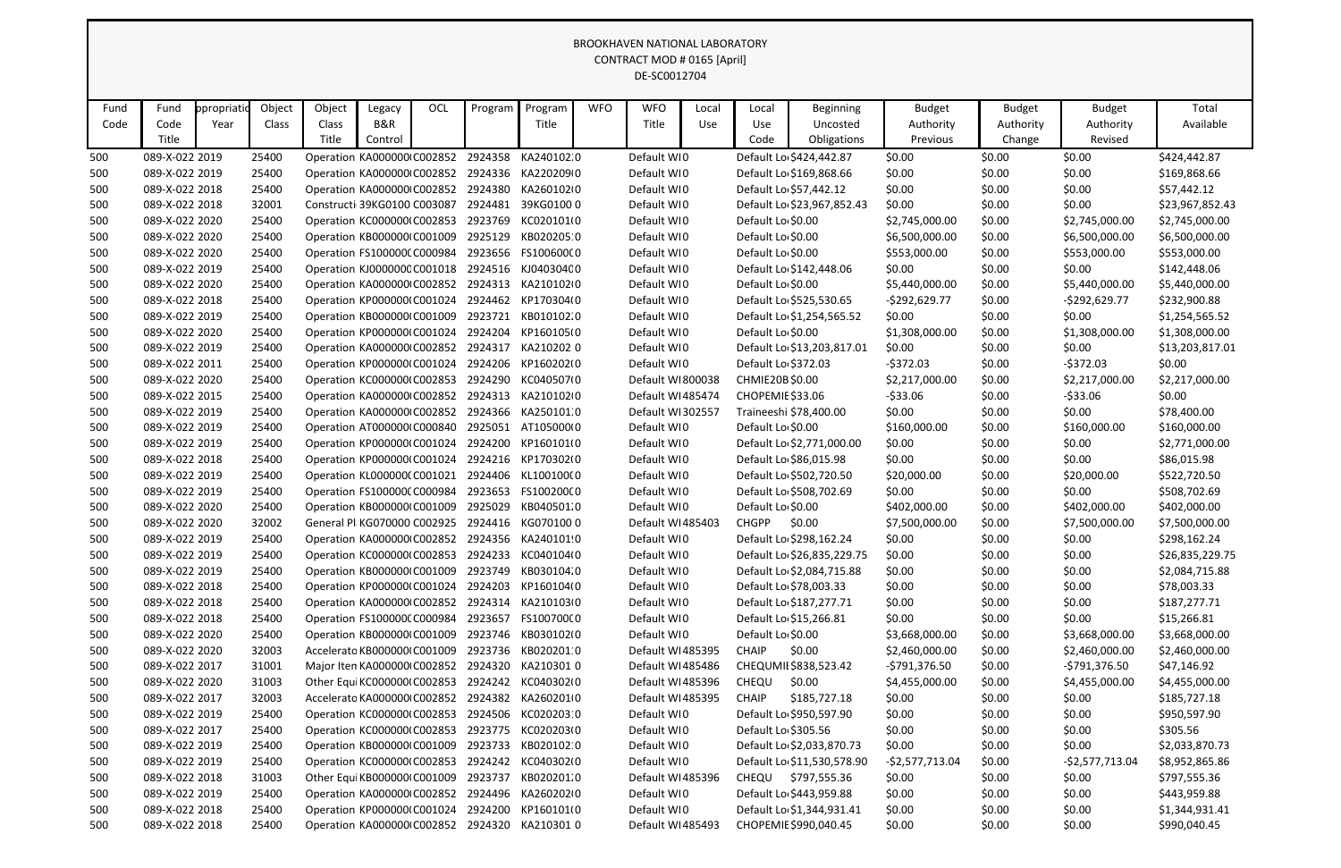BROOKHAVEN NATIONAL LABORATORY
CONTRACT MOD # 0165 [April]
DE-SC0012704

| Fund Code | Fund Code Title | ppropriatio Year | Object Class | Object Class Title | Legacy B&R Control | OCL | Program | Program Title | WFO | WFO Title | Local Use | Local Use Code | Beginning Uncosted Obligations | Budget Authority Previous | Budget Authority Change | Budget Authority Revised | Total Available |
|---|---|---|---|---|---|---|---|---|---|---|---|---|---|---|---|---|---|
| 500 | 089-X-022 | 2019 | 25400 | Operation | KA000000( | C002852 | 2924358 | KA240102:0 | | Default WI | 0 | Default Lo | $424,442.87 | $0.00 | $0.00 | $0.00 | $424,442.87 |
| 500 | 089-X-022 | 2019 | 25400 | Operation | KA000000( | C002852 | 2924336 | KA220209(0 | | Default WI | 0 | Default Lo | $169,868.66 | $0.00 | $0.00 | $0.00 | $169,868.66 |
| 500 | 089-X-022 | 2018 | 25400 | Operation | KA000000( | C002852 | 2924380 | KA260102(0 | | Default WI | 0 | Default Lo | $57,442.12 | $0.00 | $0.00 | $0.00 | $57,442.12 |
| 500 | 089-X-022 | 2018 | 32001 | Constructi | 39KG0100 | C003087 | 2924481 | 39KG0100 0 | | Default WI | 0 | Default Lo | $23,967,852.43 | $0.00 | $0.00 | $0.00 | $23,967,852.43 |
| 500 | 089-X-022 | 2020 | 25400 | Operation | KC000000( | C002853 | 2923769 | KC020101(0 | | Default WI | 0 | Default Lo | $0.00 | $2,745,000.00 | $0.00 | $2,745,000.00 | $2,745,000.00 |
| 500 | 089-X-022 | 2020 | 25400 | Operation | KB000000( | C001009 | 2925129 | KB020205:0 | | Default WI | 0 | Default Lo | $0.00 | $6,500,000.00 | $0.00 | $6,500,000.00 | $6,500,000.00 |
| 500 | 089-X-022 | 2020 | 25400 | Operation | FS100000( | C000984 | 2923656 | FS100600(0 | | Default WI | 0 | Default Lo | $0.00 | $553,000.00 | $0.00 | $553,000.00 | $553,000.00 |
| 500 | 089-X-022 | 2019 | 25400 | Operation | KJ000000( | C001018 | 2924516 | KJ040304(0 | | Default WI | 0 | Default Lo | $142,448.06 | $0.00 | $0.00 | $0.00 | $142,448.06 |
| 500 | 089-X-022 | 2020 | 25400 | Operation | KA000000( | C002852 | 2924313 | KA210102(0 | | Default WI | 0 | Default Lo | $0.00 | $5,440,000.00 | $0.00 | $5,440,000.00 | $5,440,000.00 |
| 500 | 089-X-022 | 2018 | 25400 | Operation | KP000000( | C001024 | 2924462 | KP170304(0 | | Default WI | 0 | Default Lo | $525,530.65 | -$292,629.77 | $0.00 | -$292,629.77 | $232,900.88 |
| 500 | 089-X-022 | 2019 | 25400 | Operation | KB000000( | C001009 | 2923721 | KB010102:0 | | Default WI | 0 | Default Lo | $1,254,565.52 | $0.00 | $0.00 | $0.00 | $1,254,565.52 |
| 500 | 089-X-022 | 2020 | 25400 | Operation | KP000000( | C001024 | 2924204 | KP160105(0 | | Default WI | 0 | Default Lo | $0.00 | $1,308,000.00 | $0.00 | $1,308,000.00 | $1,308,000.00 |
| 500 | 089-X-022 | 2019 | 25400 | Operation | KA000000( | C002852 | 2924317 | KA210202 0 | | Default WI | 0 | Default Lo | $13,203,817.01 | $0.00 | $0.00 | $0.00 | $13,203,817.01 |
| 500 | 089-X-022 | 2011 | 25400 | Operation | KP000000( | C001024 | 2924206 | KP160202(0 | | Default WI | 0 | Default Lo | $372.03 | -$372.03 | $0.00 | -$372.03 | $0.00 |
| 500 | 089-X-022 | 2020 | 25400 | Operation | KC000000( | C002853 | 2924290 | KC040507(0 | | Default WI | 800038 | CHMIE20B | $0.00 | $2,217,000.00 | $0.00 | $2,217,000.00 | $2,217,000.00 |
| 500 | 089-X-022 | 2015 | 25400 | Operation | KA000000( | C002852 | 2924313 | KA210102(0 | | Default WI | 485474 | CHOPEMIE | $33.06 | -$33.06 | $0.00 | -$33.06 | $0.00 |
| 500 | 089-X-022 | 2019 | 25400 | Operation | KA000000( | C002852 | 2924366 | KA250101:0 | | Default WI | 302557 | Traineeshi | $78,400.00 | $0.00 | $0.00 | $0.00 | $78,400.00 |
| 500 | 089-X-022 | 2019 | 25400 | Operation | AT000000( | C000840 | 2925051 | AT105000(0 | | Default WI | 0 | Default Lo | $0.00 | $160,000.00 | $0.00 | $160,000.00 | $160,000.00 |
| 500 | 089-X-022 | 2019 | 25400 | Operation | KP000000( | C001024 | 2924200 | KP160101(0 | | Default WI | 0 | Default Lo | $2,771,000.00 | $0.00 | $0.00 | $0.00 | $2,771,000.00 |
| 500 | 089-X-022 | 2018 | 25400 | Operation | KP000000( | C001024 | 2924216 | KP170302(0 | | Default WI | 0 | Default Lo | $86,015.98 | $0.00 | $0.00 | $0.00 | $86,015.98 |
| 500 | 089-X-022 | 2019 | 25400 | Operation | KL000000( | C001021 | 2924406 | KL100100(0 | | Default WI | 0 | Default Lo | $502,720.50 | $20,000.00 | $0.00 | $20,000.00 | $522,720.50 |
| 500 | 089-X-022 | 2019 | 25400 | Operation | FS100000( | C000984 | 2923653 | FS100200(0 | | Default WI | 0 | Default Lo | $508,702.69 | $0.00 | $0.00 | $0.00 | $508,702.69 |
| 500 | 089-X-022 | 2020 | 25400 | Operation | KB000000( | C001009 | 2925029 | KB040501:0 | | Default WI | 0 | Default Lo | $0.00 | $402,000.00 | $0.00 | $402,000.00 | $402,000.00 |
| 500 | 089-X-022 | 2020 | 32002 | General Pl | KG070000 | C002925 | 2924416 | KG070100 0 | | Default WI | 485403 | CHGPP | $0.00 | $7,500,000.00 | $0.00 | $7,500,000.00 | $7,500,000.00 |
| 500 | 089-X-022 | 2019 | 25400 | Operation | KA000000( | C002852 | 2924356 | KA240101:0 | | Default WI | 0 | Default Lo | $298,162.24 | $0.00 | $0.00 | $0.00 | $298,162.24 |
| 500 | 089-X-022 | 2019 | 25400 | Operation | KC000000( | C002853 | 2924233 | KC040104(0 | | Default WI | 0 | Default Lo | $26,835,229.75 | $0.00 | $0.00 | $0.00 | $26,835,229.75 |
| 500 | 089-X-022 | 2019 | 25400 | Operation | KB000000( | C001009 | 2923749 | KB030104:0 | | Default WI | 0 | Default Lo | $2,084,715.88 | $0.00 | $0.00 | $0.00 | $2,084,715.88 |
| 500 | 089-X-022 | 2018 | 25400 | Operation | KP000000( | C001024 | 2924203 | KP160104(0 | | Default WI | 0 | Default Lo | $78,003.33 | $0.00 | $0.00 | $0.00 | $78,003.33 |
| 500 | 089-X-022 | 2018 | 25400 | Operation | KA000000( | C002852 | 2924314 | KA210103(0 | | Default WI | 0 | Default Lo | $187,277.71 | $0.00 | $0.00 | $0.00 | $187,277.71 |
| 500 | 089-X-022 | 2018 | 25400 | Operation | FS100000( | C000984 | 2923657 | FS100700(0 | | Default WI | 0 | Default Lo | $15,266.81 | $0.00 | $0.00 | $0.00 | $15,266.81 |
| 500 | 089-X-022 | 2020 | 25400 | Operation | KB000000( | C001009 | 2923746 | KB030102(0 | | Default WI | 0 | Default Lo | $0.00 | $3,668,000.00 | $0.00 | $3,668,000.00 | $3,668,000.00 |
| 500 | 089-X-022 | 2020 | 32003 | Accelerato | KB000000( | C001009 | 2923736 | KB020201:0 | | Default WI | 485395 | CHAIP | $0.00 | $2,460,000.00 | $0.00 | $2,460,000.00 | $2,460,000.00 |
| 500 | 089-X-022 | 2017 | 31001 | Major Iten | KA000000( | C002852 | 2924320 | KA210301 0 | | Default WI | 485486 | CHEQUMI | $838,523.42 | -$791,376.50 | $0.00 | -$791,376.50 | $47,146.92 |
| 500 | 089-X-022 | 2020 | 31003 | Other Equi | KC000000( | C002853 | 2924242 | KC040302(0 | | Default WI | 485396 | CHEQU | $0.00 | $4,455,000.00 | $0.00 | $4,455,000.00 | $4,455,000.00 |
| 500 | 089-X-022 | 2017 | 32003 | Accelerato | KA000000( | C002852 | 2924382 | KA260201(0 | | Default WI | 485395 | CHAIP | $185,727.18 | $0.00 | $0.00 | $0.00 | $185,727.18 |
| 500 | 089-X-022 | 2019 | 25400 | Operation | KC000000( | C002853 | 2924506 | KC020203:0 | | Default WI | 0 | Default Lo | $950,597.90 | $0.00 | $0.00 | $0.00 | $950,597.90 |
| 500 | 089-X-022 | 2017 | 25400 | Operation | KC000000( | C002853 | 2923775 | KC020203(0 | | Default WI | 0 | Default Lo | $305.56 | $0.00 | $0.00 | $0.00 | $305.56 |
| 500 | 089-X-022 | 2019 | 25400 | Operation | KB000000( | C001009 | 2923733 | KB020102:0 | | Default WI | 0 | Default Lo | $2,033,870.73 | $0.00 | $0.00 | $0.00 | $2,033,870.73 |
| 500 | 089-X-022 | 2019 | 25400 | Operation | KC000000( | C002853 | 2924242 | KC040302(0 | | Default WI | 0 | Default Lo | $11,530,578.90 | -$2,577,713.04 | $0.00 | -$2,577,713.04 | $8,952,865.86 |
| 500 | 089-X-022 | 2018 | 31003 | Other Equi | KB000000( | C001009 | 2923737 | KB020201:0 | | Default WI | 485396 | CHEQU | $797,555.36 | $0.00 | $0.00 | $0.00 | $797,555.36 |
| 500 | 089-X-022 | 2019 | 25400 | Operation | KA000000( | C002852 | 2924496 | KA260202(0 | | Default WI | 0 | Default Lo | $443,959.88 | $0.00 | $0.00 | $0.00 | $443,959.88 |
| 500 | 089-X-022 | 2018 | 25400 | Operation | KP000000( | C001024 | 2924200 | KP160101(0 | | Default WI | 0 | Default Lo | $1,344,931.41 | $0.00 | $0.00 | $0.00 | $1,344,931.41 |
| 500 | 089-X-022 | 2018 | 25400 | Operation | KA000000( | C002852 | 2924320 | KA210301 0 | | Default WI | 485493 | CHOPEMIE | $990,040.45 | $0.00 | $0.00 | $0.00 | $990,040.45 |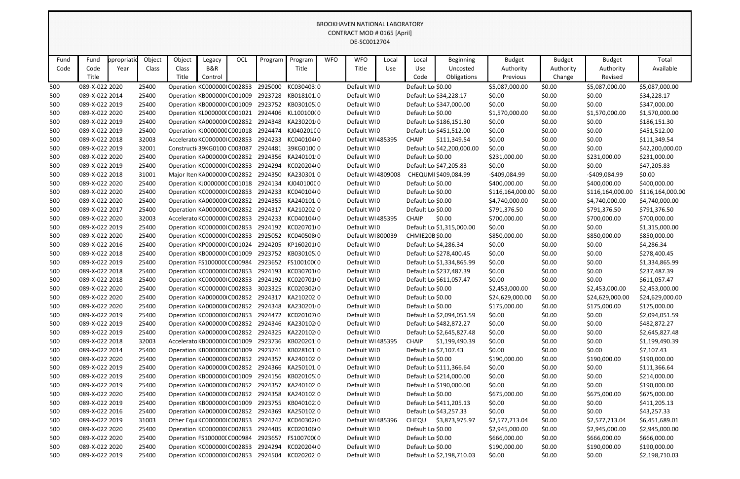BROOKHAVEN NATIONAL LABORATORY
CONTRACT MOD # 0165 [April]
DE-SC0012704

| Fund Code | Fund Code Title | ppropriatio Year | Object Class | Object Class Title | Legacy B&R Control | OCL | Program | Program Title | WFO | WFO Title | Local Use | Local Use Code | Beginning Uncosted Obligations | Budget Authority Previous | Budget Authority Change | Budget Authority Revised | Total Available |
|---|---|---|---|---|---|---|---|---|---|---|---|---|---|---|---|---|---|
| 500 | 089-X-022 | 2020 | 25400 | Operation | KC000000 | C002853 | 2925000 | KC030403 | 0 | Default WI | 0 | Default Lo | $0.00 | $5,087,000.00 | $0.00 | $5,087,000.00 | $5,087,000.00 |
| 500 | 089-X-022 | 2014 | 25400 | Operation | KB000000 | C001009 | 2923728 | KB018101 | 0 | Default WI | 0 | Default Lo | $34,228.17 | $0.00 | $0.00 | $0.00 | $34,228.17 |
| 500 | 089-X-022 | 2019 | 25400 | Operation | KB000000 | C001009 | 2923752 | KB030105 | 0 | Default WI | 0 | Default Lo | $347,000.00 | $0.00 | $0.00 | $0.00 | $347,000.00 |
| 500 | 089-X-022 | 2020 | 25400 | Operation | KL000000 | C001021 | 2924406 | KL100100 | 0 | Default WI | 0 | Default Lo | $0.00 | $1,570,000.00 | $0.00 | $1,570,000.00 | $1,570,000.00 |
| 500 | 089-X-022 | 2019 | 25400 | Operation | KA000000 | C002852 | 2924348 | KA230201 | 0 | Default WI | 0 | Default Lo | $186,151.30 | $0.00 | $0.00 | $0.00 | $186,151.30 |
| 500 | 089-X-022 | 2019 | 25400 | Operation | KJ000000 | C001018 | 2924474 | KJ040201 | 0 | Default WI | 0 | Default Lo | $451,512.00 | $0.00 | $0.00 | $0.00 | $451,512.00 |
| 500 | 089-X-022 | 2018 | 32003 | Accelerato | KC000000 | C002853 | 2924233 | KC040104 | 0 | Default WI | 485395 | CHAIP | $111,349.54 | $0.00 | $0.00 | $0.00 | $111,349.54 |
| 500 | 089-X-022 | 2019 | 32001 | Constructi | 39KG0100 | C003087 | 2924481 | 39KG0100 | 0 | Default WI | 0 | Default Lo | $42,200,000.00 | $0.00 | $0.00 | $0.00 | $42,200,000.00 |
| 500 | 089-X-022 | 2020 | 25400 | Operation | KA000000 | C002852 | 2924356 | KA240101 | 0 | Default WI | 0 | Default Lo | $0.00 | $231,000.00 | $0.00 | $231,000.00 | $231,000.00 |
| 500 | 089-X-022 | 2019 | 25400 | Operation | KC000000 | C002853 | 2924294 | KC020204 | 0 | Default WI | 0 | Default Lo | $47,205.83 | $0.00 | $0.00 | $0.00 | $47,205.83 |
| 500 | 089-X-022 | 2018 | 31001 | Major Iten | KA000000 | C002852 | 2924350 | KA230301 | 0 | Default WI | 4809008 | CHEQUMI | $409,084.99 | -$409,084.99 | $0.00 | -$409,084.99 | $0.00 |
| 500 | 089-X-022 | 2020 | 25400 | Operation | KJ000000 | C001018 | 2924134 | KJ040100 | 0 | Default WI | 0 | Default Lo | $0.00 | $400,000.00 | $0.00 | $400,000.00 | $400,000.00 |
| 500 | 089-X-022 | 2020 | 25400 | Operation | KC000000 | C002853 | 2924233 | KC040104 | 0 | Default WI | 0 | Default Lo | $0.00 | $116,164,000.00 | $0.00 | $116,164,000.00 | $116,164,000.00 |
| 500 | 089-X-022 | 2020 | 25400 | Operation | KA000000 | C002852 | 2924355 | KA240101 | 0 | Default WI | 0 | Default Lo | $0.00 | $4,740,000.00 | $0.00 | $4,740,000.00 | $4,740,000.00 |
| 500 | 089-X-022 | 2017 | 25400 | Operation | KA000000 | C002852 | 2924317 | KA210202 | 0 | Default WI | 0 | Default Lo | $0.00 | $791,376.50 | $0.00 | $791,376.50 | $791,376.50 |
| 500 | 089-X-022 | 2020 | 32003 | Accelerato | KC000000 | C002853 | 2924233 | KC040104 | 0 | Default WI | 485395 | CHAIP | $0.00 | $700,000.00 | $0.00 | $700,000.00 | $700,000.00 |
| 500 | 089-X-022 | 2019 | 25400 | Operation | KC000000 | C002853 | 2924192 | KC020701 | 0 | Default WI | 0 | Default Lo | $1,315,000.00 | $0.00 | $0.00 | $0.00 | $1,315,000.00 |
| 500 | 089-X-022 | 2020 | 25400 | Operation | KC000000 | C002853 | 2925052 | KC040508 | 0 | Default WI | 800039 | CHMIE20B | $0.00 | $850,000.00 | $0.00 | $850,000.00 | $850,000.00 |
| 500 | 089-X-022 | 2016 | 25400 | Operation | KP000000 | C001024 | 2924205 | KP160201 | 0 | Default WI | 0 | Default Lo | $4,286.34 | $0.00 | $0.00 | $0.00 | $4,286.34 |
| 500 | 089-X-022 | 2018 | 25400 | Operation | KB000000 | C001009 | 2923752 | KB030105 | 0 | Default WI | 0 | Default Lo | $278,400.45 | $0.00 | $0.00 | $0.00 | $278,400.45 |
| 500 | 089-X-022 | 2019 | 25400 | Operation | FS100000 | C000984 | 2923652 | FS100100 | 0 | Default WI | 0 | Default Lo | $1,334,865.99 | $0.00 | $0.00 | $0.00 | $1,334,865.99 |
| 500 | 089-X-022 | 2018 | 25400 | Operation | KC000000 | C002853 | 2924193 | KC030701 | 0 | Default WI | 0 | Default Lo | $237,487.39 | $0.00 | $0.00 | $0.00 | $237,487.39 |
| 500 | 089-X-022 | 2018 | 25400 | Operation | KC000000 | C002853 | 2924192 | KC020701 | 0 | Default WI | 0 | Default Lo | $611,057.47 | $0.00 | $0.00 | $0.00 | $611,057.47 |
| 500 | 089-X-022 | 2020 | 25400 | Operation | KC000000 | C002853 | 3023325 | KC020302 | 0 | Default WI | 0 | Default Lo | $0.00 | $2,453,000.00 | $0.00 | $2,453,000.00 | $2,453,000.00 |
| 500 | 089-X-022 | 2020 | 25400 | Operation | KA000000 | C002852 | 2924317 | KA210202 | 0 | Default WI | 0 | Default Lo | $0.00 | $24,629,000.00 | $0.00 | $24,629,000.00 | $24,629,000.00 |
| 500 | 089-X-022 | 2020 | 25400 | Operation | KA000000 | C002852 | 2924348 | KA230201 | 0 | Default WI | 0 | Default Lo | $0.00 | $175,000.00 | $0.00 | $175,000.00 | $175,000.00 |
| 500 | 089-X-022 | 2019 | 25400 | Operation | KC000000 | C002853 | 2924472 | KC020107 | 0 | Default WI | 0 | Default Lo | $2,094,051.59 | $0.00 | $0.00 | $0.00 | $2,094,051.59 |
| 500 | 089-X-022 | 2019 | 25400 | Operation | KA000000 | C002852 | 2924346 | KA230102 | 0 | Default WI | 0 | Default Lo | $482,872.27 | $0.00 | $0.00 | $0.00 | $482,872.27 |
| 500 | 089-X-022 | 2019 | 25400 | Operation | KA000000 | C002852 | 2924325 | KA220102 | 0 | Default WI | 0 | Default Lo | $2,645,827.48 | $0.00 | $0.00 | $0.00 | $2,645,827.48 |
| 500 | 089-X-022 | 2018 | 32003 | Accelerato | KB000000 | C001009 | 2923736 | KB020201 | 0 | Default WI | 485395 | CHAIP | $1,199,490.39 | $0.00 | $0.00 | $0.00 | $1,199,490.39 |
| 500 | 089-X-022 | 2014 | 25400 | Operation | KB000000 | C001009 | 2923741 | KB028101 | 0 | Default WI | 0 | Default Lo | $7,107.43 | $0.00 | $0.00 | $0.00 | $7,107.43 |
| 500 | 089-X-022 | 2020 | 25400 | Operation | KA000000 | C002852 | 2924357 | KA240102 | 0 | Default WI | 0 | Default Lo | $0.00 | $190,000.00 | $0.00 | $190,000.00 | $190,000.00 |
| 500 | 089-X-022 | 2019 | 25400 | Operation | KA000000 | C002852 | 2924366 | KA250101 | 0 | Default WI | 0 | Default Lo | $111,366.64 | $0.00 | $0.00 | $0.00 | $111,366.64 |
| 500 | 089-X-022 | 2019 | 25400 | Operation | KB000000 | C001009 | 2924156 | KB020105 | 0 | Default WI | 0 | Default Lo | $214,000.00 | $0.00 | $0.00 | $0.00 | $214,000.00 |
| 500 | 089-X-022 | 2019 | 25400 | Operation | KA000000 | C002852 | 2924357 | KA240102 | 0 | Default WI | 0 | Default Lo | $190,000.00 | $0.00 | $0.00 | $0.00 | $190,000.00 |
| 500 | 089-X-022 | 2020 | 25400 | Operation | KA000000 | C002852 | 2924358 | KA240102 | 0 | Default WI | 0 | Default Lo | $0.00 | $675,000.00 | $0.00 | $675,000.00 | $675,000.00 |
| 500 | 089-X-022 | 2019 | 25400 | Operation | KB000000 | C001009 | 2923755 | KB040102 | 0 | Default WI | 0 | Default Lo | $411,205.13 | $0.00 | $0.00 | $0.00 | $411,205.13 |
| 500 | 089-X-022 | 2016 | 25400 | Operation | KA000000 | C002852 | 2924369 | KA250102 | 0 | Default WI | 0 | Default Lo | $43,257.33 | $0.00 | $0.00 | $0.00 | $43,257.33 |
| 500 | 089-X-022 | 2019 | 31003 | Other Equi | KC000000 | C002853 | 2924242 | KC040302 | 0 | Default WI | 485396 | CHEQU | $3,873,975.97 | $2,577,713.04 | $0.00 | $2,577,713.04 | $6,451,689.01 |
| 500 | 089-X-022 | 2020 | 25400 | Operation | KC000000 | C002853 | 2924405 | KC020106 | 0 | Default WI | 0 | Default Lo | $0.00 | $2,945,000.00 | $0.00 | $2,945,000.00 | $2,945,000.00 |
| 500 | 089-X-022 | 2020 | 25400 | Operation | FS100000 | C000984 | 2923657 | FS100700 | 0 | Default WI | 0 | Default Lo | $0.00 | $666,000.00 | $0.00 | $666,000.00 | $666,000.00 |
| 500 | 089-X-022 | 2020 | 25400 | Operation | KC000000 | C002853 | 2924294 | KC020204 | 0 | Default WI | 0 | Default Lo | $0.00 | $190,000.00 | $0.00 | $190,000.00 | $190,000.00 |
| 500 | 089-X-022 | 2019 | 25400 | Operation | KC000000 | C002853 | 2924504 | KC020202 | 0 | Default WI | 0 | Default Lo | $2,198,710.03 | $0.00 | $0.00 | $0.00 | $2,198,710.03 |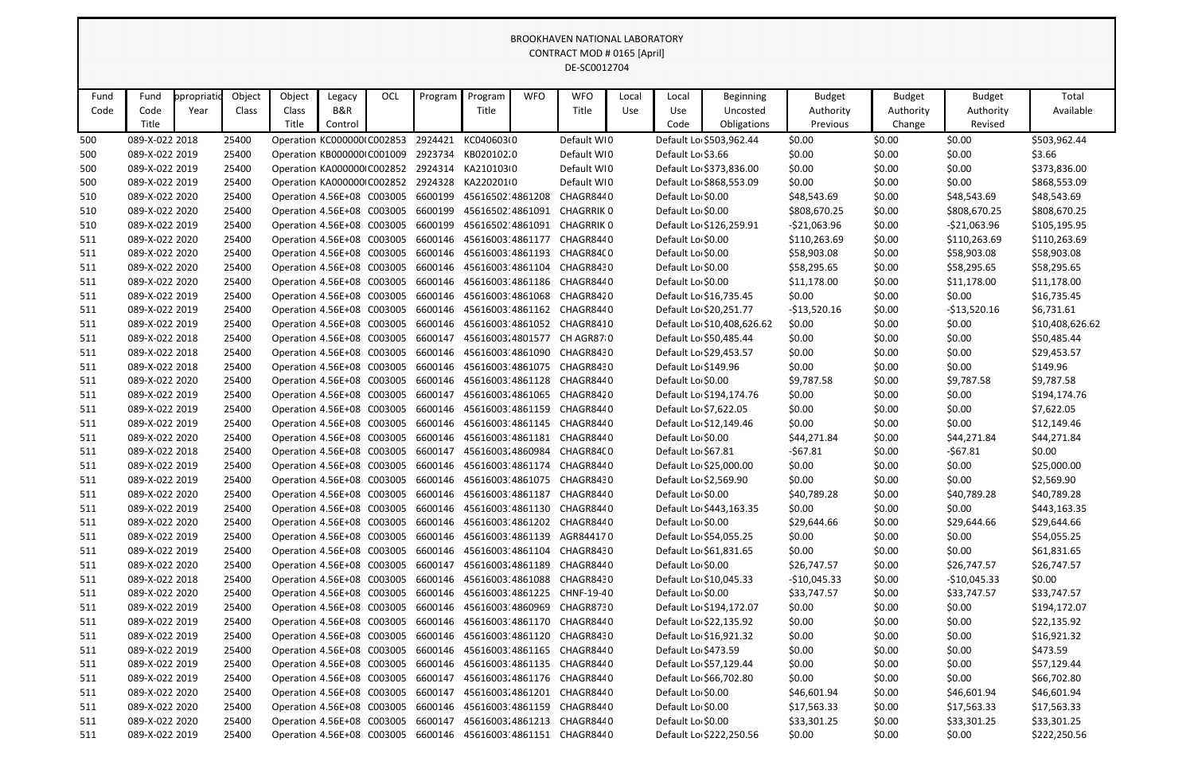BROOKHAVEN NATIONAL LABORATORY
CONTRACT MOD # 0165 [April]
DE-SC0012704

| Fund Code | Fund Code Title | ppropriatio Year | Object Class | Object Class Title | Legacy B&R Control | OCL | Program | Program Title | WFO | WFO Title | Local Use | Local Use Code | Beginning Uncosted Obligations | Budget Authority Previous | Budget Authority Change | Budget Authority Revised | Total Available |
|---|---|---|---|---|---|---|---|---|---|---|---|---|---|---|---|---|---|
| 500 | 089-X-022 | 2018 | 25400 | Operation | KC000000( | C002853 | 2924421 | KC040603( | 0 | Default WI | 0 | Default Lo | $503,962.44 | $0.00 | $0.00 | $0.00 | $503,962.44 |
| 500 | 089-X-022 | 2019 | 25400 | Operation | KB000000( | C001009 | 2923734 | KB020102( | 0 | Default WI | 0 | Default Lo | $3.66 | $0.00 | $0.00 | $0.00 | $3.66 |
| 500 | 089-X-022 | 2019 | 25400 | Operation | KA000000( | C002852 | 2924314 | KA210103( | 0 | Default WI | 0 | Default Lo | $373,836.00 | $0.00 | $0.00 | $0.00 | $373,836.00 |
| 500 | 089-X-022 | 2019 | 25400 | Operation | KA000000( | C002852 | 2924328 | KA220201( | 0 | Default WI | 0 | Default Lo | $868,553.09 | $0.00 | $0.00 | $0.00 | $868,553.09 |
| 510 | 089-X-022 | 2020 | 25400 | Operation | 4.56E+08 | C003005 | 6600199 | 456165021 | 4861208 | CHAGR844 | 0 | Default Lo | $0.00 | $48,543.69 | $0.00 | $48,543.69 | $48,543.69 |
| 510 | 089-X-022 | 2020 | 25400 | Operation | 4.56E+08 | C003005 | 6600199 | 456165021 | 4861091 | CHAGRRIK | 0 | Default Lo | $0.00 | $808,670.25 | $0.00 | $808,670.25 | $808,670.25 |
| 510 | 089-X-022 | 2019 | 25400 | Operation | 4.56E+08 | C003005 | 6600199 | 456165021 | 4861091 | CHAGRRIK | 0 | Default Lo | $126,259.91 | -$21,063.96 | $0.00 | -$21,063.96 | $105,195.95 |
| 511 | 089-X-022 | 2020 | 25400 | Operation | 4.56E+08 | C003005 | 6600146 | 456160031 | 4861177 | CHAGR844 | 0 | Default Lo | $0.00 | $110,263.69 | $0.00 | $110,263.69 | $110,263.69 |
| 511 | 089-X-022 | 2020 | 25400 | Operation | 4.56E+08 | C003005 | 6600146 | 456160031 | 4861193 | CHAGR84C | 0 | Default Lo | $0.00 | $58,903.08 | $0.00 | $58,903.08 | $58,903.08 |
| 511 | 089-X-022 | 2020 | 25400 | Operation | 4.56E+08 | C003005 | 6600146 | 456160031 | 4861104 | CHAGR843 | 0 | Default Lo | $0.00 | $58,295.65 | $0.00 | $58,295.65 | $58,295.65 |
| 511 | 089-X-022 | 2020 | 25400 | Operation | 4.56E+08 | C003005 | 6600146 | 456160031 | 4861186 | CHAGR844 | 0 | Default Lo | $0.00 | $11,178.00 | $0.00 | $11,178.00 | $11,178.00 |
| 511 | 089-X-022 | 2019 | 25400 | Operation | 4.56E+08 | C003005 | 6600146 | 456160031 | 4861068 | CHAGR842 | 0 | Default Lo | $16,735.45 | $0.00 | $0.00 | $0.00 | $16,735.45 |
| 511 | 089-X-022 | 2019 | 25400 | Operation | 4.56E+08 | C003005 | 6600146 | 456160031 | 4861162 | CHAGR844 | 0 | Default Lo | $20,251.77 | -$13,520.16 | $0.00 | -$13,520.16 | $6,731.61 |
| 511 | 089-X-022 | 2019 | 25400 | Operation | 4.56E+08 | C003005 | 6600146 | 456160031 | 4861052 | CHAGR841 | 0 | Default Lo | $10,408,626.62 | $0.00 | $0.00 | $0.00 | $10,408,626.62 |
| 511 | 089-X-022 | 2018 | 25400 | Operation | 4.56E+08 | C003005 | 6600147 | 456160032 | 4801577 | CH AGR87 | 0 | Default Lo | $50,485.44 | $0.00 | $0.00 | $0.00 | $50,485.44 |
| 511 | 089-X-022 | 2018 | 25400 | Operation | 4.56E+08 | C003005 | 6600146 | 456160031 | 4861090 | CHAGR843 | 0 | Default Lo | $29,453.57 | $0.00 | $0.00 | $0.00 | $29,453.57 |
| 511 | 089-X-022 | 2018 | 25400 | Operation | 4.56E+08 | C003005 | 6600146 | 456160031 | 4861075 | CHAGR843 | 0 | Default Lo | $149.96 | $0.00 | $0.00 | $0.00 | $149.96 |
| 511 | 089-X-022 | 2020 | 25400 | Operation | 4.56E+08 | C003005 | 6600146 | 456160031 | 4861128 | CHAGR844 | 0 | Default Lo | $0.00 | $9,787.58 | $0.00 | $9,787.58 | $9,787.58 |
| 511 | 089-X-022 | 2019 | 25400 | Operation | 4.56E+08 | C003005 | 6600147 | 456160032 | 4861065 | CHAGR842 | 0 | Default Lo | $194,174.76 | $0.00 | $0.00 | $0.00 | $194,174.76 |
| 511 | 089-X-022 | 2019 | 25400 | Operation | 4.56E+08 | C003005 | 6600146 | 456160031 | 4861159 | CHAGR844 | 0 | Default Lo | $7,622.05 | $0.00 | $0.00 | $0.00 | $7,622.05 |
| 511 | 089-X-022 | 2019 | 25400 | Operation | 4.56E+08 | C003005 | 6600146 | 456160031 | 4861145 | CHAGR844 | 0 | Default Lo | $12,149.46 | $0.00 | $0.00 | $0.00 | $12,149.46 |
| 511 | 089-X-022 | 2020 | 25400 | Operation | 4.56E+08 | C003005 | 6600146 | 456160031 | 4861181 | CHAGR844 | 0 | Default Lo | $0.00 | $44,271.84 | $0.00 | $44,271.84 | $44,271.84 |
| 511 | 089-X-022 | 2018 | 25400 | Operation | 4.56E+08 | C003005 | 6600147 | 456160032 | 4860984 | CHAGR84C | 0 | Default Lo | $67.81 | -$67.81 | $0.00 | -$67.81 | $0.00 |
| 511 | 089-X-022 | 2019 | 25400 | Operation | 4.56E+08 | C003005 | 6600146 | 456160031 | 4861174 | CHAGR844 | 0 | Default Lo | $25,000.00 | $0.00 | $0.00 | $0.00 | $25,000.00 |
| 511 | 089-X-022 | 2019 | 25400 | Operation | 4.56E+08 | C003005 | 6600146 | 456160031 | 4861075 | CHAGR843 | 0 | Default Lo | $2,569.90 | $0.00 | $0.00 | $0.00 | $2,569.90 |
| 511 | 089-X-022 | 2020 | 25400 | Operation | 4.56E+08 | C003005 | 6600146 | 456160031 | 4861187 | CHAGR844 | 0 | Default Lo | $0.00 | $40,789.28 | $0.00 | $40,789.28 | $40,789.28 |
| 511 | 089-X-022 | 2019 | 25400 | Operation | 4.56E+08 | C003005 | 6600146 | 456160031 | 4861130 | CHAGR844 | 0 | Default Lo | $443,163.35 | $0.00 | $0.00 | $0.00 | $443,163.35 |
| 511 | 089-X-022 | 2020 | 25400 | Operation | 4.56E+08 | C003005 | 6600146 | 456160031 | 4861202 | CHAGR844 | 0 | Default Lo | $0.00 | $29,644.66 | $0.00 | $29,644.66 | $29,644.66 |
| 511 | 089-X-022 | 2019 | 25400 | Operation | 4.56E+08 | C003005 | 6600146 | 456160031 | 4861139 | AGR844170 | 0 | Default Lo | $54,055.25 | $0.00 | $0.00 | $0.00 | $54,055.25 |
| 511 | 089-X-022 | 2019 | 25400 | Operation | 4.56E+08 | C003005 | 6600146 | 456160031 | 4861104 | CHAGR843 | 0 | Default Lo | $61,831.65 | $0.00 | $0.00 | $0.00 | $61,831.65 |
| 511 | 089-X-022 | 2020 | 25400 | Operation | 4.56E+08 | C003005 | 6600147 | 456160032 | 4861189 | CHAGR844 | 0 | Default Lo | $0.00 | $26,747.57 | $0.00 | $26,747.57 | $26,747.57 |
| 511 | 089-X-022 | 2018 | 25400 | Operation | 4.56E+08 | C003005 | 6600146 | 456160031 | 4861088 | CHAGR843 | 0 | Default Lo | $10,045.33 | -$10,045.33 | $0.00 | -$10,045.33 | $0.00 |
| 511 | 089-X-022 | 2020 | 25400 | Operation | 4.56E+08 | C003005 | 6600146 | 456160031 | 4861225 | CHNF-19-4 | 0 | Default Lo | $0.00 | $33,747.57 | $0.00 | $33,747.57 | $33,747.57 |
| 511 | 089-X-022 | 2019 | 25400 | Operation | 4.56E+08 | C003005 | 6600146 | 456160031 | 4860969 | CHAGR873 | 0 | Default Lo | $194,172.07 | $0.00 | $0.00 | $0.00 | $194,172.07 |
| 511 | 089-X-022 | 2019 | 25400 | Operation | 4.56E+08 | C003005 | 6600146 | 456160031 | 4861170 | CHAGR844 | 0 | Default Lo | $22,135.92 | $0.00 | $0.00 | $0.00 | $22,135.92 |
| 511 | 089-X-022 | 2019 | 25400 | Operation | 4.56E+08 | C003005 | 6600146 | 456160031 | 4861120 | CHAGR843 | 0 | Default Lo | $16,921.32 | $0.00 | $0.00 | $0.00 | $16,921.32 |
| 511 | 089-X-022 | 2019 | 25400 | Operation | 4.56E+08 | C003005 | 6600146 | 456160031 | 4861165 | CHAGR844 | 0 | Default Lo | $473.59 | $0.00 | $0.00 | $0.00 | $473.59 |
| 511 | 089-X-022 | 2019 | 25400 | Operation | 4.56E+08 | C003005 | 6600146 | 456160031 | 4861135 | CHAGR844 | 0 | Default Lo | $57,129.44 | $0.00 | $0.00 | $0.00 | $57,129.44 |
| 511 | 089-X-022 | 2019 | 25400 | Operation | 4.56E+08 | C003005 | 6600147 | 456160032 | 4861176 | CHAGR844 | 0 | Default Lo | $66,702.80 | $0.00 | $0.00 | $0.00 | $66,702.80 |
| 511 | 089-X-022 | 2020 | 25400 | Operation | 4.56E+08 | C003005 | 6600147 | 456160032 | 4861201 | CHAGR844 | 0 | Default Lo | $0.00 | $46,601.94 | $0.00 | $46,601.94 | $46,601.94 |
| 511 | 089-X-022 | 2020 | 25400 | Operation | 4.56E+08 | C003005 | 6600146 | 456160031 | 4861159 | CHAGR844 | 0 | Default Lo | $0.00 | $17,563.33 | $0.00 | $17,563.33 | $17,563.33 |
| 511 | 089-X-022 | 2020 | 25400 | Operation | 4.56E+08 | C003005 | 6600147 | 456160032 | 4861213 | CHAGR844 | 0 | Default Lo | $0.00 | $33,301.25 | $0.00 | $33,301.25 | $33,301.25 |
| 511 | 089-X-022 | 2019 | 25400 | Operation | 4.56E+08 | C003005 | 6600146 | 456160031 | 4861151 | CHAGR844 | 0 | Default Lo | $222,250.56 | $0.00 | $0.00 | $0.00 | $222,250.56 |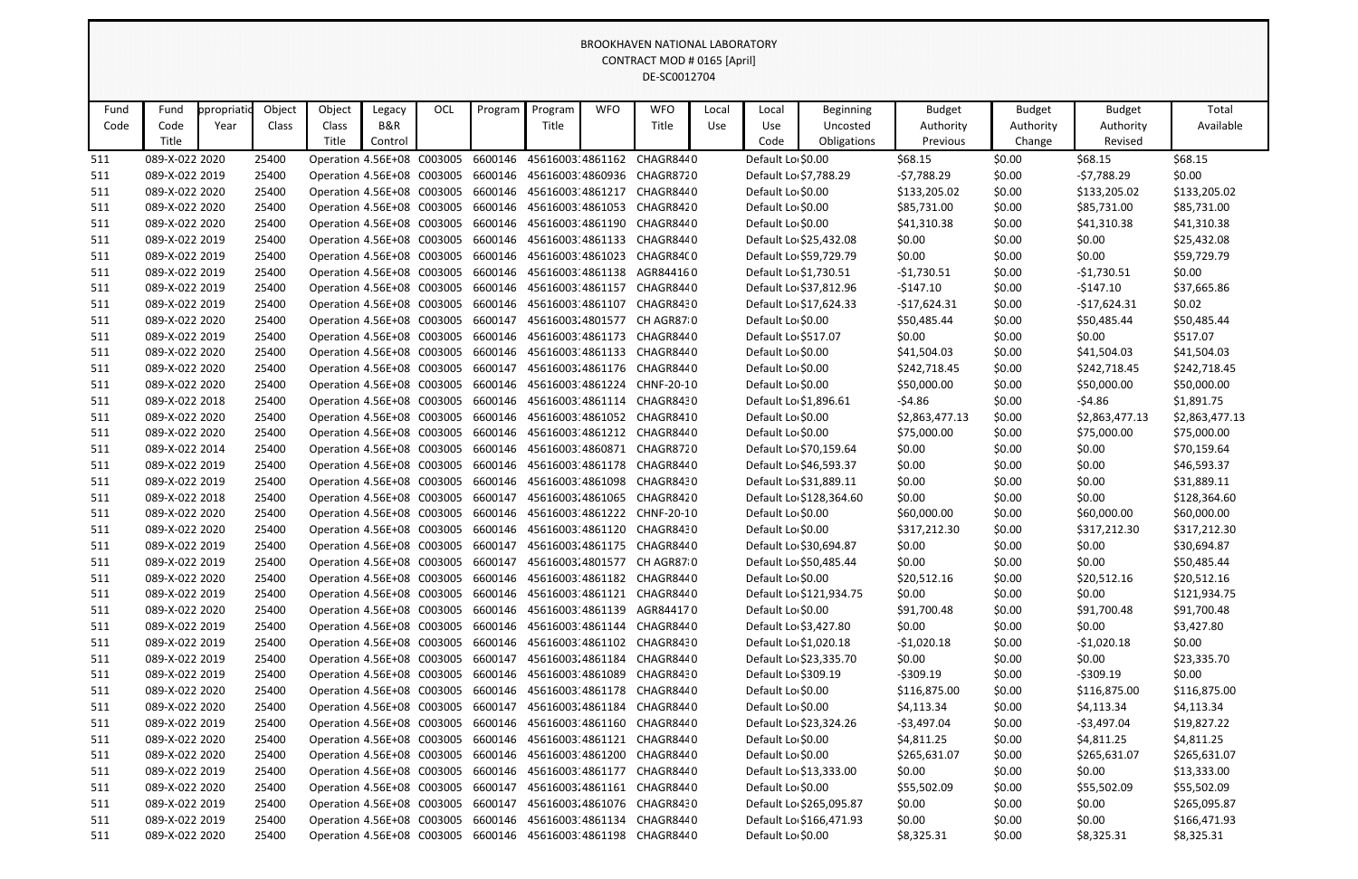BROOKHAVEN NATIONAL LABORATORY
CONTRACT MOD # 0165 [April]
DE-SC0012704

| Fund Code | Fund Code Title | ppropriatio Year | Object Class | Object Class Title | Legacy B&R Control | OCL | Program | Program Title | WFO | WFO Title | Local Use | Local Use Code | Beginning Uncosted Obligations | Budget Authority Previous | Budget Authority Change | Budget Authority Revised | Total Available |
|---|---|---|---|---|---|---|---|---|---|---|---|---|---|---|---|---|---|
| 511 | 089-X-022 | 2020 | 25400 | Operation | 4.56E+08 | C003005 | 6600146 | 45616003: | 4861162 | CHAGR844 | 0 | Default Lo | $0.00 | $68.15 | $0.00 | $68.15 | $68.15 |
| 511 | 089-X-022 | 2019 | 25400 | Operation | 4.56E+08 | C003005 | 6600146 | 45616003: | 4860936 | CHAGR872 | 0 | Default Lo | $7,788.29 | -$7,788.29 | $0.00 | -$7,788.29 | $0.00 |
| 511 | 089-X-022 | 2020 | 25400 | Operation | 4.56E+08 | C003005 | 6600146 | 45616003: | 4861217 | CHAGR844 | 0 | Default Lo | $0.00 | $133,205.02 | $0.00 | $133,205.02 | $133,205.02 |
| 511 | 089-X-022 | 2020 | 25400 | Operation | 4.56E+08 | C003005 | 6600146 | 45616003: | 4861053 | CHAGR842 | 0 | Default Lo | $0.00 | $85,731.00 | $0.00 | $85,731.00 | $85,731.00 |
| 511 | 089-X-022 | 2020 | 25400 | Operation | 4.56E+08 | C003005 | 6600146 | 45616003: | 4861190 | CHAGR844 | 0 | Default Lo | $0.00 | $41,310.38 | $0.00 | $41,310.38 | $41,310.38 |
| 511 | 089-X-022 | 2019 | 25400 | Operation | 4.56E+08 | C003005 | 6600146 | 45616003: | 4861133 | CHAGR844 | 0 | Default Lo | $25,432.08 | $0.00 | $0.00 | $0.00 | $25,432.08 |
| 511 | 089-X-022 | 2019 | 25400 | Operation | 4.56E+08 | C003005 | 6600146 | 45616003: | 4861023 | CHAGR840 | 0 | Default Lo | $59,729.79 | $0.00 | $0.00 | $0.00 | $59,729.79 |
| 511 | 089-X-022 | 2019 | 25400 | Operation | 4.56E+08 | C003005 | 6600146 | 45616003: | 4861138 | AGR84416 | 0 | Default Lo | $1,730.51 | -$1,730.51 | $0.00 | -$1,730.51 | $0.00 |
| 511 | 089-X-022 | 2019 | 25400 | Operation | 4.56E+08 | C003005 | 6600146 | 45616003: | 4861157 | CHAGR844 | 0 | Default Lo | $37,812.96 | -$147.10 | $0.00 | -$147.10 | $37,665.86 |
| 511 | 089-X-022 | 2019 | 25400 | Operation | 4.56E+08 | C003005 | 6600146 | 45616003: | 4861107 | CHAGR843 | 0 | Default Lo | $17,624.33 | -$17,624.31 | $0.00 | -$17,624.31 | $0.02 |
| 511 | 089-X-022 | 2020 | 25400 | Operation | 4.56E+08 | C003005 | 6600147 | 45616003: | 4801577 | CH AGR87 | 0 | Default Lo | $0.00 | $50,485.44 | $0.00 | $50,485.44 | $50,485.44 |
| 511 | 089-X-022 | 2019 | 25400 | Operation | 4.56E+08 | C003005 | 6600146 | 45616003: | 4861173 | CHAGR844 | 0 | Default Lo | $517.07 | $0.00 | $0.00 | $0.00 | $517.07 |
| 511 | 089-X-022 | 2020 | 25400 | Operation | 4.56E+08 | C003005 | 6600146 | 45616003: | 4861133 | CHAGR844 | 0 | Default Lo | $0.00 | $41,504.03 | $0.00 | $41,504.03 | $41,504.03 |
| 511 | 089-X-022 | 2020 | 25400 | Operation | 4.56E+08 | C003005 | 6600147 | 45616003: | 4861176 | CHAGR844 | 0 | Default Lo | $0.00 | $242,718.45 | $0.00 | $242,718.45 | $242,718.45 |
| 511 | 089-X-022 | 2020 | 25400 | Operation | 4.56E+08 | C003005 | 6600146 | 45616003: | 4861224 | CHNF-20-1 | 0 | Default Lo | $0.00 | $50,000.00 | $0.00 | $50,000.00 | $50,000.00 |
| 511 | 089-X-022 | 2018 | 25400 | Operation | 4.56E+08 | C003005 | 6600146 | 45616003: | 4861114 | CHAGR843 | 0 | Default Lo | $1,896.61 | -$4.86 | $0.00 | -$4.86 | $1,891.75 |
| 511 | 089-X-022 | 2020 | 25400 | Operation | 4.56E+08 | C003005 | 6600146 | 45616003: | 4861052 | CHAGR841 | 0 | Default Lo | $0.00 | $2,863,477.13 | $0.00 | $2,863,477.13 | $2,863,477.13 |
| 511 | 089-X-022 | 2020 | 25400 | Operation | 4.56E+08 | C003005 | 6600146 | 45616003: | 4861212 | CHAGR844 | 0 | Default Lo | $0.00 | $75,000.00 | $0.00 | $75,000.00 | $75,000.00 |
| 511 | 089-X-022 | 2014 | 25400 | Operation | 4.56E+08 | C003005 | 6600146 | 45616003: | 4860871 | CHAGR872 | 0 | Default Lo | $70,159.64 | $0.00 | $0.00 | $0.00 | $70,159.64 |
| 511 | 089-X-022 | 2019 | 25400 | Operation | 4.56E+08 | C003005 | 6600146 | 45616003: | 4861178 | CHAGR844 | 0 | Default Lo | $46,593.37 | $0.00 | $0.00 | $0.00 | $46,593.37 |
| 511 | 089-X-022 | 2019 | 25400 | Operation | 4.56E+08 | C003005 | 6600146 | 45616003: | 4861098 | CHAGR843 | 0 | Default Lo | $31,889.11 | $0.00 | $0.00 | $0.00 | $31,889.11 |
| 511 | 089-X-022 | 2018 | 25400 | Operation | 4.56E+08 | C003005 | 6600147 | 45616003: | 4861065 | CHAGR842 | 0 | Default Lo | $128,364.60 | $0.00 | $0.00 | $0.00 | $128,364.60 |
| 511 | 089-X-022 | 2020 | 25400 | Operation | 4.56E+08 | C003005 | 6600146 | 45616003: | 4861222 | CHNF-20-1 | 0 | Default Lo | $0.00 | $60,000.00 | $0.00 | $60,000.00 | $60,000.00 |
| 511 | 089-X-022 | 2020 | 25400 | Operation | 4.56E+08 | C003005 | 6600146 | 45616003: | 4861120 | CHAGR843 | 0 | Default Lo | $0.00 | $317,212.30 | $0.00 | $317,212.30 | $317,212.30 |
| 511 | 089-X-022 | 2019 | 25400 | Operation | 4.56E+08 | C003005 | 6600147 | 45616003: | 4861175 | CHAGR844 | 0 | Default Lo | $30,694.87 | $0.00 | $0.00 | $0.00 | $30,694.87 |
| 511 | 089-X-022 | 2019 | 25400 | Operation | 4.56E+08 | C003005 | 6600147 | 45616003: | 4801577 | CH AGR87 | 0 | Default Lo | $50,485.44 | $0.00 | $0.00 | $0.00 | $50,485.44 |
| 511 | 089-X-022 | 2020 | 25400 | Operation | 4.56E+08 | C003005 | 6600146 | 45616003: | 4861182 | CHAGR844 | 0 | Default Lo | $0.00 | $20,512.16 | $0.00 | $20,512.16 | $20,512.16 |
| 511 | 089-X-022 | 2019 | 25400 | Operation | 4.56E+08 | C003005 | 6600146 | 45616003: | 4861121 | CHAGR844 | 0 | Default Lo | $121,934.75 | $0.00 | $0.00 | $0.00 | $121,934.75 |
| 511 | 089-X-022 | 2020 | 25400 | Operation | 4.56E+08 | C003005 | 6600146 | 45616003: | 4861139 | AGR84417 | 0 | Default Lo | $0.00 | $91,700.48 | $0.00 | $91,700.48 | $91,700.48 |
| 511 | 089-X-022 | 2019 | 25400 | Operation | 4.56E+08 | C003005 | 6600146 | 45616003: | 4861144 | CHAGR844 | 0 | Default Lo | $3,427.80 | $0.00 | $0.00 | $0.00 | $3,427.80 |
| 511 | 089-X-022 | 2019 | 25400 | Operation | 4.56E+08 | C003005 | 6600146 | 45616003: | 4861102 | CHAGR843 | 0 | Default Lo | $1,020.18 | -$1,020.18 | $0.00 | -$1,020.18 | $0.00 |
| 511 | 089-X-022 | 2019 | 25400 | Operation | 4.56E+08 | C003005 | 6600147 | 45616003: | 4861184 | CHAGR844 | 0 | Default Lo | $23,335.70 | $0.00 | $0.00 | $0.00 | $23,335.70 |
| 511 | 089-X-022 | 2019 | 25400 | Operation | 4.56E+08 | C003005 | 6600146 | 45616003: | 4861089 | CHAGR843 | 0 | Default Lo | $309.19 | -$309.19 | $0.00 | -$309.19 | $0.00 |
| 511 | 089-X-022 | 2020 | 25400 | Operation | 4.56E+08 | C003005 | 6600146 | 45616003: | 4861178 | CHAGR844 | 0 | Default Lo | $0.00 | $116,875.00 | $0.00 | $116,875.00 | $116,875.00 |
| 511 | 089-X-022 | 2020 | 25400 | Operation | 4.56E+08 | C003005 | 6600147 | 45616003: | 4861184 | CHAGR844 | 0 | Default Lo | $0.00 | $4,113.34 | $0.00 | $4,113.34 | $4,113.34 |
| 511 | 089-X-022 | 2019 | 25400 | Operation | 4.56E+08 | C003005 | 6600146 | 45616003: | 4861160 | CHAGR844 | 0 | Default Lo | $23,324.26 | -$3,497.04 | $0.00 | -$3,497.04 | $19,827.22 |
| 511 | 089-X-022 | 2020 | 25400 | Operation | 4.56E+08 | C003005 | 6600146 | 45616003: | 4861121 | CHAGR844 | 0 | Default Lo | $0.00 | $4,811.25 | $0.00 | $4,811.25 | $4,811.25 |
| 511 | 089-X-022 | 2020 | 25400 | Operation | 4.56E+08 | C003005 | 6600146 | 45616003: | 4861200 | CHAGR844 | 0 | Default Lo | $0.00 | $265,631.07 | $0.00 | $265,631.07 | $265,631.07 |
| 511 | 089-X-022 | 2019 | 25400 | Operation | 4.56E+08 | C003005 | 6600146 | 45616003: | 4861177 | CHAGR844 | 0 | Default Lo | $13,333.00 | $0.00 | $0.00 | $0.00 | $13,333.00 |
| 511 | 089-X-022 | 2020 | 25400 | Operation | 4.56E+08 | C003005 | 6600147 | 45616003: | 4861161 | CHAGR844 | 0 | Default Lo | $0.00 | $55,502.09 | $0.00 | $55,502.09 | $55,502.09 |
| 511 | 089-X-022 | 2019 | 25400 | Operation | 4.56E+08 | C003005 | 6600147 | 45616003: | 4861076 | CHAGR843 | 0 | Default Lo | $265,095.87 | $0.00 | $0.00 | $0.00 | $265,095.87 |
| 511 | 089-X-022 | 2019 | 25400 | Operation | 4.56E+08 | C003005 | 6600146 | 45616003: | 4861134 | CHAGR844 | 0 | Default Lo | $166,471.93 | $0.00 | $0.00 | $0.00 | $166,471.93 |
| 511 | 089-X-022 | 2020 | 25400 | Operation | 4.56E+08 | C003005 | 6600146 | 45616003: | 4861198 | CHAGR844 | 0 | Default Lo | $0.00 | $8,325.31 | $0.00 | $8,325.31 | $8,325.31 |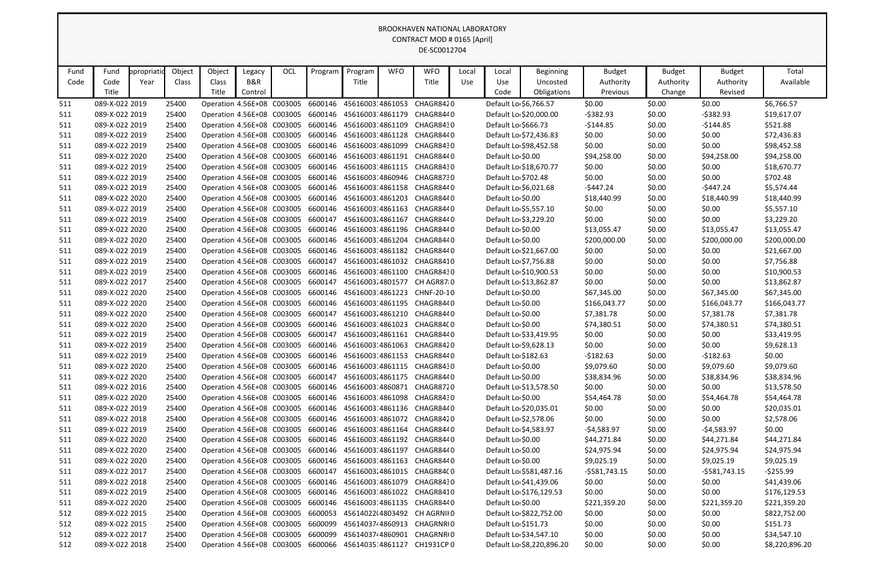BROOKHAVEN NATIONAL LABORATORY
CONTRACT MOD # 0165 [April]
DE-SC0012704

| Fund Code | Fund Code Title | ppropriatio Year | Object Class | Object Class Title | Legacy B&R Control | OCL | Program | Program Title | WFO | WFO Title | Local Use | Local Use Code | Beginning Uncosted Obligations | Budget Authority Previous | Budget Authority Change | Budget Authority Revised | Total Available |
|---|---|---|---|---|---|---|---|---|---|---|---|---|---|---|---|---|---|
| 511 | 089-X-022 | 2019 | 25400 | Operation | 4.56E+08 | C003005 | 6600146 | 456160031 | 4861053 | CHAGR842 | 0 | Default Lo | $6,766.57 | $0.00 | $0.00 | $0.00 | $6,766.57 |
| 511 | 089-X-022 | 2019 | 25400 | Operation | 4.56E+08 | C003005 | 6600146 | 456160031 | 4861179 | CHAGR844 | 0 | Default Lo | $20,000.00 | -$382.93 | $0.00 | -$382.93 | $19,617.07 |
| 511 | 089-X-022 | 2019 | 25400 | Operation | 4.56E+08 | C003005 | 6600146 | 456160031 | 4861109 | CHAGR843 | 0 | Default Lo | $666.73 | -$144.85 | $0.00 | -$144.85 | $521.88 |
| 511 | 089-X-022 | 2019 | 25400 | Operation | 4.56E+08 | C003005 | 6600146 | 456160031 | 4861128 | CHAGR844 | 0 | Default Lo | $72,436.83 | $0.00 | $0.00 | $0.00 | $72,436.83 |
| 511 | 089-X-022 | 2019 | 25400 | Operation | 4.56E+08 | C003005 | 6600146 | 456160031 | 4861099 | CHAGR843 | 0 | Default Lo | $98,452.58 | $0.00 | $0.00 | $0.00 | $98,452.58 |
| 511 | 089-X-022 | 2020 | 25400 | Operation | 4.56E+08 | C003005 | 6600146 | 456160031 | 4861191 | CHAGR844 | 0 | Default Lo | $0.00 | $94,258.00 | $0.00 | $94,258.00 | $94,258.00 |
| 511 | 089-X-022 | 2019 | 25400 | Operation | 4.56E+08 | C003005 | 6600146 | 456160031 | 4861115 | CHAGR843 | 0 | Default Lo | $18,670.77 | $0.00 | $0.00 | $0.00 | $18,670.77 |
| 511 | 089-X-022 | 2019 | 25400 | Operation | 4.56E+08 | C003005 | 6600146 | 456160031 | 4860946 | CHAGR873 | 0 | Default Lo | $702.48 | $0.00 | $0.00 | $0.00 | $702.48 |
| 511 | 089-X-022 | 2019 | 25400 | Operation | 4.56E+08 | C003005 | 6600146 | 456160031 | 4861158 | CHAGR844 | 0 | Default Lo | $6,021.68 | -$447.24 | $0.00 | -$447.24 | $5,574.44 |
| 511 | 089-X-022 | 2020 | 25400 | Operation | 4.56E+08 | C003005 | 6600146 | 456160031 | 4861203 | CHAGR844 | 0 | Default Lo | $0.00 | $18,440.99 | $0.00 | $18,440.99 | $18,440.99 |
| 511 | 089-X-022 | 2019 | 25400 | Operation | 4.56E+08 | C003005 | 6600146 | 456160031 | 4861163 | CHAGR844 | 0 | Default Lo | $5,557.10 | $0.00 | $0.00 | $0.00 | $5,557.10 |
| 511 | 089-X-022 | 2019 | 25400 | Operation | 4.56E+08 | C003005 | 6600147 | 456160032 | 4861167 | CHAGR844 | 0 | Default Lo | $3,229.20 | $0.00 | $0.00 | $0.00 | $3,229.20 |
| 511 | 089-X-022 | 2020 | 25400 | Operation | 4.56E+08 | C003005 | 6600146 | 456160031 | 4861196 | CHAGR844 | 0 | Default Lo | $0.00 | $13,055.47 | $0.00 | $13,055.47 | $13,055.47 |
| 511 | 089-X-022 | 2020 | 25400 | Operation | 4.56E+08 | C003005 | 6600146 | 456160031 | 4861204 | CHAGR844 | 0 | Default Lo | $0.00 | $200,000.00 | $0.00 | $200,000.00 | $200,000.00 |
| 511 | 089-X-022 | 2019 | 25400 | Operation | 4.56E+08 | C003005 | 6600146 | 456160031 | 4861182 | CHAGR844 | 0 | Default Lo | $21,667.00 | $0.00 | $0.00 | $0.00 | $21,667.00 |
| 511 | 089-X-022 | 2019 | 25400 | Operation | 4.56E+08 | C003005 | 6600147 | 456160032 | 4861032 | CHAGR841 | 0 | Default Lo | $7,756.88 | $0.00 | $0.00 | $0.00 | $7,756.88 |
| 511 | 089-X-022 | 2019 | 25400 | Operation | 4.56E+08 | C003005 | 6600146 | 456160031 | 4861100 | CHAGR843 | 0 | Default Lo | $10,900.53 | $0.00 | $0.00 | $0.00 | $10,900.53 |
| 511 | 089-X-022 | 2017 | 25400 | Operation | 4.56E+08 | C003005 | 6600147 | 456160032 | 4801577 | CH AGR87 | 0 | Default Lo | $13,862.87 | $0.00 | $0.00 | $0.00 | $13,862.87 |
| 511 | 089-X-022 | 2020 | 25400 | Operation | 4.56E+08 | C003005 | 6600146 | 456160031 | 4861223 | CHNF-20-1 | 0 | Default Lo | $0.00 | $67,345.00 | $0.00 | $67,345.00 | $67,345.00 |
| 511 | 089-X-022 | 2020 | 25400 | Operation | 4.56E+08 | C003005 | 6600146 | 456160031 | 4861195 | CHAGR844 | 0 | Default Lo | $0.00 | $166,043.77 | $0.00 | $166,043.77 | $166,043.77 |
| 511 | 089-X-022 | 2020 | 25400 | Operation | 4.56E+08 | C003005 | 6600147 | 456160032 | 4861210 | CHAGR844 | 0 | Default Lo | $0.00 | $7,381.78 | $0.00 | $7,381.78 | $7,381.78 |
| 511 | 089-X-022 | 2020 | 25400 | Operation | 4.56E+08 | C003005 | 6600146 | 456160031 | 4861023 | CHAGR840 | 0 | Default Lo | $0.00 | $74,380.51 | $0.00 | $74,380.51 | $74,380.51 |
| 511 | 089-X-022 | 2019 | 25400 | Operation | 4.56E+08 | C003005 | 6600147 | 456160032 | 4861161 | CHAGR844 | 0 | Default Lo | $33,419.95 | $0.00 | $0.00 | $0.00 | $33,419.95 |
| 511 | 089-X-022 | 2019 | 25400 | Operation | 4.56E+08 | C003005 | 6600146 | 456160031 | 4861063 | CHAGR842 | 0 | Default Lo | $9,628.13 | $0.00 | $0.00 | $0.00 | $9,628.13 |
| 511 | 089-X-022 | 2019 | 25400 | Operation | 4.56E+08 | C003005 | 6600146 | 456160031 | 4861153 | CHAGR844 | 0 | Default Lo | $182.63 | -$182.63 | $0.00 | -$182.63 | $0.00 |
| 511 | 089-X-022 | 2020 | 25400 | Operation | 4.56E+08 | C003005 | 6600146 | 456160031 | 4861115 | CHAGR843 | 0 | Default Lo | $0.00 | $9,079.60 | $0.00 | $9,079.60 | $9,079.60 |
| 511 | 089-X-022 | 2020 | 25400 | Operation | 4.56E+08 | C003005 | 6600147 | 456160032 | 4861175 | CHAGR844 | 0 | Default Lo | $0.00 | $38,834.96 | $0.00 | $38,834.96 | $38,834.96 |
| 511 | 089-X-022 | 2016 | 25400 | Operation | 4.56E+08 | C003005 | 6600146 | 456160031 | 4860871 | CHAGR872 | 0 | Default Lo | $13,578.50 | $0.00 | $0.00 | $0.00 | $13,578.50 |
| 511 | 089-X-022 | 2020 | 25400 | Operation | 4.56E+08 | C003005 | 6600146 | 456160031 | 4861098 | CHAGR843 | 0 | Default Lo | $0.00 | $54,464.78 | $0.00 | $54,464.78 | $54,464.78 |
| 511 | 089-X-022 | 2019 | 25400 | Operation | 4.56E+08 | C003005 | 6600146 | 456160031 | 4861136 | CHAGR844 | 0 | Default Lo | $20,035.01 | $0.00 | $0.00 | $0.00 | $20,035.01 |
| 511 | 089-X-022 | 2018 | 25400 | Operation | 4.56E+08 | C003005 | 6600146 | 456160031 | 4861072 | CHAGR842 | 0 | Default Lo | $2,578.06 | $0.00 | $0.00 | $0.00 | $2,578.06 |
| 511 | 089-X-022 | 2019 | 25400 | Operation | 4.56E+08 | C003005 | 6600146 | 456160031 | 4861164 | CHAGR844 | 0 | Default Lo | $4,583.97 | -$4,583.97 | $0.00 | -$4,583.97 | $0.00 |
| 511 | 089-X-022 | 2020 | 25400 | Operation | 4.56E+08 | C003005 | 6600146 | 456160031 | 4861192 | CHAGR844 | 0 | Default Lo | $0.00 | $44,271.84 | $0.00 | $44,271.84 | $44,271.84 |
| 511 | 089-X-022 | 2020 | 25400 | Operation | 4.56E+08 | C003005 | 6600146 | 456160031 | 4861197 | CHAGR844 | 0 | Default Lo | $0.00 | $24,975.94 | $0.00 | $24,975.94 | $24,975.94 |
| 511 | 089-X-022 | 2020 | 25400 | Operation | 4.56E+08 | C003005 | 6600146 | 456160031 | 4861163 | CHAGR844 | 0 | Default Lo | $0.00 | $9,025.19 | $0.00 | $9,025.19 | $9,025.19 |
| 511 | 089-X-022 | 2017 | 25400 | Operation | 4.56E+08 | C003005 | 6600147 | 456160032 | 4861015 | CHAGR840 | 0 | Default Lo | $581,487.16 | -$581,743.15 | $0.00 | -$581,743.15 | -$255.99 |
| 511 | 089-X-022 | 2018 | 25400 | Operation | 4.56E+08 | C003005 | 6600146 | 456160031 | 4861079 | CHAGR843 | 0 | Default Lo | $41,439.06 | $0.00 | $0.00 | $0.00 | $41,439.06 |
| 511 | 089-X-022 | 2019 | 25400 | Operation | 4.56E+08 | C003005 | 6600146 | 456160031 | 4861022 | CHAGR841 | 0 | Default Lo | $176,129.53 | $0.00 | $0.00 | $0.00 | $176,129.53 |
| 511 | 089-X-022 | 2020 | 25400 | Operation | 4.56E+08 | C003005 | 6600146 | 456160031 | 4861135 | CHAGR844 | 0 | Default Lo | $0.00 | $221,359.20 | $0.00 | $221,359.20 | $221,359.20 |
| 512 | 089-X-022 | 2015 | 25400 | Operation | 4.56E+08 | C003005 | 6600053 | 456140220 | 4803492 | CH AGRNI | 0 | Default Lo | $822,752.00 | $0.00 | $0.00 | $0.00 | $822,752.00 |
| 512 | 089-X-022 | 2015 | 25400 | Operation | 4.56E+08 | C003005 | 6600099 | 456140374 | 4860913 | CHAGRNR | 0 | Default Lo | $151.73 | $0.00 | $0.00 | $0.00 | $151.73 |
| 512 | 089-X-022 | 2017 | 25400 | Operation | 4.56E+08 | C003005 | 6600099 | 456140374 | 4860901 | CHAGRNR | 0 | Default Lo | $34,547.10 | $0.00 | $0.00 | $0.00 | $34,547.10 |
| 512 | 089-X-022 | 2018 | 25400 | Operation | 4.56E+08 | C003005 | 6600066 | 456140351 | 4861127 | CH1931CP | 0 | Default Lo | $8,220,896.20 | $0.00 | $0.00 | $0.00 | $8,220,896.20 |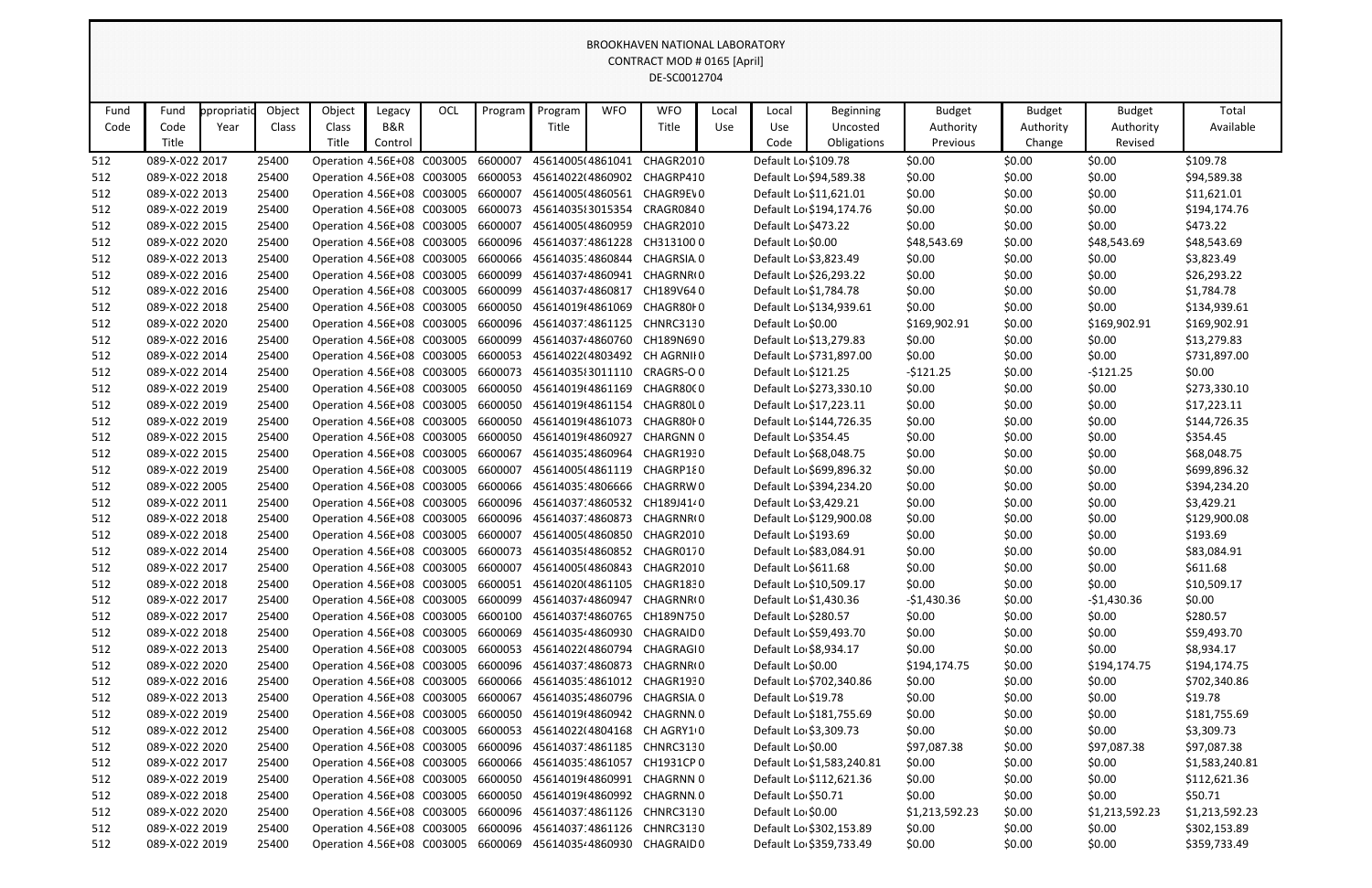BROOKHAVEN NATIONAL LABORATORY
CONTRACT MOD # 0165 [April]
DE-SC0012704

| Fund Code | Fund Code Title | ppropriatio Year | Object Class | Object Class Title | Legacy B&R Control | OCL | Program | Program Title | WFO | WFO Title | Local Use | Local Use Code | Beginning Uncosted Obligations | Budget Authority Previous | Budget Authority Change | Budget Authority Revised | Total Available |
|---|---|---|---|---|---|---|---|---|---|---|---|---|---|---|---|---|---|
| 512 | 089-X-022 | 2017 | 25400 | Operation | 4.56E+08 | C003005 | 6600007 | 45614005( | 4861041 | CHAGR201 | 0 | Default Lo | $109.78 | $0.00 | $0.00 | $0.00 | $109.78 |
| 512 | 089-X-022 | 2018 | 25400 | Operation | 4.56E+08 | C003005 | 6600053 | 45614022( | 4860902 | CHAGRP41 | 0 | Default Lo | $94,589.38 | $0.00 | $0.00 | $0.00 | $94,589.38 |
| 512 | 089-X-022 | 2013 | 25400 | Operation | 4.56E+08 | C003005 | 6600007 | 45614005( | 4860561 | CHAGR9EV | 0 | Default Lo | $11,621.01 | $0.00 | $0.00 | $0.00 | $11,621.01 |
| 512 | 089-X-022 | 2019 | 25400 | Operation | 4.56E+08 | C003005 | 6600073 | 45614035( | 3015354 | CRAGR084 | 0 | Default Lo | $194,174.76 | $0.00 | $0.00 | $0.00 | $194,174.76 |
| 512 | 089-X-022 | 2015 | 25400 | Operation | 4.56E+08 | C003005 | 6600007 | 45614005( | 4860959 | CHAGR201 | 0 | Default Lo | $473.22 | $0.00 | $0.00 | $0.00 | $473.22 |
| 512 | 089-X-022 | 2020 | 25400 | Operation | 4.56E+08 | C003005 | 6600096 | 45614037 | 4861228 | CH313100 | 0 | Default Lo | $0.00 | $48,543.69 | $0.00 | $48,543.69 | $48,543.69 |
| 512 | 089-X-022 | 2013 | 25400 | Operation | 4.56E+08 | C003005 | 6600066 | 45614035 | 4860844 | CHAGRSIA | 0 | Default Lo | $3,823.49 | $0.00 | $0.00 | $0.00 | $3,823.49 |
| 512 | 089-X-022 | 2016 | 25400 | Operation | 4.56E+08 | C003005 | 6600099 | 45614037 | 4860941 | CHAGRNR( | 0 | Default Lo | $26,293.22 | $0.00 | $0.00 | $0.00 | $26,293.22 |
| 512 | 089-X-022 | 2016 | 25400 | Operation | 4.56E+08 | C003005 | 6600099 | 45614037 | 4860817 | CH189V64 | 0 | Default Lo | $1,784.78 | $0.00 | $0.00 | $0.00 | $1,784.78 |
| 512 | 089-X-022 | 2018 | 25400 | Operation | 4.56E+08 | C003005 | 6600050 | 45614019( | 4861069 | CHAGR80H | 0 | Default Lo | $134,939.61 | $0.00 | $0.00 | $0.00 | $134,939.61 |
| 512 | 089-X-022 | 2020 | 25400 | Operation | 4.56E+08 | C003005 | 6600096 | 45614037 | 4861125 | CHNRC313 | 0 | Default Lo | $0.00 | $169,902.91 | $0.00 | $169,902.91 | $169,902.91 |
| 512 | 089-X-022 | 2016 | 25400 | Operation | 4.56E+08 | C003005 | 6600099 | 45614037 | 4860760 | CH189N69 | 0 | Default Lo | $13,279.83 | $0.00 | $0.00 | $0.00 | $13,279.83 |
| 512 | 089-X-022 | 2014 | 25400 | Operation | 4.56E+08 | C003005 | 6600053 | 45614022( | 4803492 | CH AGRNII | 0 | Default Lo | $731,897.00 | $0.00 | $0.00 | $0.00 | $731,897.00 |
| 512 | 089-X-022 | 2014 | 25400 | Operation | 4.56E+08 | C003005 | 6600073 | 45614035( | 3011110 | CRAGRS-O | 0 | Default Lo | $121.25 | -$121.25 | $0.00 | -$121.25 | $0.00 |
| 512 | 089-X-022 | 2019 | 25400 | Operation | 4.56E+08 | C003005 | 6600050 | 45614019( | 4861169 | CHAGR80C | 0 | Default Lo | $273,330.10 | $0.00 | $0.00 | $0.00 | $273,330.10 |
| 512 | 089-X-022 | 2019 | 25400 | Operation | 4.56E+08 | C003005 | 6600050 | 45614019( | 4861154 | CHAGR80L | 0 | Default Lo | $17,223.11 | $0.00 | $0.00 | $0.00 | $17,223.11 |
| 512 | 089-X-022 | 2019 | 25400 | Operation | 4.56E+08 | C003005 | 6600050 | 45614019( | 4861073 | CHAGR80H | 0 | Default Lo | $144,726.35 | $0.00 | $0.00 | $0.00 | $144,726.35 |
| 512 | 089-X-022 | 2015 | 25400 | Operation | 4.56E+08 | C003005 | 6600050 | 45614019( | 4860927 | CHARGNN | 0 | Default Lo | $354.45 | $0.00 | $0.00 | $0.00 | $354.45 |
| 512 | 089-X-022 | 2015 | 25400 | Operation | 4.56E+08 | C003005 | 6600067 | 45614035 | 4860964 | CHAGR193 | 0 | Default Lo | $68,048.75 | $0.00 | $0.00 | $0.00 | $68,048.75 |
| 512 | 089-X-022 | 2019 | 25400 | Operation | 4.56E+08 | C003005 | 6600007 | 45614005( | 4861119 | CHAGRP18 | 0 | Default Lo | $699,896.32 | $0.00 | $0.00 | $0.00 | $699,896.32 |
| 512 | 089-X-022 | 2005 | 25400 | Operation | 4.56E+08 | C003005 | 6600066 | 45614035 | 4806666 | CHAGRRW | 0 | Default Lo | $394,234.20 | $0.00 | $0.00 | $0.00 | $394,234.20 |
| 512 | 089-X-022 | 2011 | 25400 | Operation | 4.56E+08 | C003005 | 6600096 | 45614037 | 4860532 | CH189J414 | 0 | Default Lo | $3,429.21 | $0.00 | $0.00 | $0.00 | $3,429.21 |
| 512 | 089-X-022 | 2018 | 25400 | Operation | 4.56E+08 | C003005 | 6600096 | 45614037 | 4860873 | CHAGRNR( | 0 | Default Lo | $129,900.08 | $0.00 | $0.00 | $0.00 | $129,900.08 |
| 512 | 089-X-022 | 2018 | 25400 | Operation | 4.56E+08 | C003005 | 6600007 | 45614005( | 4860850 | CHAGR201 | 0 | Default Lo | $193.69 | $0.00 | $0.00 | $0.00 | $193.69 |
| 512 | 089-X-022 | 2014 | 25400 | Operation | 4.56E+08 | C003005 | 6600073 | 45614035( | 4860852 | CHAGR017 | 0 | Default Lo | $83,084.91 | $0.00 | $0.00 | $0.00 | $83,084.91 |
| 512 | 089-X-022 | 2017 | 25400 | Operation | 4.56E+08 | C003005 | 6600007 | 45614005( | 4860843 | CHAGR201 | 0 | Default Lo | $611.68 | $0.00 | $0.00 | $0.00 | $611.68 |
| 512 | 089-X-022 | 2018 | 25400 | Operation | 4.56E+08 | C003005 | 6600051 | 45614020( | 4861105 | CHAGR183 | 0 | Default Lo | $10,509.17 | $0.00 | $0.00 | $0.00 | $10,509.17 |
| 512 | 089-X-022 | 2017 | 25400 | Operation | 4.56E+08 | C003005 | 6600099 | 45614037 | 4860947 | CHAGRNR( | 0 | Default Lo | $1,430.36 | -$1,430.36 | $0.00 | -$1,430.36 | $0.00 |
| 512 | 089-X-022 | 2017 | 25400 | Operation | 4.56E+08 | C003005 | 6600100 | 45614037 | 4860765 | CH189N75 | 0 | Default Lo | $280.57 | $0.00 | $0.00 | $0.00 | $280.57 |
| 512 | 089-X-022 | 2018 | 25400 | Operation | 4.56E+08 | C003005 | 6600069 | 45614035 | 4860930 | CHAGRAID | 0 | Default Lo | $59,493.70 | $0.00 | $0.00 | $0.00 | $59,493.70 |
| 512 | 089-X-022 | 2013 | 25400 | Operation | 4.56E+08 | C003005 | 6600053 | 45614022( | 4860794 | CHAGRAGI | 0 | Default Lo | $8,934.17 | $0.00 | $0.00 | $0.00 | $8,934.17 |
| 512 | 089-X-022 | 2020 | 25400 | Operation | 4.56E+08 | C003005 | 6600096 | 45614037 | 4860873 | CHAGRNR( | 0 | Default Lo | $0.00 | $194,174.75 | $0.00 | $194,174.75 | $194,174.75 |
| 512 | 089-X-022 | 2016 | 25400 | Operation | 4.56E+08 | C003005 | 6600066 | 45614035 | 4861012 | CHAGR193 | 0 | Default Lo | $702,340.86 | $0.00 | $0.00 | $0.00 | $702,340.86 |
| 512 | 089-X-022 | 2013 | 25400 | Operation | 4.56E+08 | C003005 | 6600067 | 45614035 | 4860796 | CHAGRSIA | 0 | Default Lo | $19.78 | $0.00 | $0.00 | $0.00 | $19.78 |
| 512 | 089-X-022 | 2019 | 25400 | Operation | 4.56E+08 | C003005 | 6600050 | 45614019( | 4860942 | CHAGRNN. | 0 | Default Lo | $181,755.69 | $0.00 | $0.00 | $0.00 | $181,755.69 |
| 512 | 089-X-022 | 2012 | 25400 | Operation | 4.56E+08 | C003005 | 6600053 | 45614022( | 4804168 | CH AGRY1 | 0 | Default Lo | $3,309.73 | $0.00 | $0.00 | $0.00 | $3,309.73 |
| 512 | 089-X-022 | 2020 | 25400 | Operation | 4.56E+08 | C003005 | 6600096 | 45614037 | 4861185 | CHNRC313 | 0 | Default Lo | $0.00 | $97,087.38 | $0.00 | $97,087.38 | $97,087.38 |
| 512 | 089-X-022 | 2017 | 25400 | Operation | 4.56E+08 | C003005 | 6600066 | 45614035 | 4861057 | CH1931CP | 0 | Default Lo | $1,583,240.81 | $0.00 | $0.00 | $0.00 | $1,583,240.81 |
| 512 | 089-X-022 | 2019 | 25400 | Operation | 4.56E+08 | C003005 | 6600050 | 45614019( | 4860991 | CHAGRNN | 0 | Default Lo | $112,621.36 | $0.00 | $0.00 | $0.00 | $112,621.36 |
| 512 | 089-X-022 | 2018 | 25400 | Operation | 4.56E+08 | C003005 | 6600050 | 45614019( | 4860992 | CHAGRNN. | 0 | Default Lo | $50.71 | $0.00 | $0.00 | $0.00 | $50.71 |
| 512 | 089-X-022 | 2020 | 25400 | Operation | 4.56E+08 | C003005 | 6600096 | 45614037 | 4861126 | CHNRC313 | 0 | Default Lo | $0.00 | $1,213,592.23 | $0.00 | $1,213,592.23 | $1,213,592.23 |
| 512 | 089-X-022 | 2019 | 25400 | Operation | 4.56E+08 | C003005 | 6600096 | 45614037 | 4861126 | CHNRC313 | 0 | Default Lo | $302,153.89 | $0.00 | $0.00 | $0.00 | $302,153.89 |
| 512 | 089-X-022 | 2019 | 25400 | Operation | 4.56E+08 | C003005 | 6600069 | 45614035 | 4860930 | CHAGRAID | 0 | Default Lo | $359,733.49 | $0.00 | $0.00 | $0.00 | $359,733.49 |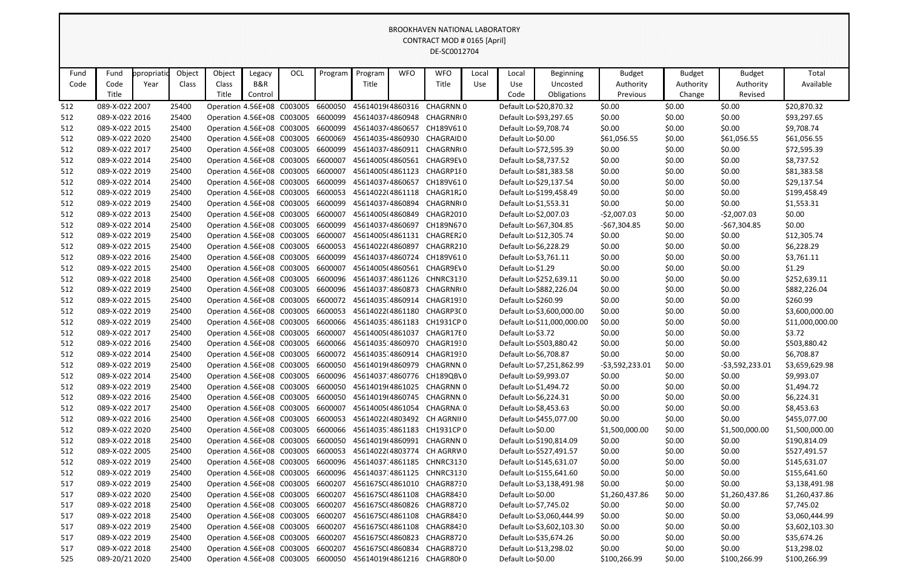BROOKHAVEN NATIONAL LABORATORY
CONTRACT MOD # 0165 [April]
DE-SC0012704

| Fund Code | Fund Code Title | ppropriatio Year | Object Class | Object Class Title | Legacy B&R Control | OCL | Program | Program Title | WFO | WFO Title | Local Use | Local Use Code | Beginning Uncosted Obligations | Budget Authority Previous | Budget Authority Change | Budget Authority Revised | Total Available |
|---|---|---|---|---|---|---|---|---|---|---|---|---|---|---|---|---|---|
| 512 | 089-X-022 | 2007 | 25400 | Operation | 4.56E+08 | C003005 | 6600050 | 45614019( | 4860316 | CHAGRNN. | 0 | Default Lo | $20,870.32 | $0.00 | $0.00 | $0.00 | $20,870.32 |
| 512 | 089-X-022 | 2016 | 25400 | Operation | 4.56E+08 | C003005 | 6600099 | 45614037 | 4860948 | CHAGRNR( | 0 | Default Lo | $93,297.65 | $0.00 | $0.00 | $0.00 | $93,297.65 |
| 512 | 089-X-022 | 2015 | 25400 | Operation | 4.56E+08 | C003005 | 6600099 | 45614037 | 4860657 | CH189V61 | 0 | Default Lo | $9,708.74 | $0.00 | $0.00 | $0.00 | $9,708.74 |
| 512 | 089-X-022 | 2020 | 25400 | Operation | 4.56E+08 | C003005 | 6600069 | 45614035 | 4860930 | CHAGRAID | 0 | Default Lo | $0.00 | $61,056.55 | $0.00 | $61,056.55 | $61,056.55 |
| 512 | 089-X-022 | 2017 | 25400 | Operation | 4.56E+08 | C003005 | 6600099 | 45614037 | 4860911 | CHAGRNR( | 0 | Default Lo | $72,595.39 | $0.00 | $0.00 | $0.00 | $72,595.39 |
| 512 | 089-X-022 | 2014 | 25400 | Operation | 4.56E+08 | C003005 | 6600007 | 45614005( | 4860561 | CHAGR9E\ | 0 | Default Lo | $8,737.52 | $0.00 | $0.00 | $0.00 | $8,737.52 |
| 512 | 089-X-022 | 2019 | 25400 | Operation | 4.56E+08 | C003005 | 6600007 | 45614005( | 4861123 | CHAGRP18 | 0 | Default Lo | $81,383.58 | $0.00 | $0.00 | $0.00 | $81,383.58 |
| 512 | 089-X-022 | 2014 | 25400 | Operation | 4.56E+08 | C003005 | 6600099 | 45614037 | 4860657 | CH189V61 | 0 | Default Lo | $29,137.54 | $0.00 | $0.00 | $0.00 | $29,137.54 |
| 512 | 089-X-022 | 2019 | 25400 | Operation | 4.56E+08 | C003005 | 6600053 | 45614022( | 4861118 | CHAGR1R2 | 0 | Default Lo | $199,458.49 | $0.00 | $0.00 | $0.00 | $199,458.49 |
| 512 | 089-X-022 | 2019 | 25400 | Operation | 4.56E+08 | C003005 | 6600099 | 45614037 | 4860894 | CHAGRNR( | 0 | Default Lo | $1,553.31 | $0.00 | $0.00 | $0.00 | $1,553.31 |
| 512 | 089-X-022 | 2013 | 25400 | Operation | 4.56E+08 | C003005 | 6600007 | 45614005( | 4860849 | CHAGR201 | 0 | Default Lo | $2,007.03 | -$2,007.03 | $0.00 | -$2,007.03 | $0.00 |
| 512 | 089-X-022 | 2014 | 25400 | Operation | 4.56E+08 | C003005 | 6600099 | 45614037 | 4860697 | CH189N67 | 0 | Default Lo | $67,304.85 | -$67,304.85 | $0.00 | -$67,304.85 | $0.00 |
| 512 | 089-X-022 | 2019 | 25400 | Operation | 4.56E+08 | C003005 | 6600007 | 45614005( | 4861131 | CHAGRER2 | 0 | Default Lo | $12,305.74 | $0.00 | $0.00 | $0.00 | $12,305.74 |
| 512 | 089-X-022 | 2015 | 25400 | Operation | 4.56E+08 | C003005 | 6600053 | 45614022( | 4860897 | CHAGRR21 | 0 | Default Lo | $6,228.29 | $0.00 | $0.00 | $0.00 | $6,228.29 |
| 512 | 089-X-022 | 2016 | 25400 | Operation | 4.56E+08 | C003005 | 6600099 | 45614037 | 4860724 | CH189V61 | 0 | Default Lo | $3,761.11 | $0.00 | $0.00 | $0.00 | $3,761.11 |
| 512 | 089-X-022 | 2015 | 25400 | Operation | 4.56E+08 | C003005 | 6600007 | 45614005( | 4860561 | CHAGR9E\ | 0 | Default Lo | $1.29 | $0.00 | $0.00 | $0.00 | $1.29 |
| 512 | 089-X-022 | 2018 | 25400 | Operation | 4.56E+08 | C003005 | 6600096 | 45614037 | 4861126 | CHNRC313 | 0 | Default Lo | $252,639.11 | $0.00 | $0.00 | $0.00 | $252,639.11 |
| 512 | 089-X-022 | 2019 | 25400 | Operation | 4.56E+08 | C003005 | 6600096 | 45614037 | 4860873 | CHAGRNR( | 0 | Default Lo | $882,226.04 | $0.00 | $0.00 | $0.00 | $882,226.04 |
| 512 | 089-X-022 | 2015 | 25400 | Operation | 4.56E+08 | C003005 | 6600072 | 45614035 | 4860914 | CHAGR193 | 0 | Default Lo | $260.99 | $0.00 | $0.00 | $0.00 | $260.99 |
| 512 | 089-X-022 | 2019 | 25400 | Operation | 4.56E+08 | C003005 | 6600053 | 45614022( | 4861180 | CHAGRP3C | 0 | Default Lo | $3,600,000.00 | $0.00 | $0.00 | $0.00 | $3,600,000.00 |
| 512 | 089-X-022 | 2019 | 25400 | Operation | 4.56E+08 | C003005 | 6600066 | 45614035 | 4861183 | CH1931CP | 0 | Default Lo | $11,000,000.00 | $0.00 | $0.00 | $0.00 | $11,000,000.00 |
| 512 | 089-X-022 | 2017 | 25400 | Operation | 4.56E+08 | C003005 | 6600007 | 45614005( | 4861037 | CHAGR17E | 0 | Default Lo | $3.72 | $0.00 | $0.00 | $0.00 | $3.72 |
| 512 | 089-X-022 | 2016 | 25400 | Operation | 4.56E+08 | C003005 | 6600066 | 45614035 | 4860970 | CHAGR193 | 0 | Default Lo | $503,880.42 | $0.00 | $0.00 | $0.00 | $503,880.42 |
| 512 | 089-X-022 | 2014 | 25400 | Operation | 4.56E+08 | C003005 | 6600072 | 45614035 | 4860914 | CHAGR193 | 0 | Default Lo | $6,708.87 | $0.00 | $0.00 | $0.00 | $6,708.87 |
| 512 | 089-X-022 | 2019 | 25400 | Operation | 4.56E+08 | C003005 | 6600050 | 45614019( | 4860979 | CHAGRNN. | 0 | Default Lo | $7,251,862.99 | -$3,592,233.01 | $0.00 | -$3,592,233.01 | $3,659,629.98 |
| 512 | 089-X-022 | 2014 | 25400 | Operation | 4.56E+08 | C003005 | 6600096 | 45614037 | 4860776 | CH189QB\ | 0 | Default Lo | $9,993.07 | $0.00 | $0.00 | $0.00 | $9,993.07 |
| 512 | 089-X-022 | 2019 | 25400 | Operation | 4.56E+08 | C003005 | 6600050 | 45614019( | 4861025 | CHAGRNN | 0 | Default Lo | $1,494.72 | $0.00 | $0.00 | $0.00 | $1,494.72 |
| 512 | 089-X-022 | 2016 | 25400 | Operation | 4.56E+08 | C003005 | 6600050 | 45614019( | 4860745 | CHAGRNN. | 0 | Default Lo | $6,224.31 | $0.00 | $0.00 | $0.00 | $6,224.31 |
| 512 | 089-X-022 | 2017 | 25400 | Operation | 4.56E+08 | C003005 | 6600007 | 45614005( | 4861054 | CHAGRNA | 0 | Default Lo | $8,453.63 | $0.00 | $0.00 | $0.00 | $8,453.63 |
| 512 | 089-X-022 | 2016 | 25400 | Operation | 4.56E+08 | C003005 | 6600053 | 45614022( | 4803492 | CH AGRNI | 0 | Default Lo | $455,077.00 | $0.00 | $0.00 | $0.00 | $455,077.00 |
| 512 | 089-X-022 | 2020 | 25400 | Operation | 4.56E+08 | C003005 | 6600066 | 45614035 | 4861183 | CH1931CP | 0 | Default Lo | $0.00 | $1,500,000.00 | $0.00 | $1,500,000.00 | $1,500,000.00 |
| 512 | 089-X-022 | 2018 | 25400 | Operation | 4.56E+08 | C003005 | 6600050 | 45614019( | 4860991 | CHAGRNN | 0 | Default Lo | $190,814.09 | $0.00 | $0.00 | $0.00 | $190,814.09 |
| 512 | 089-X-022 | 2005 | 25400 | Operation | 4.56E+08 | C003005 | 6600053 | 45614022( | 4803774 | CH AGRR\ | 0 | Default Lo | $527,491.57 | $0.00 | $0.00 | $0.00 | $527,491.57 |
| 512 | 089-X-022 | 2019 | 25400 | Operation | 4.56E+08 | C003005 | 6600096 | 45614037 | 4861185 | CHNRC313 | 0 | Default Lo | $145,631.07 | $0.00 | $0.00 | $0.00 | $145,631.07 |
| 512 | 089-X-022 | 2019 | 25400 | Operation | 4.56E+08 | C003005 | 6600096 | 45614037 | 4861125 | CHNRC313 | 0 | Default Lo | $155,641.60 | $0.00 | $0.00 | $0.00 | $155,641.60 |
| 517 | 089-X-022 | 2019 | 25400 | Operation | 4.56E+08 | C003005 | 6600207 | 456167SC( | 4861010 | CHAGR873 | 0 | Default Lo | $3,138,491.98 | $0.00 | $0.00 | $0.00 | $3,138,491.98 |
| 517 | 089-X-022 | 2020 | 25400 | Operation | 4.56E+08 | C003005 | 6600207 | 456167SC( | 4861108 | CHAGR843 | 0 | Default Lo | $0.00 | $1,260,437.86 | $0.00 | $1,260,437.86 | $1,260,437.86 |
| 517 | 089-X-022 | 2018 | 25400 | Operation | 4.56E+08 | C003005 | 6600207 | 456167SC( | 4860826 | CHAGR872 | 0 | Default Lo | $7,745.02 | $0.00 | $0.00 | $0.00 | $7,745.02 |
| 517 | 089-X-022 | 2018 | 25400 | Operation | 4.56E+08 | C003005 | 6600207 | 456167SC( | 4861108 | CHAGR843 | 0 | Default Lo | $3,060,444.99 | $0.00 | $0.00 | $0.00 | $3,060,444.99 |
| 517 | 089-X-022 | 2019 | 25400 | Operation | 4.56E+08 | C003005 | 6600207 | 456167SC( | 4861108 | CHAGR843 | 0 | Default Lo | $3,602,103.30 | $0.00 | $0.00 | $0.00 | $3,602,103.30 |
| 517 | 089-X-022 | 2019 | 25400 | Operation | 4.56E+08 | C003005 | 6600207 | 456167SC( | 4860823 | CHAGR872 | 0 | Default Lo | $35,674.26 | $0.00 | $0.00 | $0.00 | $35,674.26 |
| 517 | 089-X-022 | 2018 | 25400 | Operation | 4.56E+08 | C003005 | 6600207 | 456167SC( | 4860834 | CHAGR872 | 0 | Default Lo | $13,298.02 | $0.00 | $0.00 | $0.00 | $13,298.02 |
| 525 | 089-20/21 | 2020 | 25400 | Operation | 4.56E+08 | C003005 | 6600050 | 45614019( | 4861216 | CHAGR80H | 0 | Default Lo | $0.00 | $100,266.99 | $0.00 | $100,266.99 | $100,266.99 |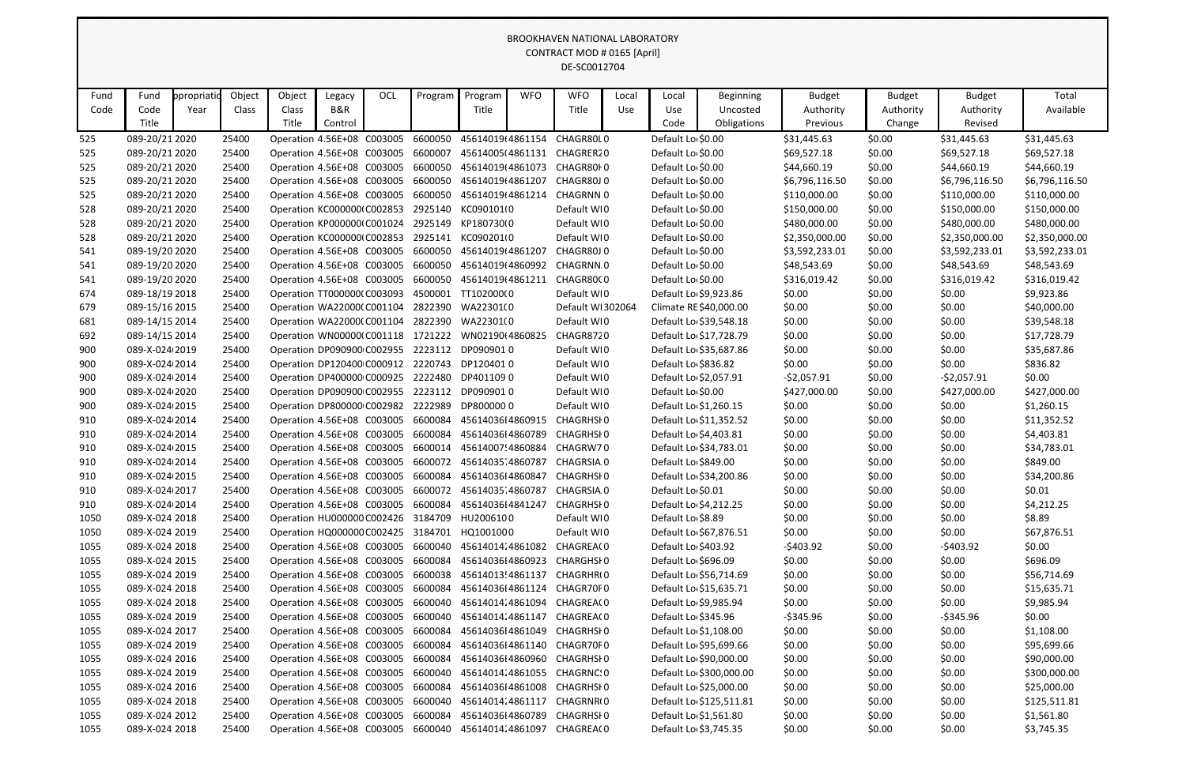BROOKHAVEN NATIONAL LABORATORY
CONTRACT MOD # 0165 [April]
DE-SC0012704

| Fund Code | Fund Code Title | ppropriatio Year | Object Class | Object Class Title | Legacy B&R Control | OCL | Program | Program Title | WFO | WFO Title | Local Use | Local Use Code | Beginning Uncosted Obligations | Budget Authority Previous | Budget Authority Change | Budget Authority Revised | Total Available |
|---|---|---|---|---|---|---|---|---|---|---|---|---|---|---|---|---|---|
| 525 | 089-20/21 | 2020 | 25400 | Operation | 4.56E+08 | C003005 | 6600050 | 45614019( | 4861154 | CHAGR80L | 0 | Default Lo | $0.00 | $31,445.63 | $0.00 | $31,445.63 | $31,445.63 |
| 525 | 089-20/21 | 2020 | 25400 | Operation | 4.56E+08 | C003005 | 6600007 | 45614005( | 4861131 | CHAGRER2 | 0 | Default Lo | $0.00 | $69,527.18 | $0.00 | $69,527.18 | $69,527.18 |
| 525 | 089-20/21 | 2020 | 25400 | Operation | 4.56E+08 | C003005 | 6600050 | 45614019( | 4861073 | CHAGR80H | 0 | Default Lo | $0.00 | $44,660.19 | $0.00 | $44,660.19 | $44,660.19 |
| 525 | 089-20/21 | 2020 | 25400 | Operation | 4.56E+08 | C003005 | 6600050 | 45614019( | 4861207 | CHAGR80J | 0 | Default Lo | $0.00 | $6,796,116.50 | $0.00 | $6,796,116.50 | $6,796,116.50 |
| 525 | 089-20/21 | 2020 | 25400 | Operation | 4.56E+08 | C003005 | 6600050 | 45614019( | 4861214 | CHAGRNN | 0 | Default Lo | $0.00 | $110,000.00 | $0.00 | $110,000.00 | $110,000.00 |
| 528 | 089-20/21 | 2020 | 25400 | Operation | KC000000( | C002853 | 2925140 | KC090101( | 0 | Default WI | 0 | Default Lo | $0.00 | $150,000.00 | $0.00 | $150,000.00 | $150,000.00 |
| 528 | 089-20/21 | 2020 | 25400 | Operation | KP000000( | C001024 | 2925149 | KP180730( | 0 | Default WI | 0 | Default Lo | $0.00 | $480,000.00 | $0.00 | $480,000.00 | $480,000.00 |
| 528 | 089-20/21 | 2020 | 25400 | Operation | KC000000( | C002853 | 2925141 | KC090201( | 0 | Default WI | 0 | Default Lo | $0.00 | $2,350,000.00 | $0.00 | $2,350,000.00 | $2,350,000.00 |
| 541 | 089-19/20 | 2020 | 25400 | Operation | 4.56E+08 | C003005 | 6600050 | 45614019( | 4861207 | CHAGR80J | 0 | Default Lo | $0.00 | $3,592,233.01 | $0.00 | $3,592,233.01 | $3,592,233.01 |
| 541 | 089-19/20 | 2020 | 25400 | Operation | 4.56E+08 | C003005 | 6600050 | 45614019( | 4860992 | CHAGRNN. | 0 | Default Lo | $0.00 | $48,543.69 | $0.00 | $48,543.69 | $48,543.69 |
| 541 | 089-19/20 | 2020 | 25400 | Operation | 4.56E+08 | C003005 | 6600050 | 45614019( | 4861211 | CHAGR80C | 0 | Default Lo | $0.00 | $316,019.42 | $0.00 | $316,019.42 | $316,019.42 |
| 674 | 089-18/19 | 2018 | 25400 | Operation | TT000000( | C003093 | 4500001 | TT102000( | 0 | Default WI | 0 | Default Lo | $9,923.86 | $0.00 | $0.00 | $0.00 | $9,923.86 |
| 679 | 089-15/16 | 2015 | 25400 | Operation | WA22000( | C001104 | 2822390 | WA22301( | 0 | Default WI | 302064 | Climate RE | $40,000.00 | $0.00 | $0.00 | $0.00 | $40,000.00 |
| 681 | 089-14/15 | 2014 | 25400 | Operation | WA22000( | C001104 | 2822390 | WA22301( | 0 | Default WI | 0 | Default Lo | $39,548.18 | $0.00 | $0.00 | $0.00 | $39,548.18 |
| 692 | 089-14/15 | 2014 | 25400 | Operation | WN00000( | C001118 | 1721222 | WN0219( | 4860825 | CHAGR872 | 0 | Default Lo | $17,728.79 | $0.00 | $0.00 | $0.00 | $17,728.79 |
| 900 | 089-X-024 | 2019 | 25400 | Operation | DP090900 | C002955 | 2223112 | DP090901 | 0 | Default WI | 0 | Default Lo | $35,687.86 | $0.00 | $0.00 | $0.00 | $35,687.86 |
| 900 | 089-X-024 | 2014 | 25400 | Operation | DP120400 | C000912 | 2220743 | DP120401 | 0 | Default WI | 0 | Default Lo | $836.82 | $0.00 | $0.00 | $0.00 | $836.82 |
| 900 | 089-X-024 | 2014 | 25400 | Operation | DP400000 | C000925 | 2222480 | DP401109 | 0 | Default WI | 0 | Default Lo | $2,057.91 | -$2,057.91 | $0.00 | -$2,057.91 | $0.00 |
| 900 | 089-X-024 | 2020 | 25400 | Operation | DP090900 | C002955 | 2223112 | DP090901 | 0 | Default WI | 0 | Default Lo | $0.00 | $427,000.00 | $0.00 | $427,000.00 | $427,000.00 |
| 900 | 089-X-024 | 2015 | 25400 | Operation | DP800000 | C002982 | 2222989 | DP800000 | 0 | Default WI | 0 | Default Lo | $1,260.15 | $0.00 | $0.00 | $0.00 | $1,260.15 |
| 910 | 089-X-024 | 2014 | 25400 | Operation | 4.56E+08 | C003005 | 6600084 | 45614036( | 4860915 | CHAGRHSI | 0 | Default Lo | $11,352.52 | $0.00 | $0.00 | $0.00 | $11,352.52 |
| 910 | 089-X-024 | 2014 | 25400 | Operation | 4.56E+08 | C003005 | 6600084 | 45614036( | 4860789 | CHAGRHSI | 0 | Default Lo | $4,403.81 | $0.00 | $0.00 | $0.00 | $4,403.81 |
| 910 | 089-X-024 | 2015 | 25400 | Operation | 4.56E+08 | C003005 | 6600014 | 45614007! | 4860884 | CHAGRW7 | 0 | Default Lo | $34,783.01 | $0.00 | $0.00 | $0.00 | $34,783.01 |
| 910 | 089-X-024 | 2014 | 25400 | Operation | 4.56E+08 | C003005 | 6600072 | 45614035 | 4860787 | CHAGRSIA | 0 | Default Lo | $849.00 | $0.00 | $0.00 | $0.00 | $849.00 |
| 910 | 089-X-024 | 2015 | 25400 | Operation | 4.56E+08 | C003005 | 6600084 | 45614036( | 4860847 | CHAGRHSI | 0 | Default Lo | $34,200.86 | $0.00 | $0.00 | $0.00 | $34,200.86 |
| 910 | 089-X-024 | 2017 | 25400 | Operation | 4.56E+08 | C003005 | 6600072 | 45614035 | 4860787 | CHAGRSIA | 0 | Default Lo | $0.01 | $0.00 | $0.00 | $0.00 | $0.01 |
| 910 | 089-X-024 | 2014 | 25400 | Operation | 4.56E+08 | C003005 | 6600084 | 45614036( | 4841247 | CHAGRHSI | 0 | Default Lo | $4,212.25 | $0.00 | $0.00 | $0.00 | $4,212.25 |
| 1050 | 089-X-024 | 2018 | 25400 | Operation | HU000000 | C002426 | 3184709 | HU200610 | 0 | Default WI | 0 | Default Lo | $8.89 | $0.00 | $0.00 | $0.00 | $8.89 |
| 1050 | 089-X-024 | 2019 | 25400 | Operation | HQ000000 | C002425 | 3184701 | HQ100100 | 0 | Default WI | 0 | Default Lo | $67,876.51 | $0.00 | $0.00 | $0.00 | $67,876.51 |
| 1055 | 089-X-024 | 2018 | 25400 | Operation | 4.56E+08 | C003005 | 6600040 | 45614014 | 4861082 | CHAGREA( | 0 | Default Lo | $403.92 | -$403.92 | $0.00 | -$403.92 | $0.00 |
| 1055 | 089-X-024 | 2015 | 25400 | Operation | 4.56E+08 | C003005 | 6600084 | 45614036( | 4860923 | CHARGHSI | 0 | Default Lo | $696.09 | $0.00 | $0.00 | $0.00 | $696.09 |
| 1055 | 089-X-024 | 2019 | 25400 | Operation | 4.56E+08 | C003005 | 6600038 | 45614013! | 4861137 | CHAGRHR( | 0 | Default Lo | $56,714.69 | $0.00 | $0.00 | $0.00 | $56,714.69 |
| 1055 | 089-X-024 | 2018 | 25400 | Operation | 4.56E+08 | C003005 | 6600084 | 45614036( | 4861124 | CHAGR70F | 0 | Default Lo | $15,635.71 | $0.00 | $0.00 | $0.00 | $15,635.71 |
| 1055 | 089-X-024 | 2018 | 25400 | Operation | 4.56E+08 | C003005 | 6600040 | 45614014 | 4861094 | CHAGREA( | 0 | Default Lo | $9,985.94 | $0.00 | $0.00 | $0.00 | $9,985.94 |
| 1055 | 089-X-024 | 2019 | 25400 | Operation | 4.56E+08 | C003005 | 6600040 | 45614014 | 4861147 | CHAGREA( | 0 | Default Lo | $345.96 | -$345.96 | $0.00 | -$345.96 | $0.00 |
| 1055 | 089-X-024 | 2017 | 25400 | Operation | 4.56E+08 | C003005 | 6600084 | 45614036( | 4861049 | CHAGRHSI | 0 | Default Lo | $1,108.00 | $0.00 | $0.00 | $0.00 | $1,108.00 |
| 1055 | 089-X-024 | 2019 | 25400 | Operation | 4.56E+08 | C003005 | 6600084 | 45614036( | 4861140 | CHAGR70F | 0 | Default Lo | $95,699.66 | $0.00 | $0.00 | $0.00 | $95,699.66 |
| 1055 | 089-X-024 | 2016 | 25400 | Operation | 4.56E+08 | C003005 | 6600084 | 45614036( | 4860960 | CHAGRHSI | 0 | Default Lo | $90,000.00 | $0.00 | $0.00 | $0.00 | $90,000.00 |
| 1055 | 089-X-024 | 2019 | 25400 | Operation | 4.56E+08 | C003005 | 6600040 | 45614014 | 4861055 | CHAGRNC! | 0 | Default Lo | $300,000.00 | $0.00 | $0.00 | $0.00 | $300,000.00 |
| 1055 | 089-X-024 | 2016 | 25400 | Operation | 4.56E+08 | C003005 | 6600084 | 45614036( | 4861008 | CHAGRHSI | 0 | Default Lo | $25,000.00 | $0.00 | $0.00 | $0.00 | $25,000.00 |
| 1055 | 089-X-024 | 2018 | 25400 | Operation | 4.56E+08 | C003005 | 6600040 | 45614014 | 4861117 | CHAGRNR( | 0 | Default Lo | $125,511.81 | $0.00 | $0.00 | $0.00 | $125,511.81 |
| 1055 | 089-X-024 | 2012 | 25400 | Operation | 4.56E+08 | C003005 | 6600084 | 45614036( | 4860789 | CHAGRHSI | 0 | Default Lo | $1,561.80 | $0.00 | $0.00 | $0.00 | $1,561.80 |
| 1055 | 089-X-024 | 2018 | 25400 | Operation | 4.56E+08 | C003005 | 6600040 | 45614014 | 4861097 | CHAGREA( | 0 | Default Lo | $3,745.35 | $0.00 | $0.00 | $0.00 | $3,745.35 |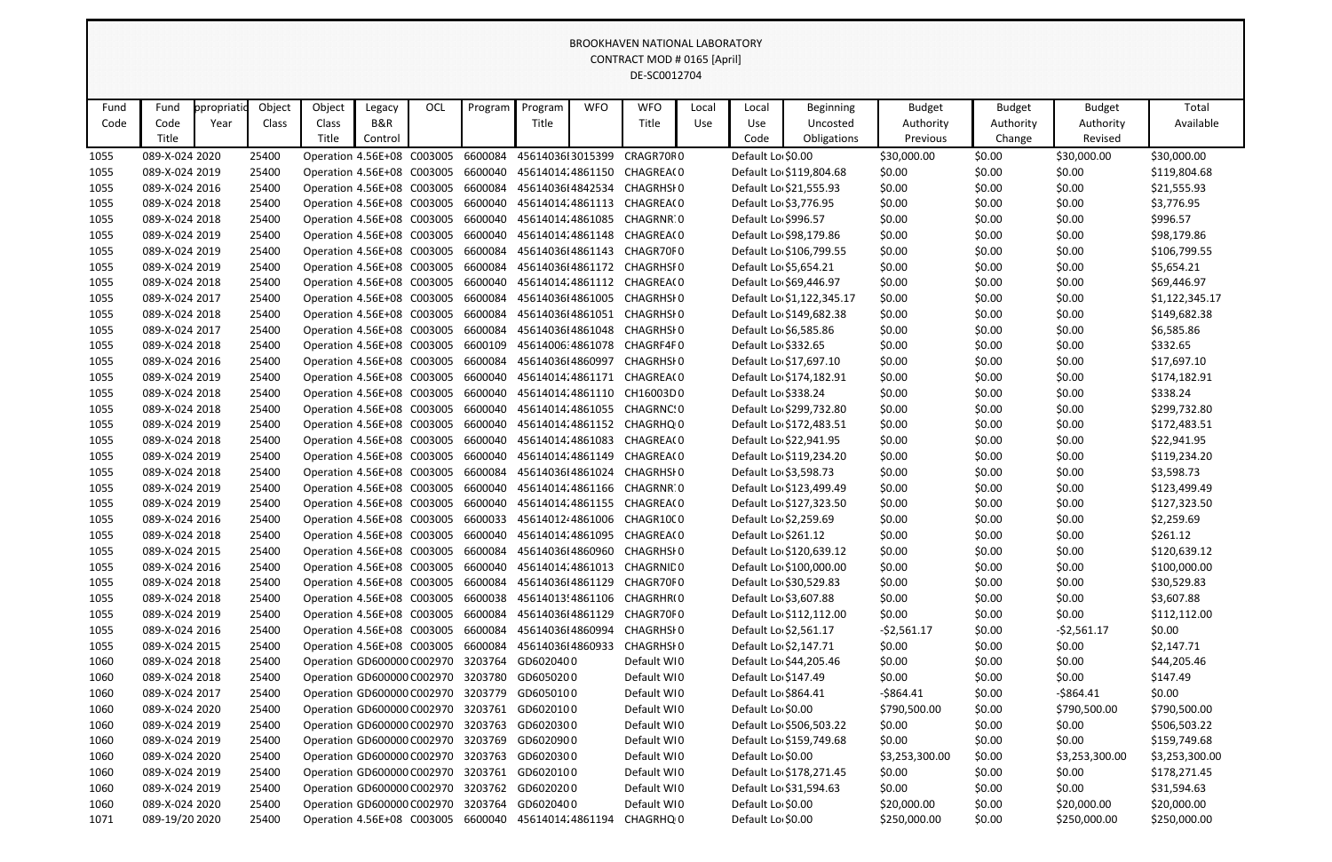BROOKHAVEN NATIONAL LABORATORY
CONTRACT MOD # 0165 [April]
DE-SC0012704

| Fund Code | Fund Code Title | ppropriatio Year | Object Class | Object Class Title | Legacy B&R Control | OCL | Program | Program Title | WFO | WFO Title | Local Use | Local Use Code | Beginning Uncosted Obligations | Budget Authority Previous | Budget Authority Change | Budget Authority Revised | Total Available |
|---|---|---|---|---|---|---|---|---|---|---|---|---|---|---|---|---|---|
| 1055 | 089-X-024 | 2020 | 25400 | Operation | 4.56E+08 | C003005 | 6600084 | 456140361 | 3015399 | CRAGR70R | 0 | Default Lo | $0.00 | $30,000.00 | $0.00 | $30,000.00 | $30,000.00 |
| 1055 | 089-X-024 | 2019 | 25400 | Operation | 4.56E+08 | C003005 | 6600040 | 4561401/ | 4861150 | CHAGREA( | 0 | Default Lo | $119,804.68 | $0.00 | $0.00 | $0.00 | $119,804.68 |
| 1055 | 089-X-024 | 2016 | 25400 | Operation | 4.56E+08 | C003005 | 6600084 | 456140361 | 4842534 | CHAGRHSI | 0 | Default Lo | $21,555.93 | $0.00 | $0.00 | $0.00 | $21,555.93 |
| 1055 | 089-X-024 | 2018 | 25400 | Operation | 4.56E+08 | C003005 | 6600040 | 4561401/ | 4861113 | CHAGREA( | 0 | Default Lo | $3,776.95 | $0.00 | $0.00 | $0.00 | $3,776.95 |
| 1055 | 089-X-024 | 2018 | 25400 | Operation | 4.56E+08 | C003005 | 6600040 | 4561401/ | 4861085 | CHAGRNR | 0 | Default Lo | $996.57 | $0.00 | $0.00 | $0.00 | $996.57 |
| 1055 | 089-X-024 | 2019 | 25400 | Operation | 4.56E+08 | C003005 | 6600040 | 4561401/ | 4861148 | CHAGREA( | 0 | Default Lo | $98,179.86 | $0.00 | $0.00 | $0.00 | $98,179.86 |
| 1055 | 089-X-024 | 2019 | 25400 | Operation | 4.56E+08 | C003005 | 6600084 | 456140361 | 4861143 | CHAGR70F | 0 | Default Lo | $106,799.55 | $0.00 | $0.00 | $0.00 | $106,799.55 |
| 1055 | 089-X-024 | 2019 | 25400 | Operation | 4.56E+08 | C003005 | 6600084 | 456140361 | 4861172 | CHAGRHSI | 0 | Default Lo | $5,654.21 | $0.00 | $0.00 | $0.00 | $5,654.21 |
| 1055 | 089-X-024 | 2018 | 25400 | Operation | 4.56E+08 | C003005 | 6600040 | 4561401/ | 4861112 | CHAGREA( | 0 | Default Lo | $69,446.97 | $0.00 | $0.00 | $0.00 | $69,446.97 |
| 1055 | 089-X-024 | 2017 | 25400 | Operation | 4.56E+08 | C003005 | 6600084 | 456140361 | 4861005 | CHAGRHSI | 0 | Default Lo | $1,122,345.17 | $0.00 | $0.00 | $0.00 | $1,122,345.17 |
| 1055 | 089-X-024 | 2018 | 25400 | Operation | 4.56E+08 | C003005 | 6600084 | 456140361 | 4861051 | CHAGRHSI | 0 | Default Lo | $149,682.38 | $0.00 | $0.00 | $0.00 | $149,682.38 |
| 1055 | 089-X-024 | 2017 | 25400 | Operation | 4.56E+08 | C003005 | 6600084 | 456140361 | 4861048 | CHAGRHSI | 0 | Default Lo | $6,585.86 | $0.00 | $0.00 | $0.00 | $6,585.86 |
| 1055 | 089-X-024 | 2018 | 25400 | Operation | 4.56E+08 | C003005 | 6600109 | 45614006: | 4861078 | CHAGRF4F | 0 | Default Lo | $332.65 | $0.00 | $0.00 | $0.00 | $332.65 |
| 1055 | 089-X-024 | 2016 | 25400 | Operation | 4.56E+08 | C003005 | 6600084 | 456140361 | 4860997 | CHAGRHSI | 0 | Default Lo | $17,697.10 | $0.00 | $0.00 | $0.00 | $17,697.10 |
| 1055 | 089-X-024 | 2019 | 25400 | Operation | 4.56E+08 | C003005 | 6600040 | 4561401/ | 4861171 | CHAGREA( | 0 | Default Lo | $174,182.91 | $0.00 | $0.00 | $0.00 | $174,182.91 |
| 1055 | 089-X-024 | 2018 | 25400 | Operation | 4.56E+08 | C003005 | 6600040 | 4561401/ | 4861110 | CH16003D | 0 | Default Lo | $338.24 | $0.00 | $0.00 | $0.00 | $338.24 |
| 1055 | 089-X-024 | 2018 | 25400 | Operation | 4.56E+08 | C003005 | 6600040 | 4561401/ | 4861055 | CHAGRNC! | 0 | Default Lo | $299,732.80 | $0.00 | $0.00 | $0.00 | $299,732.80 |
| 1055 | 089-X-024 | 2019 | 25400 | Operation | 4.56E+08 | C003005 | 6600040 | 4561401/ | 4861152 | CHAGRHQ | 0 | Default Lo | $172,483.51 | $0.00 | $0.00 | $0.00 | $172,483.51 |
| 1055 | 089-X-024 | 2018 | 25400 | Operation | 4.56E+08 | C003005 | 6600040 | 4561401/ | 4861083 | CHAGREA( | 0 | Default Lo | $22,941.95 | $0.00 | $0.00 | $0.00 | $22,941.95 |
| 1055 | 089-X-024 | 2019 | 25400 | Operation | 4.56E+08 | C003005 | 6600040 | 4561401/ | 4861149 | CHAGREA( | 0 | Default Lo | $119,234.20 | $0.00 | $0.00 | $0.00 | $119,234.20 |
| 1055 | 089-X-024 | 2018 | 25400 | Operation | 4.56E+08 | C003005 | 6600084 | 456140361 | 4861024 | CHAGRHSI | 0 | Default Lo | $3,598.73 | $0.00 | $0.00 | $0.00 | $3,598.73 |
| 1055 | 089-X-024 | 2019 | 25400 | Operation | 4.56E+08 | C003005 | 6600040 | 4561401/ | 4861166 | CHAGRNR | 0 | Default Lo | $123,499.49 | $0.00 | $0.00 | $0.00 | $123,499.49 |
| 1055 | 089-X-024 | 2019 | 25400 | Operation | 4.56E+08 | C003005 | 6600040 | 4561401/ | 4861155 | CHAGREA( | 0 | Default Lo | $127,323.50 | $0.00 | $0.00 | $0.00 | $127,323.50 |
| 1055 | 089-X-024 | 2016 | 25400 | Operation | 4.56E+08 | C003005 | 6600033 | 45614012 | 4861006 | CHAGR10C | 0 | Default Lo | $2,259.69 | $0.00 | $0.00 | $0.00 | $2,259.69 |
| 1055 | 089-X-024 | 2018 | 25400 | Operation | 4.56E+08 | C003005 | 6600040 | 4561401/ | 4861095 | CHAGREA( | 0 | Default Lo | $261.12 | $0.00 | $0.00 | $0.00 | $261.12 |
| 1055 | 089-X-024 | 2015 | 25400 | Operation | 4.56E+08 | C003005 | 6600084 | 456140361 | 4860960 | CHAGRHSI | 0 | Default Lo | $120,639.12 | $0.00 | $0.00 | $0.00 | $120,639.12 |
| 1055 | 089-X-024 | 2016 | 25400 | Operation | 4.56E+08 | C003005 | 6600040 | 4561401/ | 4861013 | CHAGRNIC | 0 | Default Lo | $100,000.00 | $0.00 | $0.00 | $0.00 | $100,000.00 |
| 1055 | 089-X-024 | 2018 | 25400 | Operation | 4.56E+08 | C003005 | 6600084 | 456140361 | 4861129 | CHAGR70F | 0 | Default Lo | $30,529.83 | $0.00 | $0.00 | $0.00 | $30,529.83 |
| 1055 | 089-X-024 | 2018 | 25400 | Operation | 4.56E+08 | C003005 | 6600038 | 45614013! | 4861106 | CHAGRHR( | 0 | Default Lo | $3,607.88 | $0.00 | $0.00 | $0.00 | $3,607.88 |
| 1055 | 089-X-024 | 2019 | 25400 | Operation | 4.56E+08 | C003005 | 6600084 | 456140361 | 4861129 | CHAGR70F | 0 | Default Lo | $112,112.00 | $0.00 | $0.00 | $0.00 | $112,112.00 |
| 1055 | 089-X-024 | 2016 | 25400 | Operation | 4.56E+08 | C003005 | 6600084 | 456140361 | 4860994 | CHAGRHSI | 0 | Default Lo | $2,561.17 | -$2,561.17 | $0.00 | -$2,561.17 | $0.00 |
| 1055 | 089-X-024 | 2015 | 25400 | Operation | 4.56E+08 | C003005 | 6600084 | 456140361 | 4860933 | CHAGRHSI | 0 | Default Lo | $2,147.71 | $0.00 | $0.00 | $0.00 | $2,147.71 |
| 1060 | 089-X-024 | 2018 | 25400 | Operation | GD600000 | C002970 | 3203764 | GD602040 | 0 | Default WI | 0 | Default Lo | $44,205.46 | $0.00 | $0.00 | $0.00 | $44,205.46 |
| 1060 | 089-X-024 | 2018 | 25400 | Operation | GD600000 | C002970 | 3203780 | GD605020 | 0 | Default WI | 0 | Default Lo | $147.49 | $0.00 | $0.00 | $0.00 | $147.49 |
| 1060 | 089-X-024 | 2017 | 25400 | Operation | GD600000 | C002970 | 3203779 | GD605010 | 0 | Default WI | 0 | Default Lo | $864.41 | -$864.41 | $0.00 | -$864.41 | $0.00 |
| 1060 | 089-X-024 | 2020 | 25400 | Operation | GD600000 | C002970 | 3203761 | GD602010 | 0 | Default WI | 0 | Default Lo | $0.00 | $790,500.00 | $0.00 | $790,500.00 | $790,500.00 |
| 1060 | 089-X-024 | 2019 | 25400 | Operation | GD600000 | C002970 | 3203763 | GD602030 | 0 | Default WI | 0 | Default Lo | $506,503.22 | $0.00 | $0.00 | $0.00 | $506,503.22 |
| 1060 | 089-X-024 | 2019 | 25400 | Operation | GD600000 | C002970 | 3203769 | GD602090 | 0 | Default WI | 0 | Default Lo | $159,749.68 | $0.00 | $0.00 | $0.00 | $159,749.68 |
| 1060 | 089-X-024 | 2020 | 25400 | Operation | GD600000 | C002970 | 3203763 | GD602030 | 0 | Default WI | 0 | Default Lo | $0.00 | $3,253,300.00 | $0.00 | $3,253,300.00 | $3,253,300.00 |
| 1060 | 089-X-024 | 2019 | 25400 | Operation | GD600000 | C002970 | 3203761 | GD602010 | 0 | Default WI | 0 | Default Lo | $178,271.45 | $0.00 | $0.00 | $0.00 | $178,271.45 |
| 1060 | 089-X-024 | 2019 | 25400 | Operation | GD600000 | C002970 | 3203762 | GD602020 | 0 | Default WI | 0 | Default Lo | $31,594.63 | $0.00 | $0.00 | $0.00 | $31,594.63 |
| 1060 | 089-X-024 | 2020 | 25400 | Operation | GD600000 | C002970 | 3203764 | GD602040 | 0 | Default WI | 0 | Default Lo | $0.00 | $20,000.00 | $0.00 | $20,000.00 | $20,000.00 |
| 1071 | 089-19/20 | 2020 | 25400 | Operation | 4.56E+08 | C003005 | 6600040 | 4561401/ | 4861194 | CHAGRHQ | 0 | Default Lo | $0.00 | $250,000.00 | $0.00 | $250,000.00 | $250,000.00 |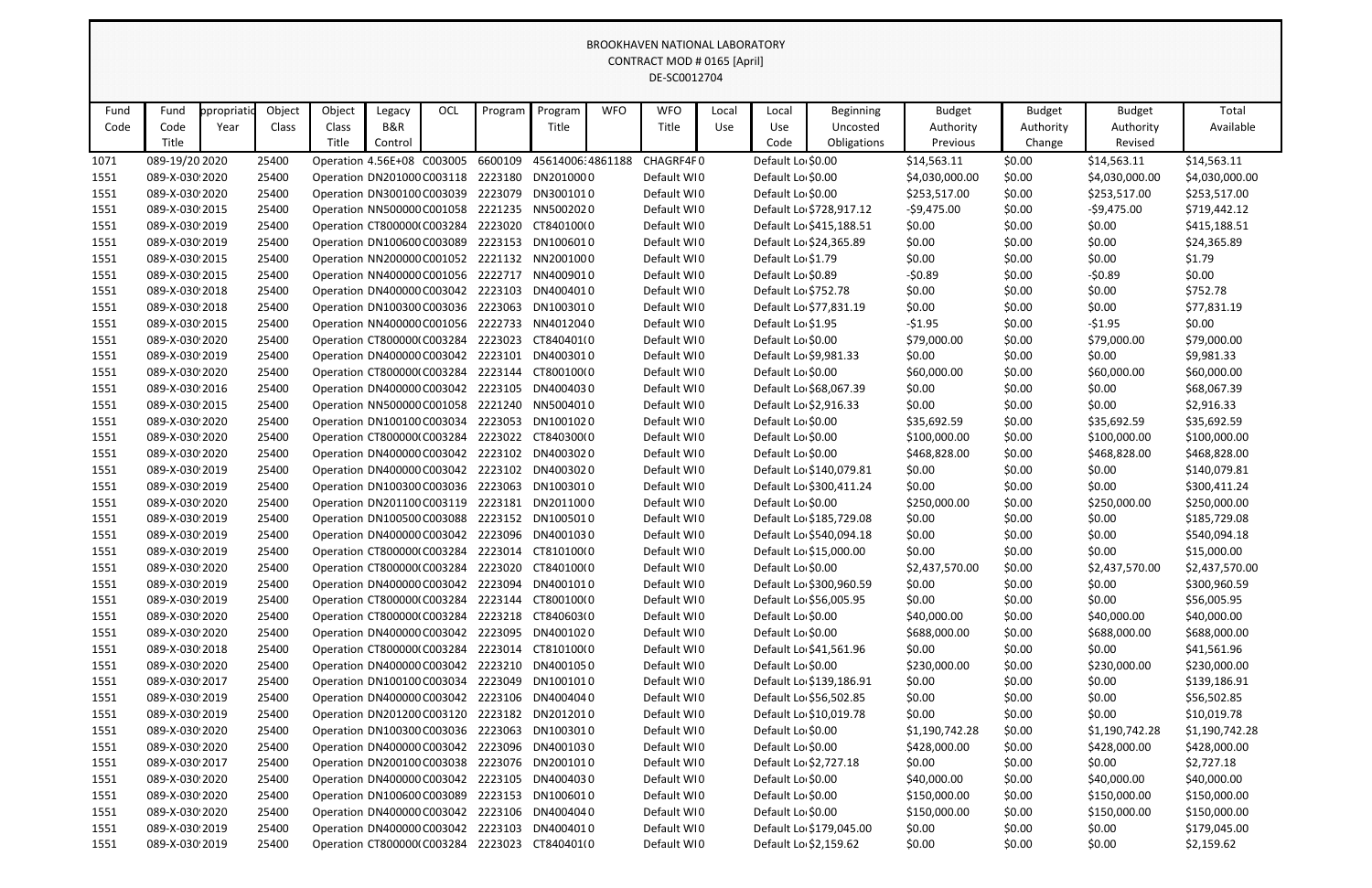BROOKHAVEN NATIONAL LABORATORY
CONTRACT MOD # 0165 [April]
DE-SC0012704

| Fund Code | Fund Code Title | ppropriatio Year | Object Class | Object Class Title | Legacy B&R Control | OCL | Program | Program Title | WFO | WFO Title | Local Use | Local Use Code | Beginning Uncosted Obligations | Budget Authority Previous | Budget Authority Change | Budget Authority Revised | Total Available |
|---|---|---|---|---|---|---|---|---|---|---|---|---|---|---|---|---|---|
| 1071 | 089-19/20 | 2020 | 25400 | Operation | 4.56E+08 | C003005 | 6600109 | 45614006: | 4861188 | CHAGRF4F | 0 | Default Lo | $0.00 | $14,563.11 | $0.00 | $14,563.11 | $14,563.11 |
| 1551 | 089-X-030 | 2020 | 25400 | Operation | DN201000 | C003118 | 2223180 | DN201000 | 0 | Default WI | 0 | Default Lo | $0.00 | $4,030,000.00 | $0.00 | $4,030,000.00 | $4,030,000.00 |
| 1551 | 089-X-030 | 2020 | 25400 | Operation | DN300100 | C003039 | 2223079 | DN300101 | 0 | Default WI | 0 | Default Lo | $0.00 | $253,517.00 | $0.00 | $253,517.00 | $253,517.00 |
| 1551 | 089-X-030 | 2015 | 25400 | Operation | NN500000 | C001058 | 2221235 | NN500202 | 0 | Default WI | 0 | Default Lo | $728,917.12 | -$9,475.00 | $0.00 | -$9,475.00 | $719,442.12 |
| 1551 | 089-X-030 | 2019 | 25400 | Operation | CT800000 | C003284 | 2223020 | CT840100 | 0 | Default WI | 0 | Default Lo | $415,188.51 | $0.00 | $0.00 | $0.00 | $415,188.51 |
| 1551 | 089-X-030 | 2019 | 25400 | Operation | DN100600 | C003089 | 2223153 | DN100601 | 0 | Default WI | 0 | Default Lo | $24,365.89 | $0.00 | $0.00 | $0.00 | $24,365.89 |
| 1551 | 089-X-030 | 2015 | 25400 | Operation | NN200000 | C001052 | 2221132 | NN200100 | 0 | Default WI | 0 | Default Lo | $1.79 | $0.00 | $0.00 | $0.00 | $1.79 |
| 1551 | 089-X-030 | 2015 | 25400 | Operation | NN400000 | C001056 | 2222717 | NN400901 | 0 | Default WI | 0 | Default Lo | $0.89 | -$0.89 | $0.00 | -$0.89 | $0.00 |
| 1551 | 089-X-030 | 2018 | 25400 | Operation | DN400000 | C003042 | 2223103 | DN400401 | 0 | Default WI | 0 | Default Lo | $752.78 | $0.00 | $0.00 | $0.00 | $752.78 |
| 1551 | 089-X-030 | 2018 | 25400 | Operation | DN100300 | C003036 | 2223063 | DN100301 | 0 | Default WI | 0 | Default Lo | $77,831.19 | $0.00 | $0.00 | $0.00 | $77,831.19 |
| 1551 | 089-X-030 | 2015 | 25400 | Operation | NN400000 | C001056 | 2222733 | NN401204 | 0 | Default WI | 0 | Default Lo | $1.95 | -$1.95 | $0.00 | -$1.95 | $0.00 |
| 1551 | 089-X-030 | 2020 | 25400 | Operation | CT800000 | C003284 | 2223023 | CT840401 | 0 | Default WI | 0 | Default Lo | $0.00 | $79,000.00 | $0.00 | $79,000.00 | $79,000.00 |
| 1551 | 089-X-030 | 2019 | 25400 | Operation | DN400000 | C003042 | 2223101 | DN400301 | 0 | Default WI | 0 | Default Lo | $9,981.33 | $0.00 | $0.00 | $0.00 | $9,981.33 |
| 1551 | 089-X-030 | 2020 | 25400 | Operation | CT800000 | C003284 | 2223144 | CT800100 | 0 | Default WI | 0 | Default Lo | $0.00 | $60,000.00 | $0.00 | $60,000.00 | $60,000.00 |
| 1551 | 089-X-030 | 2016 | 25400 | Operation | DN400000 | C003042 | 2223105 | DN400403 | 0 | Default WI | 0 | Default Lo | $68,067.39 | $0.00 | $0.00 | $0.00 | $68,067.39 |
| 1551 | 089-X-030 | 2015 | 25400 | Operation | NN500000 | C001058 | 2221240 | NN500401 | 0 | Default WI | 0 | Default Lo | $2,916.33 | $0.00 | $0.00 | $0.00 | $2,916.33 |
| 1551 | 089-X-030 | 2020 | 25400 | Operation | DN100100 | C003034 | 2223053 | DN100102 | 0 | Default WI | 0 | Default Lo | $0.00 | $35,692.59 | $0.00 | $35,692.59 | $35,692.59 |
| 1551 | 089-X-030 | 2020 | 25400 | Operation | CT800000 | C003284 | 2223022 | CT840300 | 0 | Default WI | 0 | Default Lo | $0.00 | $100,000.00 | $0.00 | $100,000.00 | $100,000.00 |
| 1551 | 089-X-030 | 2020 | 25400 | Operation | DN400000 | C003042 | 2223102 | DN400302 | 0 | Default WI | 0 | Default Lo | $0.00 | $468,828.00 | $0.00 | $468,828.00 | $468,828.00 |
| 1551 | 089-X-030 | 2019 | 25400 | Operation | DN400000 | C003042 | 2223102 | DN400302 | 0 | Default WI | 0 | Default Lo | $140,079.81 | $0.00 | $0.00 | $0.00 | $140,079.81 |
| 1551 | 089-X-030 | 2019 | 25400 | Operation | DN100300 | C003036 | 2223063 | DN100301 | 0 | Default WI | 0 | Default Lo | $300,411.24 | $0.00 | $0.00 | $0.00 | $300,411.24 |
| 1551 | 089-X-030 | 2020 | 25400 | Operation | DN201100 | C003119 | 2223181 | DN201100 | 0 | Default WI | 0 | Default Lo | $0.00 | $250,000.00 | $0.00 | $250,000.00 | $250,000.00 |
| 1551 | 089-X-030 | 2019 | 25400 | Operation | DN100500 | C003088 | 2223152 | DN100501 | 0 | Default WI | 0 | Default Lo | $185,729.08 | $0.00 | $0.00 | $0.00 | $185,729.08 |
| 1551 | 089-X-030 | 2019 | 25400 | Operation | DN400000 | C003042 | 2223096 | DN400103 | 0 | Default WI | 0 | Default Lo | $540,094.18 | $0.00 | $0.00 | $0.00 | $540,094.18 |
| 1551 | 089-X-030 | 2019 | 25400 | Operation | CT800000 | C003284 | 2223014 | CT810100 | 0 | Default WI | 0 | Default Lo | $15,000.00 | $0.00 | $0.00 | $0.00 | $15,000.00 |
| 1551 | 089-X-030 | 2020 | 25400 | Operation | CT800000 | C003284 | 2223020 | CT840100 | 0 | Default WI | 0 | Default Lo | $0.00 | $2,437,570.00 | $0.00 | $2,437,570.00 | $2,437,570.00 |
| 1551 | 089-X-030 | 2019 | 25400 | Operation | DN400000 | C003042 | 2223094 | DN400101 | 0 | Default WI | 0 | Default Lo | $300,960.59 | $0.00 | $0.00 | $0.00 | $300,960.59 |
| 1551 | 089-X-030 | 2019 | 25400 | Operation | CT800000 | C003284 | 2223144 | CT800100 | 0 | Default WI | 0 | Default Lo | $56,005.95 | $0.00 | $0.00 | $0.00 | $56,005.95 |
| 1551 | 089-X-030 | 2020 | 25400 | Operation | CT800000 | C003284 | 2223218 | CT840603 | 0 | Default WI | 0 | Default Lo | $0.00 | $40,000.00 | $0.00 | $40,000.00 | $40,000.00 |
| 1551 | 089-X-030 | 2020 | 25400 | Operation | DN400000 | C003042 | 2223095 | DN400102 | 0 | Default WI | 0 | Default Lo | $0.00 | $688,000.00 | $0.00 | $688,000.00 | $688,000.00 |
| 1551 | 089-X-030 | 2018 | 25400 | Operation | CT800000 | C003284 | 2223014 | CT810100 | 0 | Default WI | 0 | Default Lo | $41,561.96 | $0.00 | $0.00 | $0.00 | $41,561.96 |
| 1551 | 089-X-030 | 2020 | 25400 | Operation | DN400000 | C003042 | 2223210 | DN400105 | 0 | Default WI | 0 | Default Lo | $0.00 | $230,000.00 | $0.00 | $230,000.00 | $230,000.00 |
| 1551 | 089-X-030 | 2017 | 25400 | Operation | DN100100 | C003034 | 2223049 | DN100101 | 0 | Default WI | 0 | Default Lo | $139,186.91 | $0.00 | $0.00 | $0.00 | $139,186.91 |
| 1551 | 089-X-030 | 2019 | 25400 | Operation | DN400000 | C003042 | 2223106 | DN400404 | 0 | Default WI | 0 | Default Lo | $56,502.85 | $0.00 | $0.00 | $0.00 | $56,502.85 |
| 1551 | 089-X-030 | 2019 | 25400 | Operation | DN201200 | C003120 | 2223182 | DN201200 | 0 | Default WI | 0 | Default Lo | $10,019.78 | $0.00 | $0.00 | $0.00 | $10,019.78 |
| 1551 | 089-X-030 | 2020 | 25400 | Operation | DN100300 | C003036 | 2223063 | DN100301 | 0 | Default WI | 0 | Default Lo | $0.00 | $1,190,742.28 | $0.00 | $1,190,742.28 | $1,190,742.28 |
| 1551 | 089-X-030 | 2020 | 25400 | Operation | DN400000 | C003042 | 2223096 | DN400103 | 0 | Default WI | 0 | Default Lo | $0.00 | $428,000.00 | $0.00 | $428,000.00 | $428,000.00 |
| 1551 | 089-X-030 | 2017 | 25400 | Operation | DN200100 | C003038 | 2223076 | DN200101 | 0 | Default WI | 0 | Default Lo | $2,727.18 | $0.00 | $0.00 | $0.00 | $2,727.18 |
| 1551 | 089-X-030 | 2020 | 25400 | Operation | DN400000 | C003042 | 2223105 | DN400403 | 0 | Default WI | 0 | Default Lo | $0.00 | $40,000.00 | $0.00 | $40,000.00 | $40,000.00 |
| 1551 | 089-X-030 | 2020 | 25400 | Operation | DN100600 | C003089 | 2223153 | DN100601 | 0 | Default WI | 0 | Default Lo | $0.00 | $150,000.00 | $0.00 | $150,000.00 | $150,000.00 |
| 1551 | 089-X-030 | 2020 | 25400 | Operation | DN400000 | C003042 | 2223106 | DN400404 | 0 | Default WI | 0 | Default Lo | $0.00 | $150,000.00 | $0.00 | $150,000.00 | $150,000.00 |
| 1551 | 089-X-030 | 2019 | 25400 | Operation | DN400000 | C003042 | 2223103 | DN400401 | 0 | Default WI | 0 | Default Lo | $179,045.00 | $0.00 | $0.00 | $0.00 | $179,045.00 |
| 1551 | 089-X-030 | 2019 | 25400 | Operation | CT800000 | C003284 | 2223023 | CT840401 | 0 | Default WI | 0 | Default Lo | $2,159.62 | $0.00 | $0.00 | $0.00 | $2,159.62 |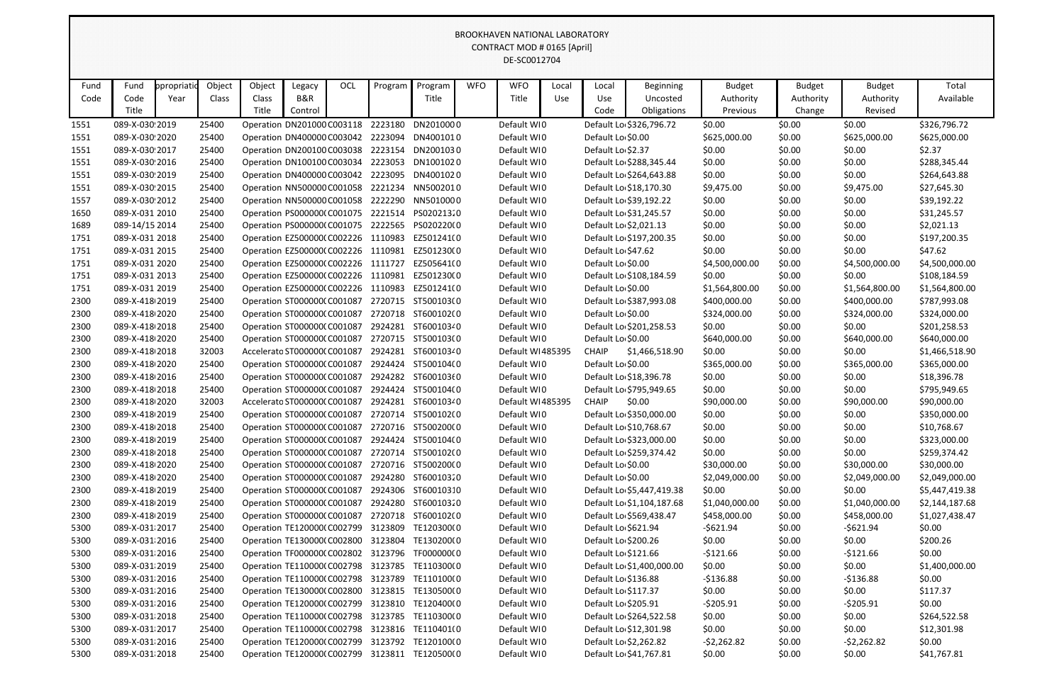BROOKHAVEN NATIONAL LABORATORY
CONTRACT MOD # 0165 [April]
DE-SC0012704

| Fund Code | Fund Code Title | ppropriatio Year | Object Class | Object Class Title | Legacy B&R Control | OCL | Program | Program Title | WFO | WFO Title | Local Use | Local Use Code | Beginning Uncosted Obligations | Budget Authority Previous | Budget Authority Change | Budget Authority Revised | Total Available |
|---|---|---|---|---|---|---|---|---|---|---|---|---|---|---|---|---|---|
| 1551 | 089-X-030! | 2019 | 25400 | Operation | DN201000 | C003118 | 2223180 | DN201000 | 0 | Default WI | 0 | Default Lo | $326,796.72 | $0.00 | $0.00 | $0.00 | $326,796.72 |
| 1551 | 089-X-030! | 2020 | 25400 | Operation | DN400000 | C003042 | 2223094 | DN400101 | 0 | Default WI | 0 | Default Lo | $0.00 | $625,000.00 | $0.00 | $625,000.00 | $625,000.00 |
| 1551 | 089-X-030! | 2017 | 25400 | Operation | DN200100 | C003038 | 2223154 | DN200103 | 0 | Default WI | 0 | Default Lo | $2.37 | $0.00 | $0.00 | $0.00 | $2.37 |
| 1551 | 089-X-030! | 2016 | 25400 | Operation | DN100100 | C003034 | 2223053 | DN100102 | 0 | Default WI | 0 | Default Lo | $288,345.44 | $0.00 | $0.00 | $0.00 | $288,345.44 |
| 1551 | 089-X-030! | 2019 | 25400 | Operation | DN400000 | C003042 | 2223095 | DN400102 | 0 | Default WI | 0 | Default Lo | $264,643.88 | $0.00 | $0.00 | $0.00 | $264,643.88 |
| 1551 | 089-X-030! | 2015 | 25400 | Operation | NN500000 | C001058 | 2221234 | NN500201 | 0 | Default WI | 0 | Default Lo | $18,170.30 | $9,475.00 | $0.00 | $9,475.00 | $27,645.30 |
| 1557 | 089-X-030! | 2012 | 25400 | Operation | NN500000 | C001058 | 2222290 | NN501000 | 0 | Default WI | 0 | Default Lo | $39,192.22 | $0.00 | $0.00 | $0.00 | $39,192.22 |
| 1650 | 089-X-031 | 2010 | 25400 | Operation | PS000000( | C001075 | 2221514 | PS020213 | 0 | Default WI | 0 | Default Lo | $31,245.57 | $0.00 | $0.00 | $0.00 | $31,245.57 |
| 1689 | 089-14/15 | 2014 | 25400 | Operation | PS000000( | C001075 | 2222565 | PS020220( | 0 | Default WI | 0 | Default Lo | $2,021.13 | $0.00 | $0.00 | $0.00 | $2,021.13 |
| 1751 | 089-X-031 | 2018 | 25400 | Operation | EZ500000( | C002226 | 1110983 | EZ501241( | 0 | Default WI | 0 | Default Lo | $197,200.35 | $0.00 | $0.00 | $0.00 | $197,200.35 |
| 1751 | 089-X-031 | 2015 | 25400 | Operation | EZ500000( | C002226 | 1110981 | EZ501230( | 0 | Default WI | 0 | Default Lo | $47.62 | $0.00 | $0.00 | $0.00 | $47.62 |
| 1751 | 089-X-031 | 2020 | 25400 | Operation | EZ500000( | C002226 | 1111727 | EZ505641( | 0 | Default WI | 0 | Default Lo | $0.00 | $4,500,000.00 | $0.00 | $4,500,000.00 | $4,500,000.00 |
| 1751 | 089-X-031 | 2013 | 25400 | Operation | EZ500000( | C002226 | 1110981 | EZ501230( | 0 | Default WI | 0 | Default Lo | $108,184.59 | $0.00 | $0.00 | $0.00 | $108,184.59 |
| 1751 | 089-X-031 | 2019 | 25400 | Operation | EZ500000( | C002226 | 1110983 | EZ501241( | 0 | Default WI | 0 | Default Lo | $0.00 | $1,564,800.00 | $0.00 | $1,564,800.00 | $1,564,800.00 |
| 2300 | 089-X-418 | 2019 | 25400 | Operation | ST000000( | C001087 | 2720715 | ST500103( | 0 | Default WI | 0 | Default Lo | $387,993.08 | $400,000.00 | $0.00 | $400,000.00 | $787,993.08 |
| 2300 | 089-X-418 | 2020 | 25400 | Operation | ST000000( | C001087 | 2720718 | ST600102( | 0 | Default WI | 0 | Default Lo | $0.00 | $324,000.00 | $0.00 | $324,000.00 | $324,000.00 |
| 2300 | 089-X-418 | 2018 | 25400 | Operation | ST000000( | C001087 | 2924281 | ST600103 | 0 | Default WI | 0 | Default Lo | $201,258.53 | $0.00 | $0.00 | $0.00 | $201,258.53 |
| 2300 | 089-X-418 | 2020 | 25400 | Operation | ST000000( | C001087 | 2720715 | ST500103( | 0 | Default WI | 0 | Default Lo | $0.00 | $640,000.00 | $0.00 | $640,000.00 | $640,000.00 |
| 2300 | 089-X-418 | 2018 | 32003 | Accelerato | ST000000( | C001087 | 2924281 | ST600103 | 0 | Default WI | 485395 | CHAIP | $1,466,518.90 | $0.00 | $0.00 | $0.00 | $1,466,518.90 |
| 2300 | 089-X-418 | 2020 | 25400 | Operation | ST000000( | C001087 | 2924424 | ST500104( | 0 | Default WI | 0 | Default Lo | $0.00 | $365,000.00 | $0.00 | $365,000.00 | $365,000.00 |
| 2300 | 089-X-418 | 2016 | 25400 | Operation | ST000000( | C001087 | 2924282 | ST600103( | 0 | Default WI | 0 | Default Lo | $18,396.78 | $0.00 | $0.00 | $0.00 | $18,396.78 |
| 2300 | 089-X-418 | 2018 | 25400 | Operation | ST000000( | C001087 | 2924424 | ST500104( | 0 | Default WI | 0 | Default Lo | $795,949.65 | $0.00 | $0.00 | $0.00 | $795,949.65 |
| 2300 | 089-X-418 | 2020 | 32003 | Accelerato | ST000000( | C001087 | 2924281 | ST600103 | 0 | Default WI | 485395 | CHAIP | $0.00 | $90,000.00 | $0.00 | $90,000.00 | $90,000.00 |
| 2300 | 089-X-418 | 2019 | 25400 | Operation | ST000000( | C001087 | 2720714 | ST500102( | 0 | Default WI | 0 | Default Lo | $350,000.00 | $0.00 | $0.00 | $0.00 | $350,000.00 |
| 2300 | 089-X-418 | 2018 | 25400 | Operation | ST000000( | C001087 | 2720716 | ST500200( | 0 | Default WI | 0 | Default Lo | $10,768.67 | $0.00 | $0.00 | $0.00 | $10,768.67 |
| 2300 | 089-X-418 | 2019 | 25400 | Operation | ST000000( | C001087 | 2924424 | ST500104( | 0 | Default WI | 0 | Default Lo | $323,000.00 | $0.00 | $0.00 | $0.00 | $323,000.00 |
| 2300 | 089-X-418 | 2018 | 25400 | Operation | ST000000( | C001087 | 2720714 | ST500102( | 0 | Default WI | 0 | Default Lo | $259,374.42 | $0.00 | $0.00 | $0.00 | $259,374.42 |
| 2300 | 089-X-418 | 2020 | 25400 | Operation | ST000000( | C001087 | 2720716 | ST500200( | 0 | Default WI | 0 | Default Lo | $0.00 | $30,000.00 | $0.00 | $30,000.00 | $30,000.00 |
| 2300 | 089-X-418 | 2020 | 25400 | Operation | ST000000( | C001087 | 2924280 | ST600103 | 0 | Default WI | 0 | Default Lo | $0.00 | $2,049,000.00 | $0.00 | $2,049,000.00 | $2,049,000.00 |
| 2300 | 089-X-418 | 2019 | 25400 | Operation | ST000000( | C001087 | 2924306 | ST600103 | 0 | Default WI | 0 | Default Lo | $5,447,419.38 | $0.00 | $0.00 | $0.00 | $5,447,419.38 |
| 2300 | 089-X-418 | 2019 | 25400 | Operation | ST000000( | C001087 | 2924280 | ST600103 | 0 | Default WI | 0 | Default Lo | $1,104,187.68 | $1,040,000.00 | $0.00 | $1,040,000.00 | $2,144,187.68 |
| 2300 | 089-X-418 | 2019 | 25400 | Operation | ST000000( | C001087 | 2720718 | ST600102( | 0 | Default WI | 0 | Default Lo | $569,438.47 | $458,000.00 | $0.00 | $458,000.00 | $1,027,438.47 |
| 5300 | 089-X-031 | 2017 | 25400 | Operation | TE120000( | C002799 | 3123809 | TE120300( | 0 | Default WI | 0 | Default Lo | $621.94 | -$621.94 | $0.00 | -$621.94 | $0.00 |
| 5300 | 089-X-031 | 2016 | 25400 | Operation | TE130000( | C002800 | 3123804 | TE130200( | 0 | Default WI | 0 | Default Lo | $200.26 | $0.00 | $0.00 | $0.00 | $200.26 |
| 5300 | 089-X-031 | 2016 | 25400 | Operation | TF000000( | C002802 | 3123796 | TF000000( | 0 | Default WI | 0 | Default Lo | $121.66 | -$121.66 | $0.00 | -$121.66 | $0.00 |
| 5300 | 089-X-031 | 2019 | 25400 | Operation | TE110000( | C002798 | 3123785 | TE110300( | 0 | Default WI | 0 | Default Lo | $1,400,000.00 | $0.00 | $0.00 | $0.00 | $1,400,000.00 |
| 5300 | 089-X-031 | 2016 | 25400 | Operation | TE110000( | C002798 | 3123789 | TE110100( | 0 | Default WI | 0 | Default Lo | $136.88 | -$136.88 | $0.00 | -$136.88 | $0.00 |
| 5300 | 089-X-031 | 2016 | 25400 | Operation | TE130000( | C002800 | 3123815 | TE130500( | 0 | Default WI | 0 | Default Lo | $117.37 | $0.00 | $0.00 | $0.00 | $117.37 |
| 5300 | 089-X-031 | 2016 | 25400 | Operation | TE120000( | C002799 | 3123810 | TE120400( | 0 | Default WI | 0 | Default Lo | $205.91 | -$205.91 | $0.00 | -$205.91 | $0.00 |
| 5300 | 089-X-031 | 2018 | 25400 | Operation | TE110000( | C002798 | 3123785 | TE110300( | 0 | Default WI | 0 | Default Lo | $264,522.58 | $0.00 | $0.00 | $0.00 | $264,522.58 |
| 5300 | 089-X-031 | 2017 | 25400 | Operation | TE110000( | C002798 | 3123816 | TE110401( | 0 | Default WI | 0 | Default Lo | $12,301.98 | $0.00 | $0.00 | $0.00 | $12,301.98 |
| 5300 | 089-X-031 | 2016 | 25400 | Operation | TE120000( | C002799 | 3123792 | TE120100( | 0 | Default WI | 0 | Default Lo | $2,262.82 | -$2,262.82 | $0.00 | -$2,262.82 | $0.00 |
| 5300 | 089-X-031 | 2018 | 25400 | Operation | TE120000( | C002799 | 3123811 | TE120500( | 0 | Default WI | 0 | Default Lo | $41,767.81 | $0.00 | $0.00 | $0.00 | $41,767.81 |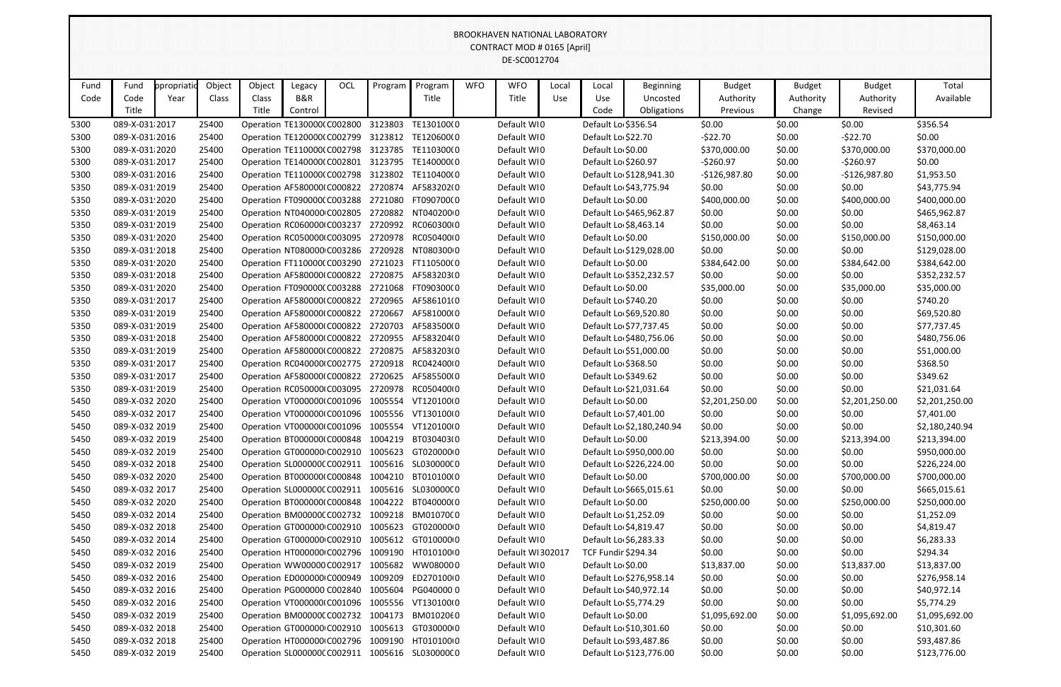BROOKHAVEN NATIONAL LABORATORY
CONTRACT MOD # 0165 [April]
DE-SC0012704

| Fund Code | Fund Code Title | ppropriatio Year | Object Class | Object Class Title | Legacy B&R Control | OCL | Program | Program Title | WFO | WFO Title | Local Use | Local Use Code | Beginning Uncosted Obligations | Budget Authority Previous | Budget Authority Change | Budget Authority Revised | Total Available |
|---|---|---|---|---|---|---|---|---|---|---|---|---|---|---|---|---|---|
| 5300 | 089-X-031 | 2017 | 25400 | Operation | TE130000( | C002800 | 3123803 | TE130100(0 | | Default WI | 0 | Default Lo | $356.54 | $0.00 | $0.00 | $0.00 | $356.54 |
| 5300 | 089-X-031 | 2016 | 25400 | Operation | TE120000( | C002799 | 3123812 | TE120600(0 | | Default WI | 0 | Default Lo | $22.70 | -$22.70 | $0.00 | -$22.70 | $0.00 |
| 5300 | 089-X-031 | 2020 | 25400 | Operation | TE110000( | C002798 | 3123785 | TE110300(0 | | Default WI | 0 | Default Lo | $0.00 | $370,000.00 | $0.00 | $370,000.00 | $370,000.00 |
| 5300 | 089-X-031 | 2017 | 25400 | Operation | TE140000( | C002801 | 3123795 | TE140000(0 | | Default WI | 0 | Default Lo | $260.97 | -$260.97 | $0.00 | -$260.97 | $0.00 |
| 5300 | 089-X-031 | 2016 | 25400 | Operation | TE110000( | C002798 | 3123802 | TE110400(0 | | Default WI | 0 | Default Lo | $128,941.30 | -$126,987.80 | $0.00 | -$126,987.80 | $1,953.50 |
| 5350 | 089-X-031 | 2019 | 25400 | Operation | AF580000( | C000822 | 2720874 | AF583202(0 | | Default WI | 0 | Default Lo | $43,775.94 | $0.00 | $0.00 | $0.00 | $43,775.94 |
| 5350 | 089-X-031 | 2020 | 25400 | Operation | FT090000( | C003288 | 2721080 | FT090700(0 | | Default WI | 0 | Default Lo | $0.00 | $400,000.00 | $0.00 | $400,000.00 | $400,000.00 |
| 5350 | 089-X-031 | 2019 | 25400 | Operation | NT040000 | C002805 | 2720882 | NT040200 0 | | Default WI | 0 | Default Lo | $465,962.87 | $0.00 | $0.00 | $0.00 | $465,962.87 |
| 5350 | 089-X-031 | 2019 | 25400 | Operation | RC060000( | C003237 | 2720992 | RC060300(0 | | Default WI | 0 | Default Lo | $8,463.14 | $0.00 | $0.00 | $0.00 | $8,463.14 |
| 5350 | 089-X-031 | 2020 | 25400 | Operation | RC050000( | C003095 | 2720978 | RC050400(0 | | Default WI | 0 | Default Lo | $0.00 | $150,000.00 | $0.00 | $150,000.00 | $150,000.00 |
| 5350 | 089-X-031 | 2018 | 25400 | Operation | NT080000 | C003286 | 2720928 | NT080300 0 | | Default WI | 0 | Default Lo | $129,028.00 | $0.00 | $0.00 | $0.00 | $129,028.00 |
| 5350 | 089-X-031 | 2020 | 25400 | Operation | FT110000( | C003290 | 2721023 | FT110500(0 | | Default WI | 0 | Default Lo | $0.00 | $384,642.00 | $0.00 | $384,642.00 | $384,642.00 |
| 5350 | 089-X-031 | 2018 | 25400 | Operation | AF580000( | C000822 | 2720875 | AF583203(0 | | Default WI | 0 | Default Lo | $352,232.57 | $0.00 | $0.00 | $0.00 | $352,232.57 |
| 5350 | 089-X-031 | 2020 | 25400 | Operation | FT090000( | C003288 | 2721068 | FT090300(0 | | Default WI | 0 | Default Lo | $0.00 | $35,000.00 | $0.00 | $35,000.00 | $35,000.00 |
| 5350 | 089-X-031 | 2017 | 25400 | Operation | AF580000( | C000822 | 2720965 | AF586101(0 | | Default WI | 0 | Default Lo | $740.20 | $0.00 | $0.00 | $0.00 | $740.20 |
| 5350 | 089-X-031 | 2019 | 25400 | Operation | AF580000( | C000822 | 2720667 | AF581000(0 | | Default WI | 0 | Default Lo | $69,520.80 | $0.00 | $0.00 | $0.00 | $69,520.80 |
| 5350 | 089-X-031 | 2019 | 25400 | Operation | AF580000( | C000822 | 2720703 | AF583500(0 | | Default WI | 0 | Default Lo | $77,737.45 | $0.00 | $0.00 | $0.00 | $77,737.45 |
| 5350 | 089-X-031 | 2018 | 25400 | Operation | AF580000( | C000822 | 2720955 | AF583204(0 | | Default WI | 0 | Default Lo | $480,756.06 | $0.00 | $0.00 | $0.00 | $480,756.06 |
| 5350 | 089-X-031 | 2019 | 25400 | Operation | AF580000( | C000822 | 2720875 | AF583203(0 | | Default WI | 0 | Default Lo | $51,000.00 | $0.00 | $0.00 | $0.00 | $51,000.00 |
| 5350 | 089-X-031 | 2017 | 25400 | Operation | RC040000( | C002775 | 2720918 | RC042400(0 | | Default WI | 0 | Default Lo | $368.50 | $0.00 | $0.00 | $0.00 | $368.50 |
| 5350 | 089-X-031 | 2017 | 25400 | Operation | AF580000( | C000822 | 2720625 | AF585500(0 | | Default WI | 0 | Default Lo | $349.62 | $0.00 | $0.00 | $0.00 | $349.62 |
| 5350 | 089-X-031 | 2019 | 25400 | Operation | RC050000( | C003095 | 2720978 | RC050400(0 | | Default WI | 0 | Default Lo | $21,031.64 | $0.00 | $0.00 | $0.00 | $21,031.64 |
| 5450 | 089-X-032 | 2020 | 25400 | Operation | VT000000( | C001096 | 1005554 | VT120100(0 | | Default WI | 0 | Default Lo | $0.00 | $2,201,250.00 | $0.00 | $2,201,250.00 | $2,201,250.00 |
| 5450 | 089-X-032 | 2017 | 25400 | Operation | VT000000( | C001096 | 1005556 | VT130100(0 | | Default WI | 0 | Default Lo | $7,401.00 | $0.00 | $0.00 | $0.00 | $7,401.00 |
| 5450 | 089-X-032 | 2019 | 25400 | Operation | VT000000( | C001096 | 1005554 | VT120100(0 | | Default WI | 0 | Default Lo | $2,180,240.94 | $0.00 | $0.00 | $0.00 | $2,180,240.94 |
| 5450 | 089-X-032 | 2019 | 25400 | Operation | BT000000( | C000848 | 1004219 | BT030403(0 | | Default WI | 0 | Default Lo | $0.00 | $213,394.00 | $0.00 | $213,394.00 | $213,394.00 |
| 5450 | 089-X-032 | 2019 | 25400 | Operation | GT000000 | C002910 | 1005623 | GT020000 0 | | Default WI | 0 | Default Lo | $950,000.00 | $0.00 | $0.00 | $0.00 | $950,000.00 |
| 5450 | 089-X-032 | 2018 | 25400 | Operation | SL000000( | C002911 | 1005616 | SL030000C 0 | | Default WI | 0 | Default Lo | $226,224.00 | $0.00 | $0.00 | $0.00 | $226,224.00 |
| 5450 | 089-X-032 | 2020 | 25400 | Operation | BT000000( | C000848 | 1004210 | BT010100(0 | | Default WI | 0 | Default Lo | $0.00 | $700,000.00 | $0.00 | $700,000.00 | $700,000.00 |
| 5450 | 089-X-032 | 2017 | 25400 | Operation | SL000000( | C002911 | 1005616 | SL030000C 0 | | Default WI | 0 | Default Lo | $665,015.61 | $0.00 | $0.00 | $0.00 | $665,015.61 |
| 5450 | 089-X-032 | 2020 | 25400 | Operation | BT000000( | C000848 | 1004222 | BT040000(0 | | Default WI | 0 | Default Lo | $0.00 | $250,000.00 | $0.00 | $250,000.00 | $250,000.00 |
| 5450 | 089-X-032 | 2014 | 25400 | Operation | BM00000C | C002732 | 1009218 | BM01070C 0 | | Default WI | 0 | Default Lo | $1,252.09 | $0.00 | $0.00 | $0.00 | $1,252.09 |
| 5450 | 089-X-032 | 2018 | 25400 | Operation | GT000000 | C002910 | 1005623 | GT020000 0 | | Default WI | 0 | Default Lo | $4,819.47 | $0.00 | $0.00 | $0.00 | $4,819.47 |
| 5450 | 089-X-032 | 2014 | 25400 | Operation | GT000000 | C002910 | 1005612 | GT010000 0 | | Default WI | 0 | Default Lo | $6,283.33 | $0.00 | $0.00 | $0.00 | $6,283.33 |
| 5450 | 089-X-032 | 2016 | 25400 | Operation | HT000000 | C002796 | 1009190 | HT010100 0 | | Default WI | 302017 | TCF Fundir | $294.34 | $0.00 | $0.00 | $0.00 | $294.34 |
| 5450 | 089-X-032 | 2019 | 25400 | Operation | WW00000 | C002917 | 1005682 | WW08000 0 | | Default WI | 0 | Default Lo | $0.00 | $13,837.00 | $0.00 | $13,837.00 | $13,837.00 |
| 5450 | 089-X-032 | 2016 | 25400 | Operation | ED000000 | C000949 | 1009209 | ED270100 0 | | Default WI | 0 | Default Lo | $276,958.14 | $0.00 | $0.00 | $0.00 | $276,958.14 |
| 5450 | 089-X-032 | 2016 | 25400 | Operation | PG000000 | C002840 | 1005604 | PG040000 0 | | Default WI | 0 | Default Lo | $40,972.14 | $0.00 | $0.00 | $0.00 | $40,972.14 |
| 5450 | 089-X-032 | 2016 | 25400 | Operation | VT000000( | C001096 | 1005556 | VT130100(0 | | Default WI | 0 | Default Lo | $5,774.29 | $0.00 | $0.00 | $0.00 | $5,774.29 |
| 5450 | 089-X-032 | 2019 | 25400 | Operation | BM00000C | C002732 | 1004173 | BM01020(0 | | Default WI | 0 | Default Lo | $0.00 | $1,095,692.00 | $0.00 | $1,095,692.00 | $1,095,692.00 |
| 5450 | 089-X-032 | 2018 | 25400 | Operation | GT000000 | C002910 | 1005613 | GT030000 0 | | Default WI | 0 | Default Lo | $10,301.60 | $0.00 | $0.00 | $0.00 | $10,301.60 |
| 5450 | 089-X-032 | 2018 | 25400 | Operation | HT000000 | C002796 | 1009190 | HT010100 0 | | Default WI | 0 | Default Lo | $93,487.86 | $0.00 | $0.00 | $0.00 | $93,487.86 |
| 5450 | 089-X-032 | 2019 | 25400 | Operation | SL000000( | C002911 | 1005616 | SL030000C 0 | | Default WI | 0 | Default Lo | $123,776.00 | $0.00 | $0.00 | $0.00 | $123,776.00 |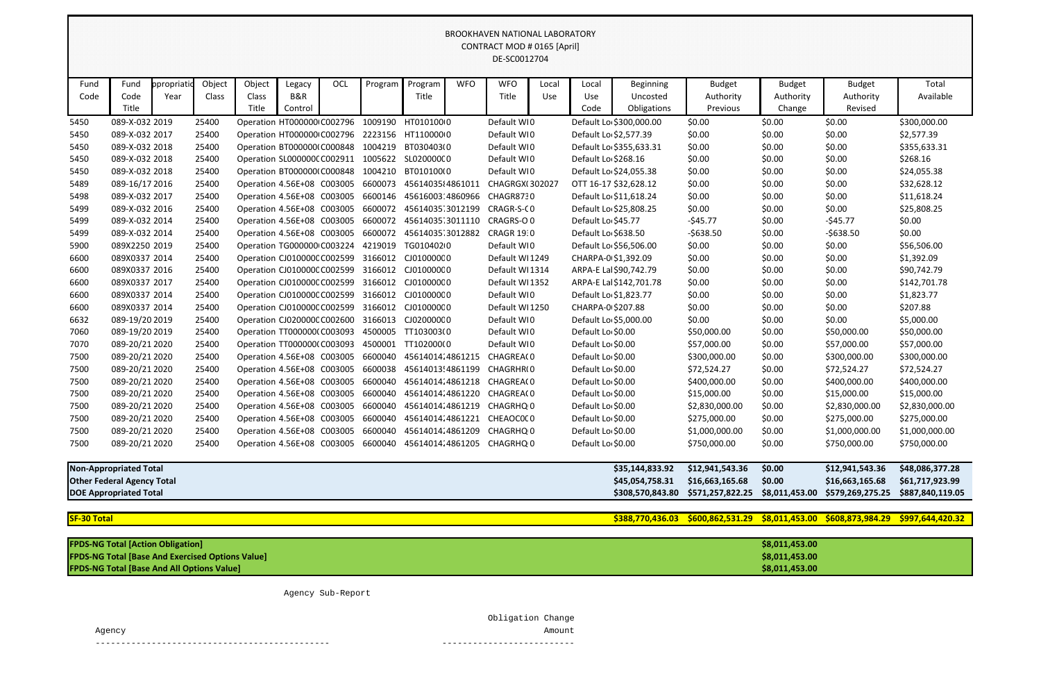BROOKHAVEN NATIONAL LABORATORY
CONTRACT MOD # 0165 [April]
DE-SC0012704

| Fund Code | Fund Code Title | ppropriatio Year | Object Class | Object Class Title | Legacy B&R Control | OCL | Program | Program Title | WFO | WFO Title | Local Use | Local Use Code | Beginning Uncosted Obligations | Budget Authority Previous | Budget Authority Change | Budget Authority Revised | Total Available |
|---|---|---|---|---|---|---|---|---|---|---|---|---|---|---|---|---|---|
| 5450 | 089-X-032 | 2019 | 25400 | Operation | HT0000000 | C002796 | 1009190 | HT0101000 | 0 | Default WI | 0 | Default Loc | $300,000.00 | $0.00 | $0.00 | $0.00 | $300,000.00 |
| 5450 | 089-X-032 | 2017 | 25400 | Operation | HT0000000 | C002796 | 2223156 | HT1100000 | 0 | Default WI | 0 | Default Loc | $2,577.39 | $0.00 | $0.00 | $0.00 | $2,577.39 |
| 5450 | 089-X-032 | 2018 | 25400 | Operation | BT0000000 | C000848 | 1004219 | BT0304030 | 0 | Default WI | 0 | Default Loc | $355,633.31 | $0.00 | $0.00 | $0.00 | $355,633.31 |
| 5450 | 089-X-032 | 2018 | 25400 | Operation | SL0000000 | C002911 | 1005622 | SL0200000 | 0 | Default WI | 0 | Default Loc | $268.16 | $0.00 | $0.00 | $0.00 | $268.16 |
| 5450 | 089-X-032 | 2018 | 25400 | Operation | BT0000000 | C000848 | 1004210 | BT0101000 | 0 | Default WI | 0 | Default Loc | $24,055.38 | $0.00 | $0.00 | $0.00 | $24,055.38 |
| 5489 | 089-16/17 | 2016 | 25400 | Operation | 4.56E+08 | C003005 | 6600073 | 456140358 | 4861011 | CHAGRGX | 302027 | OTT 16-17 | $32,628.12 | $0.00 | $0.00 | $0.00 | $32,628.12 |
| 5498 | 089-X-032 | 2017 | 25400 | Operation | 4.56E+08 | C003005 | 6600146 | 456160031 | 4860966 | CHAGR873 | 0 | Default Loc | $11,618.24 | $0.00 | $0.00 | $0.00 | $11,618.24 |
| 5499 | 089-X-032 | 2016 | 25400 | Operation | 4.56E+08 | C003005 | 6600072 | 456140357 | 3012199 | CRAGR-S-C | 0 | Default Loc | $25,808.25 | $0.00 | $0.00 | $0.00 | $25,808.25 |
| 5499 | 089-X-032 | 2014 | 25400 | Operation | 4.56E+08 | C003005 | 6600072 | 456140357 | 3011110 | CRAGRS-O | 0 | Default Loc | $45.77 | -$45.77 | $0.00 | -$45.77 | $0.00 |
| 5499 | 089-X-032 | 2014 | 25400 | Operation | 4.56E+08 | C003005 | 6600072 | 456140357 | 3012882 | CRAGR 19 | 0 | Default Loc | $638.50 | -$638.50 | $0.00 | -$638.50 | $0.00 |
| 5900 | 089X2250 | 2019 | 25400 | Operation | TG0000000 | C003224 | 4219019 | TG0104020 | 0 | Default WI | 0 | Default Loc | $56,506.00 | $0.00 | $0.00 | $0.00 | $56,506.00 |
| 6600 | 089X0337 | 2014 | 25400 | Operation | CJ0100000 | C002599 | 3166012 | CJ0100000 | 0 | Default WI | 1249 | CHARPA-0 | $1,392.09 | $0.00 | $0.00 | $0.00 | $1,392.09 |
| 6600 | 089X0337 | 2016 | 25400 | Operation | CJ0100000 | C002599 | 3166012 | CJ0100000 | 0 | Default WI | 1314 | ARPA-E Lal | $90,742.79 | $0.00 | $0.00 | $0.00 | $90,742.79 |
| 6600 | 089X0337 | 2017 | 25400 | Operation | CJ0100000 | C002599 | 3166012 | CJ0100000 | 0 | Default WI | 1352 | ARPA-E Lal | $142,701.78 | $0.00 | $0.00 | $0.00 | $142,701.78 |
| 6600 | 089X0337 | 2014 | 25400 | Operation | CJ0100000 | C002599 | 3166012 | CJ0100000 | 0 | Default WI | 0 | Default Loc | $1,823.77 | $0.00 | $0.00 | $0.00 | $1,823.77 |
| 6600 | 089X0337 | 2014 | 25400 | Operation | CJ0100000 | C002599 | 3166012 | CJ0100000 | 0 | Default WI | 1250 | CHARPA-0 | $207.88 | $0.00 | $0.00 | $0.00 | $207.88 |
| 6632 | 089-19/20 | 2019 | 25400 | Operation | CJ0200000 | C002600 | 3166013 | CJ0200000 | 0 | Default WI | 0 | Default Loc | $5,000.00 | $0.00 | $0.00 | $0.00 | $5,000.00 |
| 7060 | 089-19/20 | 2019 | 25400 | Operation | TT0000000 | C003093 | 4500005 | TT1030030 | 0 | Default WI | 0 | Default Loc | $0.00 | $50,000.00 | $0.00 | $50,000.00 | $50,000.00 |
| 7070 | 089-20/21 | 2020 | 25400 | Operation | TT0000000 | C003093 | 4500001 | TT1020000 | 0 | Default WI | 0 | Default Loc | $0.00 | $57,000.00 | $0.00 | $57,000.00 | $57,000.00 |
| 7500 | 089-20/21 | 2020 | 25400 | Operation | 4.56E+08 | C003005 | 6600040 | 456140142 | 4861215 | CHAGREA( | 0 | Default Loc | $0.00 | $300,000.00 | $0.00 | $300,000.00 | $300,000.00 |
| 7500 | 089-20/21 | 2020 | 25400 | Operation | 4.56E+08 | C003005 | 6600038 | 456140135 | 4861199 | CHAGRHR( | 0 | Default Loc | $0.00 | $72,524.27 | $0.00 | $72,524.27 | $72,524.27 |
| 7500 | 089-20/21 | 2020 | 25400 | Operation | 4.56E+08 | C003005 | 6600040 | 456140142 | 4861218 | CHAGREA( | 0 | Default Loc | $0.00 | $400,000.00 | $0.00 | $400,000.00 | $400,000.00 |
| 7500 | 089-20/21 | 2020 | 25400 | Operation | 4.56E+08 | C003005 | 6600040 | 456140142 | 4861220 | CHAGREA( | 0 | Default Loc | $0.00 | $15,000.00 | $0.00 | $15,000.00 | $15,000.00 |
| 7500 | 089-20/21 | 2020 | 25400 | Operation | 4.56E+08 | C003005 | 6600040 | 456140142 | 4861219 | CHAGRHQ | 0 | Default Loc | $0.00 | $2,830,000.00 | $0.00 | $2,830,000.00 | $2,830,000.00 |
| 7500 | 089-20/21 | 2020 | 25400 | Operation | 4.56E+08 | C003005 | 6600040 | 456140142 | 4861221 | CHEAOC0C | 0 | Default Loc | $0.00 | $275,000.00 | $0.00 | $275,000.00 | $275,000.00 |
| 7500 | 089-20/21 | 2020 | 25400 | Operation | 4.56E+08 | C003005 | 6600040 | 456140142 | 4861209 | CHAGRHQ | 0 | Default Loc | $0.00 | $1,000,000.00 | $0.00 | $1,000,000.00 | $1,000,000.00 |
| 7500 | 089-20/21 | 2020 | 25400 | Operation | 4.56E+08 | C003005 | 6600040 | 456140142 | 4861205 | CHAGRHQ | 0 | Default Loc | $0.00 | $750,000.00 | $0.00 | $750,000.00 | $750,000.00 |
| **Non-Appropriated Total** | | | | | | | | | | | | | **$35,144,833.92** | **$12,941,543.36** | **$0.00** | **$12,941,543.36** | **$48,086,377.28** |
| **Other Federal Agency Total** | | | | | | | | | | | | | **$45,054,758.31** | **$16,663,165.68** | **$0.00** | **$16,663,165.68** | **$61,717,923.99** |
| **DOE Appropriated Total** | | | | | | | | | | | | | **$308,570,843.80** | **$571,257,822.25** | **$8,011,453.00** | **$579,269,275.25** | **$887,840,119.05** |
| **SF-30 Total** | | | | | | | | | | | | | **$388,770,436.03** | **$600,862,531.29** | **$8,011,453.00** | **$608,873,984.29** | **$997,644,420.32** |

| | |
|---|---|
| **FPDS-NG Total [Action Obligation]** | **$8,011,453.00** |
| **FPDS-NG Total [Base And Exercised Options Value]** | **$8,011,453.00** |
| **FPDS-NG Total [Base And All Options Value]** | **$8,011,453.00** |

```
Agency Sub-Report

                                                          Obligation Change
Agency                                                               Amount
----------------------------------------------      -------------------------
```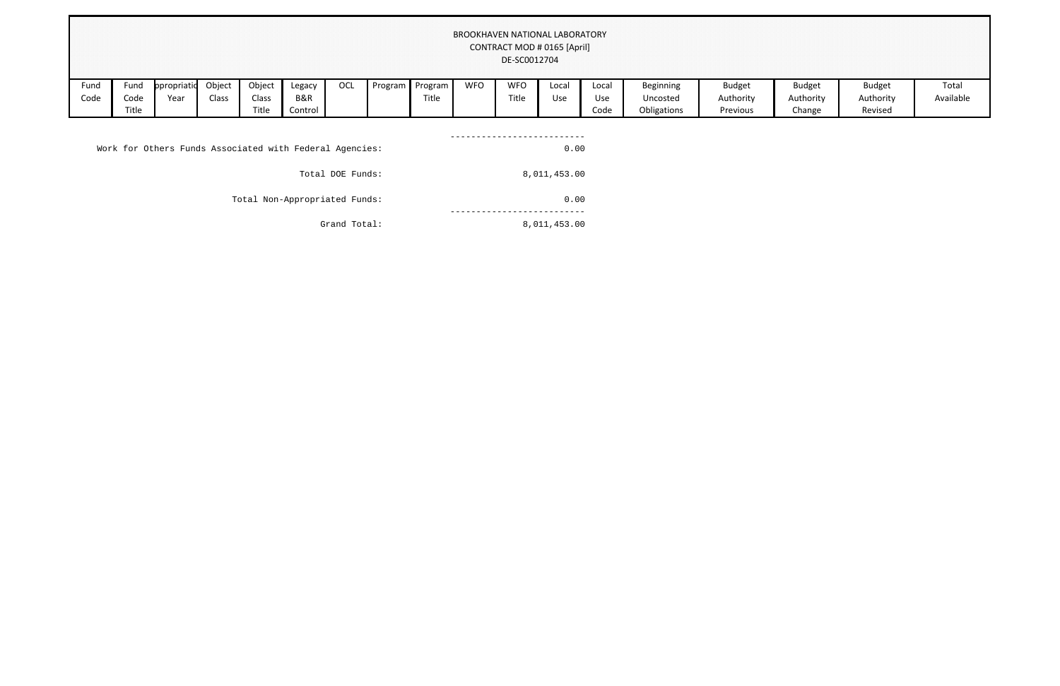| BROOKHAVEN NATIONAL LABORATORY<br>CONTRACT MOD # 0165 [April]<br>DE-SC0012704 | | | | | | | | | | | | | | | | | | |
|---|---|---|---|---|---|---|---|---|---|---|---|---|---|---|---|---|---|---|
| Fund Code | Fund Code Title | ppropriatio Year | Object Class | Object Class Title | Legacy B&R Control | OCL | Program | Program Title | WFO | WFO Title | Local Use | Local Use Code | Beginning Uncosted Obligations | Budget Authority Previous | Budget Authority Change | Budget Authority Revised | Total Available |

| | |
|---|---|
| Work for Others Funds Associated with Federal Agencies: | 0.00 |
| Total DOE Funds: | 8,011,453.00 |
| Total Non-Appropriated Funds: | 0.00 |
| Grand Total: | 8,011,453.00 |